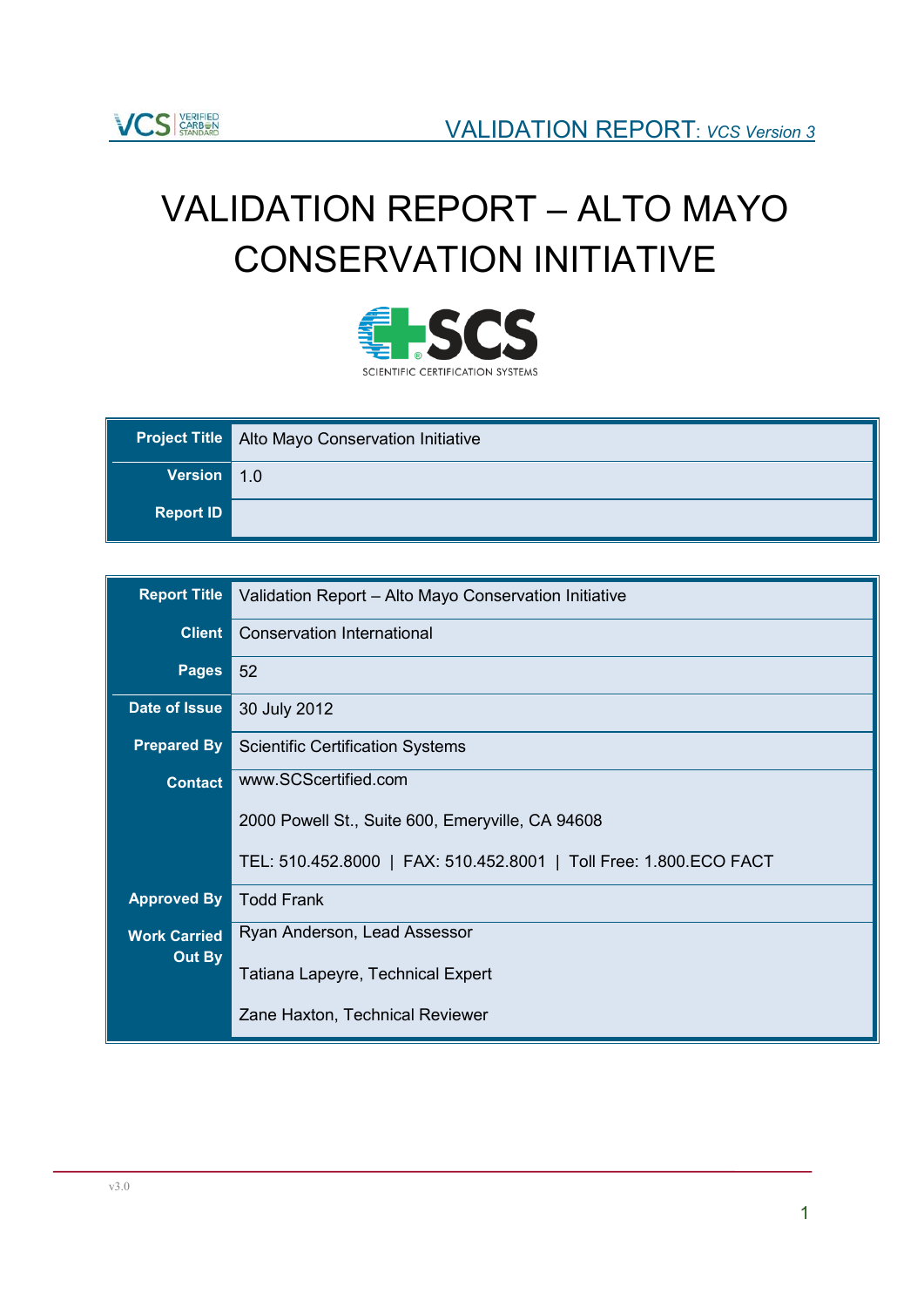# VALIDATION REPORT – ALTO MAYO CONSERVATION INITIATIVE

| | |
|---|---|
| **Project Title** | Alto Mayo Conservation Initiative |
| **Version** | 1.0 |
| **Report ID** | |

| | |
|---|---|
| **Report Title** | Validation Report – Alto Mayo Conservation Initiative |
| **Client** | Conservation International |
| **Pages** | 52 |
| **Date of Issue** | 30 July 2012 |
| **Prepared By** | Scientific Certification Systems |
| **Contact** | www.SCScertified.com<br>2000 Powell St., Suite 600, Emeryville, CA 94608<br>TEL: 510.452.8000 \| FAX: 510.452.8001 \| Toll Free: 1.800.ECO FACT |
| **Approved By** | Todd Frank |
| **Work Carried Out By** | Ryan Anderson, Lead Assessor<br>Tatiana Lapeyre, Technical Expert<br>Zane Haxton, Technical Reviewer |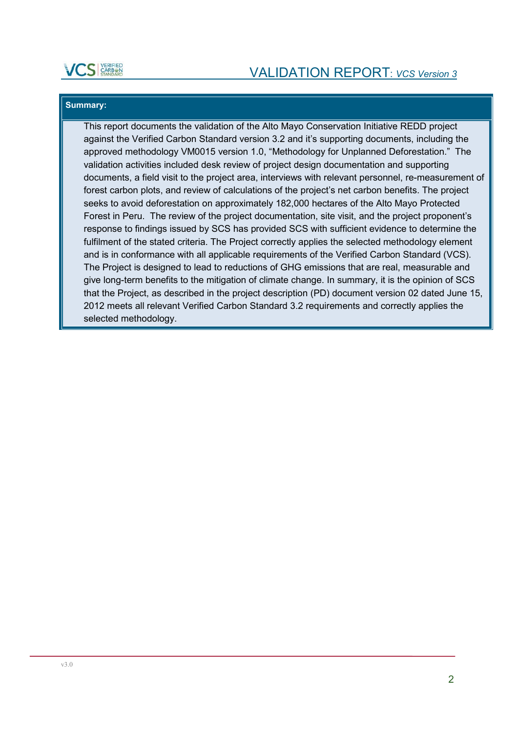**Summary:**

This report documents the validation of the Alto Mayo Conservation Initiative REDD project against the Verified Carbon Standard version 3.2 and it's supporting documents, including the approved methodology VM0015 version 1.0, "Methodology for Unplanned Deforestation." The validation activities included desk review of project design documentation and supporting documents, a field visit to the project area, interviews with relevant personnel, re-measurement of forest carbon plots, and review of calculations of the project's net carbon benefits. The project seeks to avoid deforestation on approximately 182,000 hectares of the Alto Mayo Protected Forest in Peru. The review of the project documentation, site visit, and the project proponent's response to findings issued by SCS has provided SCS with sufficient evidence to determine the fulfilment of the stated criteria. The Project correctly applies the selected methodology element and is in conformance with all applicable requirements of the Verified Carbon Standard (VCS). The Project is designed to lead to reductions of GHG emissions that are real, measurable and give long-term benefits to the mitigation of climate change. In summary, it is the opinion of SCS that the Project, as described in the project description (PD) document version 02 dated June 15, 2012 meets all relevant Verified Carbon Standard 3.2 requirements and correctly applies the selected methodology.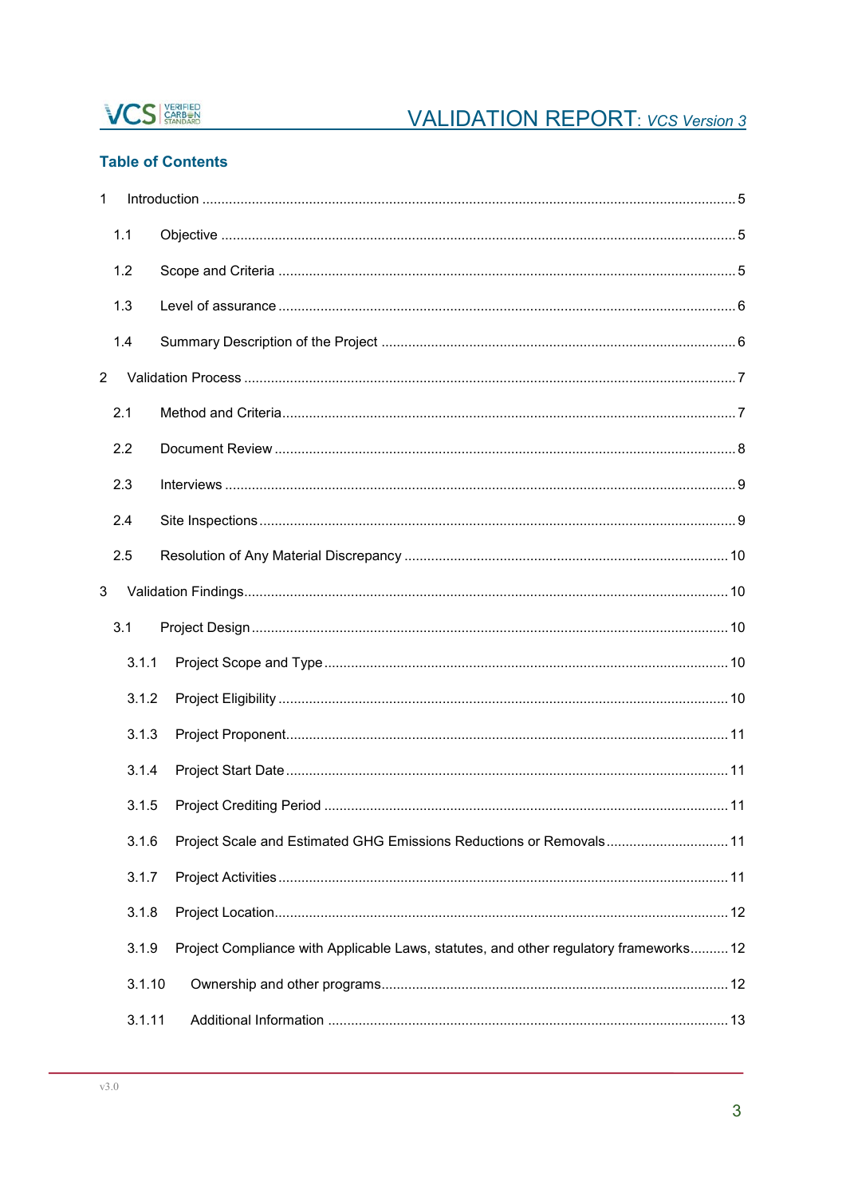## Table of Contents

1 Introduction ..... 5

- 1.1 Objective ..... 5
- 1.2 Scope and Criteria ..... 5
- 1.3 Level of assurance ..... 6
- 1.4 Summary Description of the Project ..... 6

2 Validation Process ..... 7

- 2.1 Method and Criteria ..... 7
- 2.2 Document Review ..... 8
- 2.3 Interviews ..... 9
- 2.4 Site Inspections ..... 9
- 2.5 Resolution of Any Material Discrepancy ..... 10

3 Validation Findings ..... 10

- 3.1 Project Design ..... 10
  - 3.1.1 Project Scope and Type ..... 10
  - 3.1.2 Project Eligibility ..... 10
  - 3.1.3 Project Proponent ..... 11
  - 3.1.4 Project Start Date ..... 11
  - 3.1.5 Project Crediting Period ..... 11
  - 3.1.6 Project Scale and Estimated GHG Emissions Reductions or Removals ..... 11
  - 3.1.7 Project Activities ..... 11
  - 3.1.8 Project Location ..... 12
  - 3.1.9 Project Compliance with Applicable Laws, statutes, and other regulatory frameworks ..... 12
  - 3.1.10 Ownership and other programs ..... 12
  - 3.1.11 Additional Information ..... 13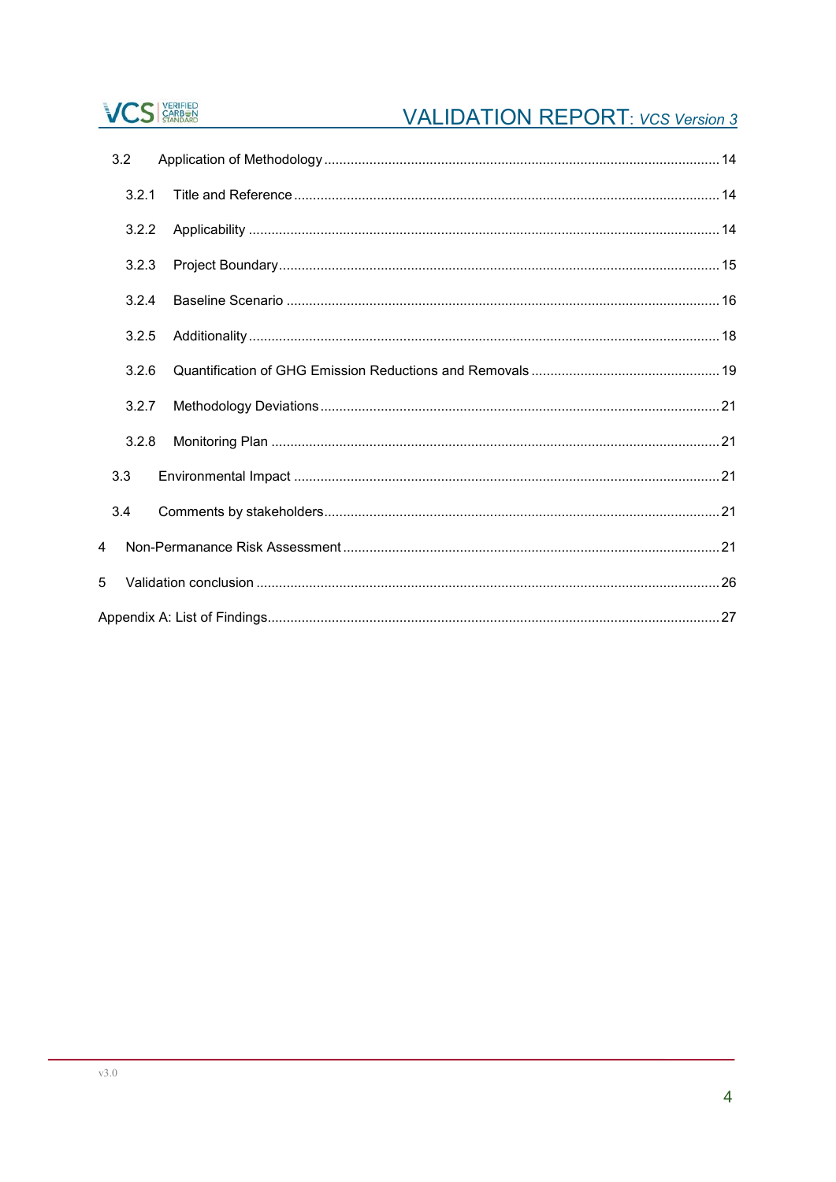3.2 Application of Methodology ........................................................................................................ 14

3.2.1 Title and Reference ................................................................................................................ 14

3.2.2 Applicability ........................................................................................................................... 14

3.2.3 Project Boundary .................................................................................................................... 15

3.2.4 Baseline Scenario .................................................................................................................. 16

3.2.5 Additionality ........................................................................................................................... 18

3.2.6 Quantification of GHG Emission Reductions and Removals ................................................. 19

3.2.7 Methodology Deviations ......................................................................................................... 21

3.2.8 Monitoring Plan ...................................................................................................................... 21

3.3 Environmental Impact ................................................................................................................ 21

3.4 Comments by stakeholders ........................................................................................................ 21

4 Non-Permanance Risk Assessment ................................................................................................... 21

5 Validation conclusion ......................................................................................................................... 26

Appendix A: List of Findings ...................................................................................................................... 27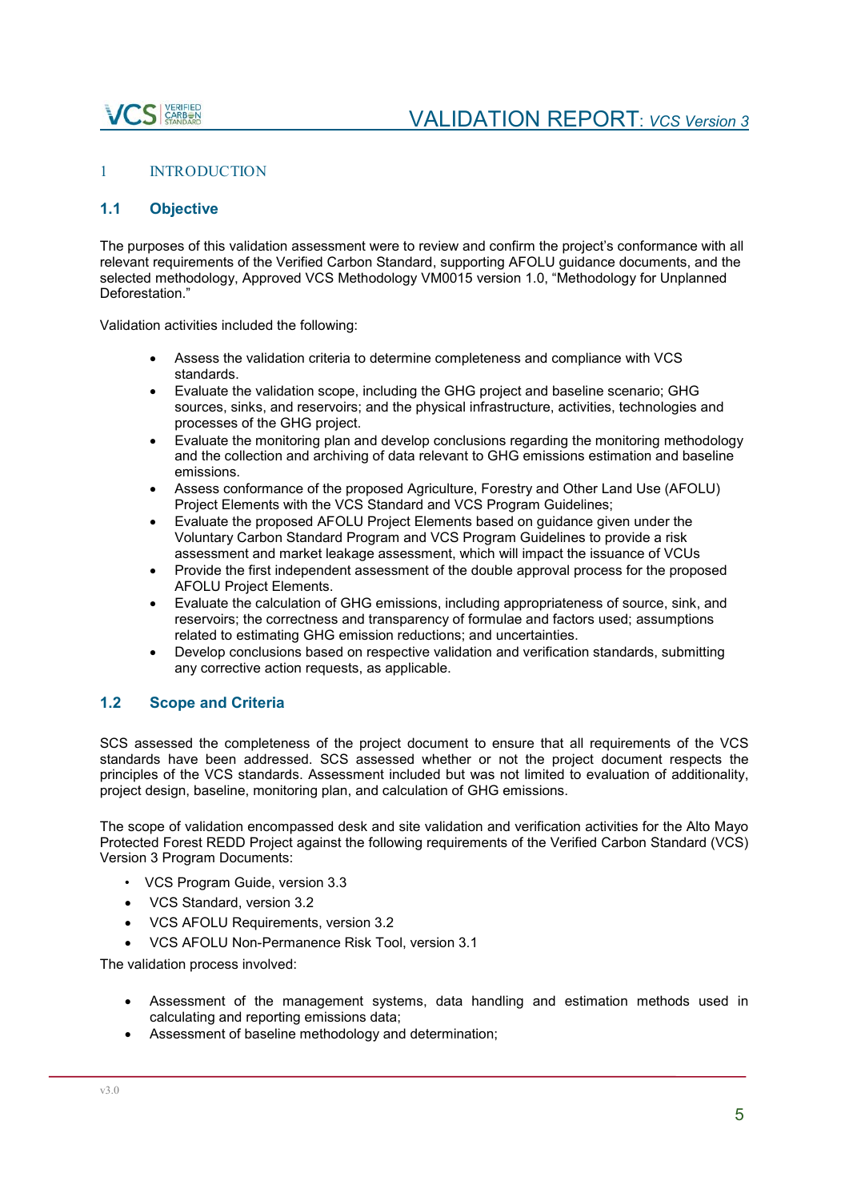# 1 INTRODUCTION

## 1.1 Objective

The purposes of this validation assessment were to review and confirm the project's conformance with all relevant requirements of the Verified Carbon Standard, supporting AFOLU guidance documents, and the selected methodology, Approved VCS Methodology VM0015 version 1.0, "Methodology for Unplanned Deforestation."

Validation activities included the following:

- Assess the validation criteria to determine completeness and compliance with VCS standards.
- Evaluate the validation scope, including the GHG project and baseline scenario; GHG sources, sinks, and reservoirs; and the physical infrastructure, activities, technologies and processes of the GHG project.
- Evaluate the monitoring plan and develop conclusions regarding the monitoring methodology and the collection and archiving of data relevant to GHG emissions estimation and baseline emissions.
- Assess conformance of the proposed Agriculture, Forestry and Other Land Use (AFOLU) Project Elements with the VCS Standard and VCS Program Guidelines;
- Evaluate the proposed AFOLU Project Elements based on guidance given under the Voluntary Carbon Standard Program and VCS Program Guidelines to provide a risk assessment and market leakage assessment, which will impact the issuance of VCUs
- Provide the first independent assessment of the double approval process for the proposed AFOLU Project Elements.
- Evaluate the calculation of GHG emissions, including appropriateness of source, sink, and reservoirs; the correctness and transparency of formulae and factors used; assumptions related to estimating GHG emission reductions; and uncertainties.
- Develop conclusions based on respective validation and verification standards, submitting any corrective action requests, as applicable.

## 1.2 Scope and Criteria

SCS assessed the completeness of the project document to ensure that all requirements of the VCS standards have been addressed. SCS assessed whether or not the project document respects the principles of the VCS standards. Assessment included but was not limited to evaluation of additionality, project design, baseline, monitoring plan, and calculation of GHG emissions.

The scope of validation encompassed desk and site validation and verification activities for the Alto Mayo Protected Forest REDD Project against the following requirements of the Verified Carbon Standard (VCS) Version 3 Program Documents:

- VCS Program Guide, version 3.3
- VCS Standard, version 3.2
- VCS AFOLU Requirements, version 3.2
- VCS AFOLU Non-Permanence Risk Tool, version 3.1

The validation process involved:

- Assessment of the management systems, data handling and estimation methods used in calculating and reporting emissions data;
- Assessment of baseline methodology and determination;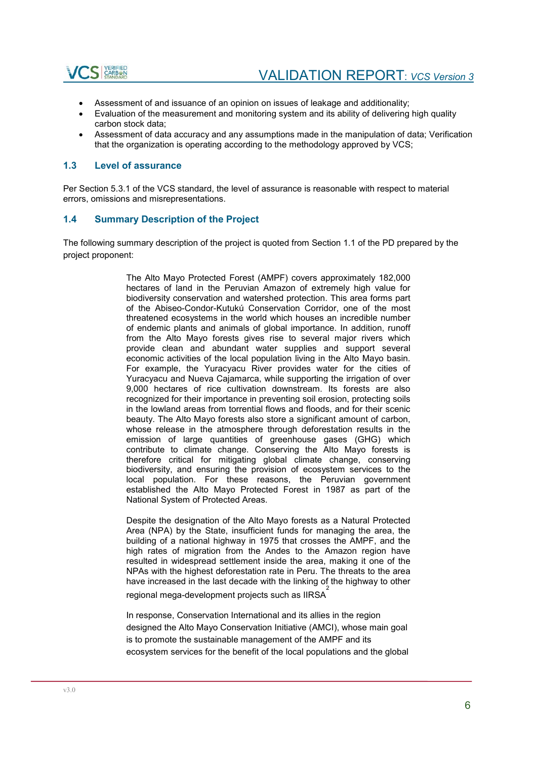- Assessment of and issuance of an opinion on issues of leakage and additionality;
- Evaluation of the measurement and monitoring system and its ability of delivering high quality carbon stock data;
- Assessment of data accuracy and any assumptions made in the manipulation of data; Verification that the organization is operating according to the methodology approved by VCS;

## 1.3 Level of assurance

Per Section 5.3.1 of the VCS standard, the level of assurance is reasonable with respect to material errors, omissions and misrepresentations.

## 1.4 Summary Description of the Project

The following summary description of the project is quoted from Section 1.1 of the PD prepared by the project proponent:

> The Alto Mayo Protected Forest (AMPF) covers approximately 182,000 hectares of land in the Peruvian Amazon of extremely high value for biodiversity conservation and watershed protection. This area forms part of the Abiseo-Condor-Kutukú Conservation Corridor, one of the most threatened ecosystems in the world which houses an incredible number of endemic plants and animals of global importance. In addition, runoff from the Alto Mayo forests gives rise to several major rivers which provide clean and abundant water supplies and support several economic activities of the local population living in the Alto Mayo basin. For example, the Yuracyacu River provides water for the cities of Yuracyacu and Nueva Cajamarca, while supporting the irrigation of over 9,000 hectares of rice cultivation downstream. Its forests are also recognized for their importance in preventing soil erosion, protecting soils in the lowland areas from torrential flows and floods, and for their scenic beauty. The Alto Mayo forests also store a significant amount of carbon, whose release in the atmosphere through deforestation results in the emission of large quantities of greenhouse gases (GHG) which contribute to climate change. Conserving the Alto Mayo forests is therefore critical for mitigating global climate change, conserving biodiversity, and ensuring the provision of ecosystem services to the local population. For these reasons, the Peruvian government established the Alto Mayo Protected Forest in 1987 as part of the National System of Protected Areas.
>
> Despite the designation of the Alto Mayo forests as a Natural Protected Area (NPA) by the State, insufficient funds for managing the area, the building of a national highway in 1975 that crosses the AMPF, and the high rates of migration from the Andes to the Amazon region have resulted in widespread settlement inside the area, making it one of the NPAs with the highest deforestation rate in Peru. The threats to the area have increased in the last decade with the linking of the highway to other regional mega-development projects such as IIRSA[2]
>
> In response, Conservation International and its allies in the region designed the Alto Mayo Conservation Initiative (AMCI), whose main goal is to promote the sustainable management of the AMPF and its ecosystem services for the benefit of the local populations and the global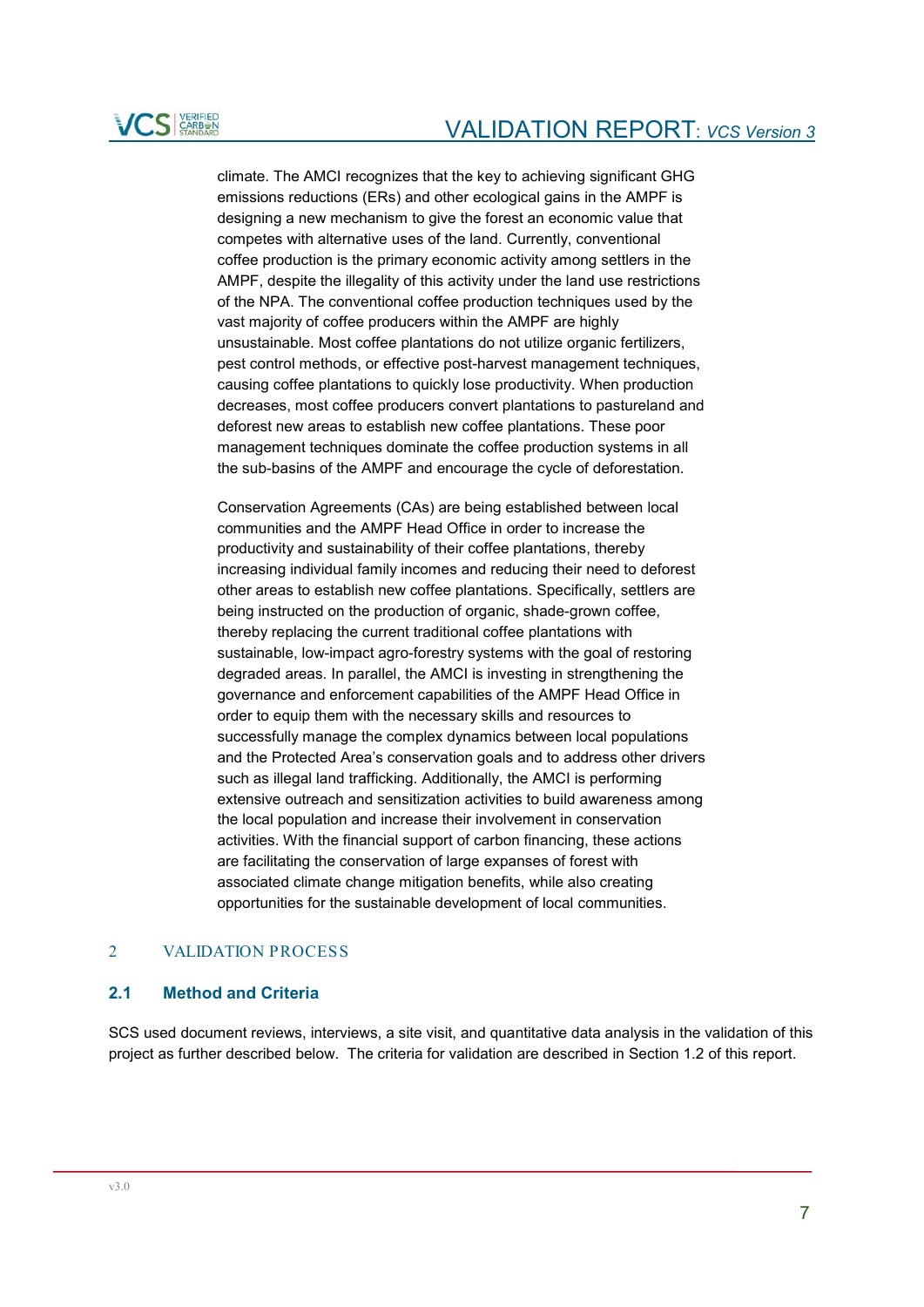climate. The AMCI recognizes that the key to achieving significant GHG emissions reductions (ERs) and other ecological gains in the AMPF is designing a new mechanism to give the forest an economic value that competes with alternative uses of the land. Currently, conventional coffee production is the primary economic activity among settlers in the AMPF, despite the illegality of this activity under the land use restrictions of the NPA. The conventional coffee production techniques used by the vast majority of coffee producers within the AMPF are highly unsustainable. Most coffee plantations do not utilize organic fertilizers, pest control methods, or effective post-harvest management techniques, causing coffee plantations to quickly lose productivity. When production decreases, most coffee producers convert plantations to pastureland and deforest new areas to establish new coffee plantations. These poor management techniques dominate the coffee production systems in all the sub-basins of the AMPF and encourage the cycle of deforestation.

Conservation Agreements (CAs) are being established between local communities and the AMPF Head Office in order to increase the productivity and sustainability of their coffee plantations, thereby increasing individual family incomes and reducing their need to deforest other areas to establish new coffee plantations. Specifically, settlers are being instructed on the production of organic, shade-grown coffee, thereby replacing the current traditional coffee plantations with sustainable, low-impact agro-forestry systems with the goal of restoring degraded areas. In parallel, the AMCI is investing in strengthening the governance and enforcement capabilities of the AMPF Head Office in order to equip them with the necessary skills and resources to successfully manage the complex dynamics between local populations and the Protected Area's conservation goals and to address other drivers such as illegal land trafficking. Additionally, the AMCI is performing extensive outreach and sensitization activities to build awareness among the local population and increase their involvement in conservation activities. With the financial support of carbon financing, these actions are facilitating the conservation of large expanses of forest with associated climate change mitigation benefits, while also creating opportunities for the sustainable development of local communities.

# 2 VALIDATION PROCESS

## 2.1 Method and Criteria

SCS used document reviews, interviews, a site visit, and quantitative data analysis in the validation of this project as further described below. The criteria for validation are described in Section 1.2 of this report.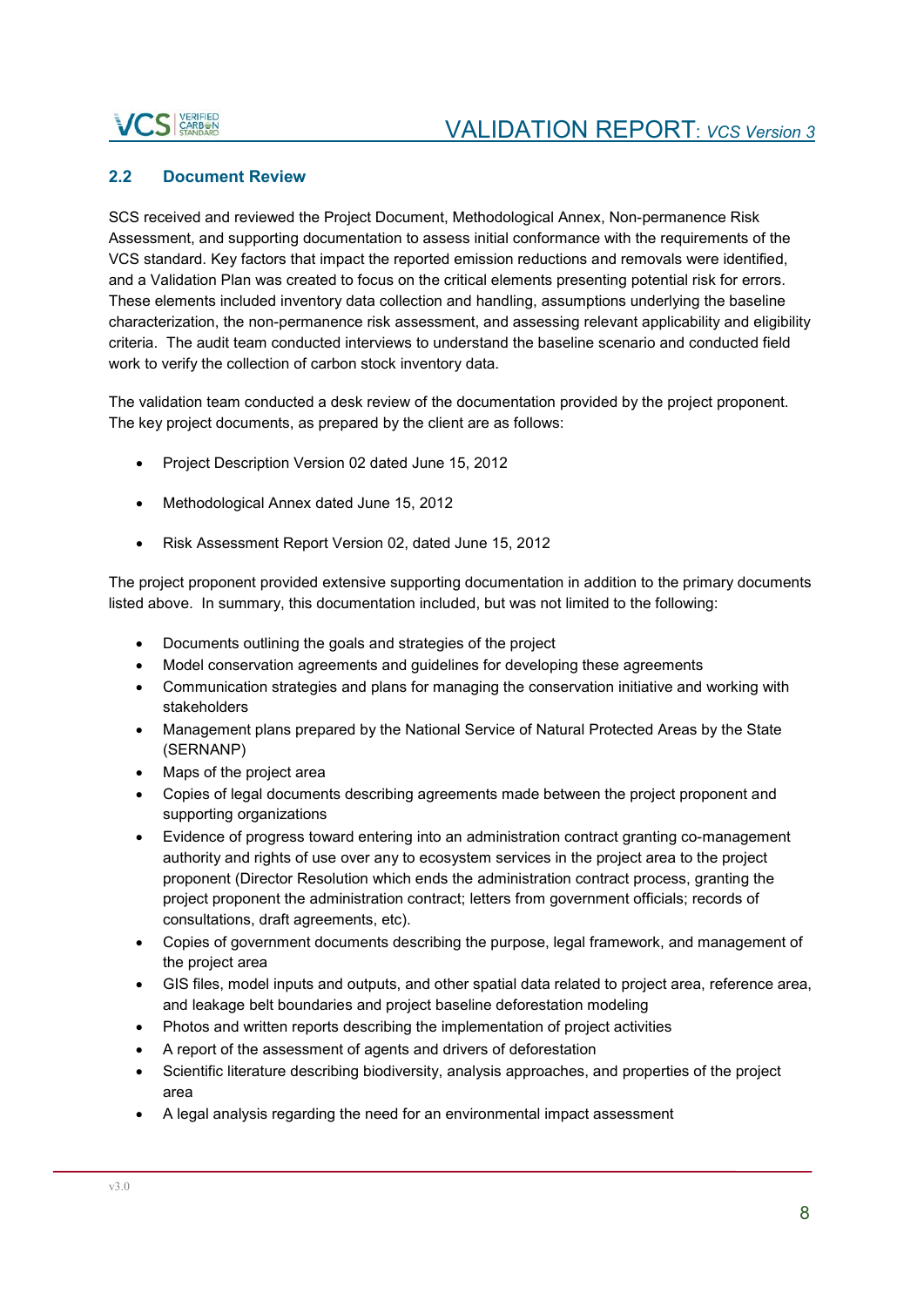## 2.2 Document Review

SCS received and reviewed the Project Document, Methodological Annex, Non-permanence Risk Assessment, and supporting documentation to assess initial conformance with the requirements of the VCS standard. Key factors that impact the reported emission reductions and removals were identified, and a Validation Plan was created to focus on the critical elements presenting potential risk for errors. These elements included inventory data collection and handling, assumptions underlying the baseline characterization, the non-permanence risk assessment, and assessing relevant applicability and eligibility criteria. The audit team conducted interviews to understand the baseline scenario and conducted field work to verify the collection of carbon stock inventory data.

The validation team conducted a desk review of the documentation provided by the project proponent. The key project documents, as prepared by the client are as follows:

- Project Description Version 02 dated June 15, 2012
- Methodological Annex dated June 15, 2012
- Risk Assessment Report Version 02, dated June 15, 2012

The project proponent provided extensive supporting documentation in addition to the primary documents listed above. In summary, this documentation included, but was not limited to the following:

- Documents outlining the goals and strategies of the project
- Model conservation agreements and guidelines for developing these agreements
- Communication strategies and plans for managing the conservation initiative and working with stakeholders
- Management plans prepared by the National Service of Natural Protected Areas by the State (SERNANP)
- Maps of the project area
- Copies of legal documents describing agreements made between the project proponent and supporting organizations
- Evidence of progress toward entering into an administration contract granting co-management authority and rights of use over any to ecosystem services in the project area to the project proponent (Director Resolution which ends the administration contract process, granting the project proponent the administration contract; letters from government officials; records of consultations, draft agreements, etc).
- Copies of government documents describing the purpose, legal framework, and management of the project area
- GIS files, model inputs and outputs, and other spatial data related to project area, reference area, and leakage belt boundaries and project baseline deforestation modeling
- Photos and written reports describing the implementation of project activities
- A report of the assessment of agents and drivers of deforestation
- Scientific literature describing biodiversity, analysis approaches, and properties of the project area
- A legal analysis regarding the need for an environmental impact assessment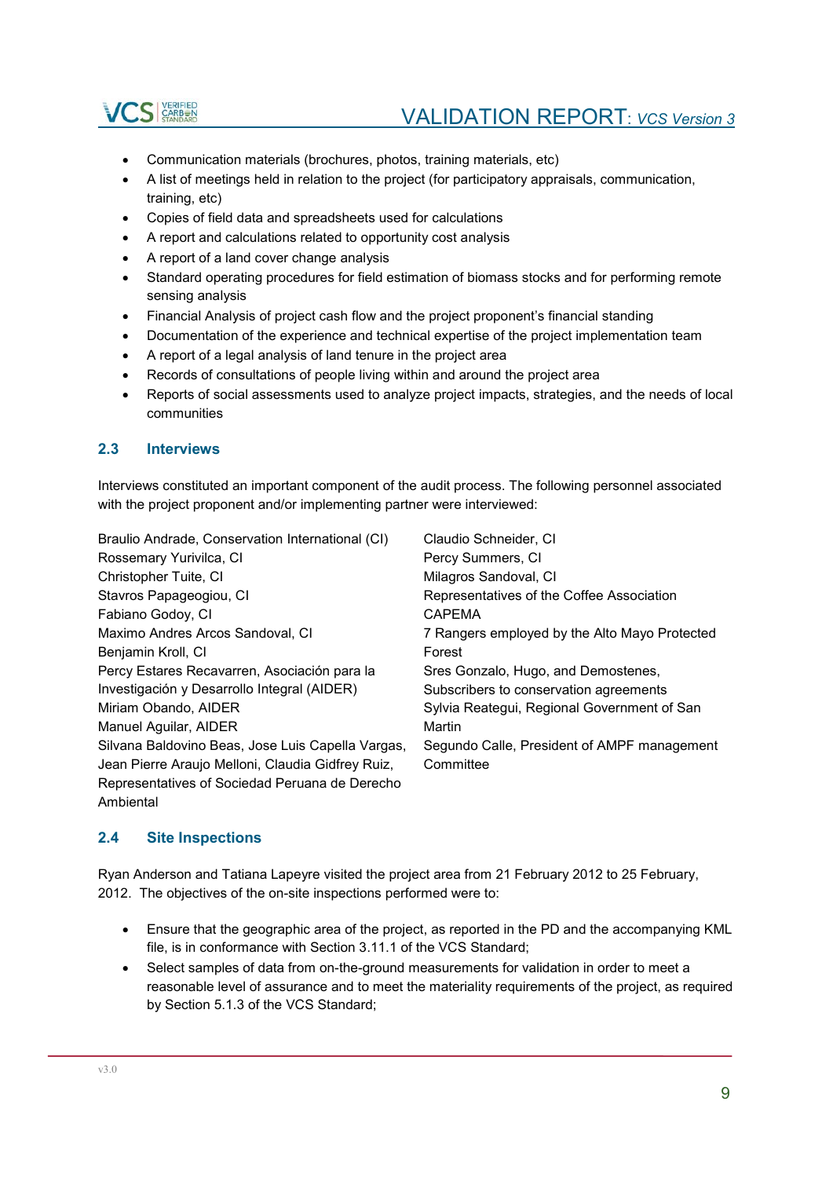- Communication materials (brochures, photos, training materials, etc)
- A list of meetings held in relation to the project (for participatory appraisals, communication, training, etc)
- Copies of field data and spreadsheets used for calculations
- A report and calculations related to opportunity cost analysis
- A report of a land cover change analysis
- Standard operating procedures for field estimation of biomass stocks and for performing remote sensing analysis
- Financial Analysis of project cash flow and the project proponent's financial standing
- Documentation of the experience and technical expertise of the project implementation team
- A report of a legal analysis of land tenure in the project area
- Records of consultations of people living within and around the project area
- Reports of social assessments used to analyze project impacts, strategies, and the needs of local communities

## 2.3 Interviews

Interviews constituted an important component of the audit process. The following personnel associated with the project proponent and/or implementing partner were interviewed:

Braulio Andrade, Conservation International (CI)
Rossemary Yurivilca, CI
Christopher Tuite, CI
Stavros Papageogiou, CI
Fabiano Godoy, CI
Maximo Andres Arcos Sandoval, CI
Benjamin Kroll, CI
Percy Estares Recavarren, Asociación para la Investigación y Desarrollo Integral (AIDER)
Miriam Obando, AIDER
Manuel Aguilar, AIDER
Silvana Baldovino Beas, Jose Luis Capella Vargas, Jean Pierre Araujo Melloni, Claudia Gidfrey Ruiz, Representatives of Sociedad Peruana de Derecho Ambiental
Claudio Schneider, CI
Percy Summers, CI
Milagros Sandoval, CI
Representatives of the Coffee Association CAPEMA
7 Rangers employed by the Alto Mayo Protected Forest
Sres Gonzalo, Hugo, and Demostenes, Subscribers to conservation agreements
Sylvia Reategui, Regional Government of San Martin
Segundo Calle, President of AMPF management Committee

## 2.4 Site Inspections

Ryan Anderson and Tatiana Lapeyre visited the project area from 21 February 2012 to 25 February, 2012. The objectives of the on-site inspections performed were to:

- Ensure that the geographic area of the project, as reported in the PD and the accompanying KML file, is in conformance with Section 3.11.1 of the VCS Standard;
- Select samples of data from on-the-ground measurements for validation in order to meet a reasonable level of assurance and to meet the materiality requirements of the project, as required by Section 5.1.3 of the VCS Standard;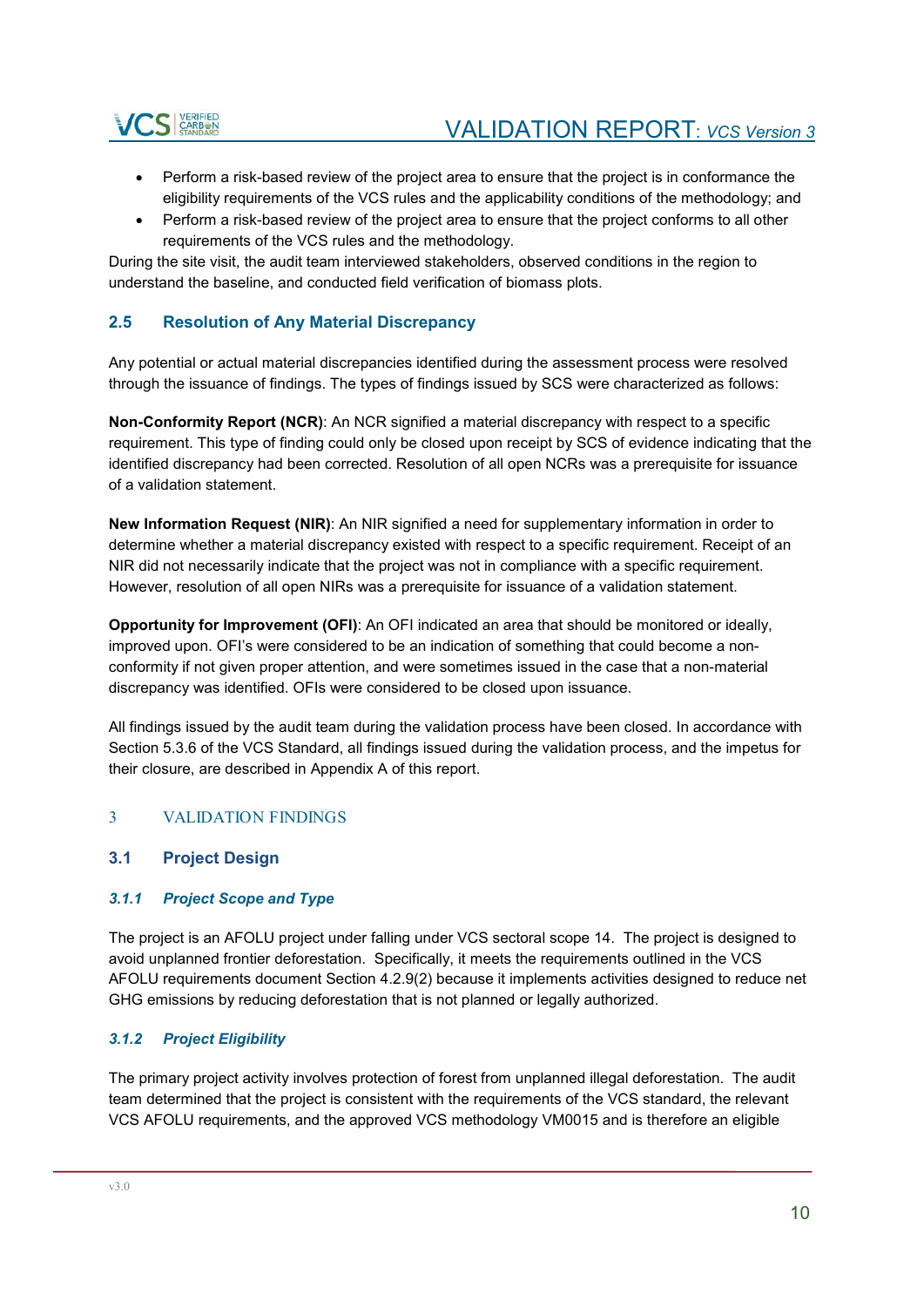- Perform a risk-based review of the project area to ensure that the project is in conformance the eligibility requirements of the VCS rules and the applicability conditions of the methodology; and
- Perform a risk-based review of the project area to ensure that the project conforms to all other requirements of the VCS rules and the methodology.

During the site visit, the audit team interviewed stakeholders, observed conditions in the region to understand the baseline, and conducted field verification of biomass plots.

## 2.5 Resolution of Any Material Discrepancy

Any potential or actual material discrepancies identified during the assessment process were resolved through the issuance of findings. The types of findings issued by SCS were characterized as follows:

**Non-Conformity Report (NCR)**: An NCR signified a material discrepancy with respect to a specific requirement. This type of finding could only be closed upon receipt by SCS of evidence indicating that the identified discrepancy had been corrected. Resolution of all open NCRs was a prerequisite for issuance of a validation statement.

**New Information Request (NIR)**: An NIR signified a need for supplementary information in order to determine whether a material discrepancy existed with respect to a specific requirement. Receipt of an NIR did not necessarily indicate that the project was not in compliance with a specific requirement. However, resolution of all open NIRs was a prerequisite for issuance of a validation statement.

**Opportunity for Improvement (OFI)**: An OFI indicated an area that should be monitored or ideally, improved upon. OFI's were considered to be an indication of something that could become a non-conformity if not given proper attention, and were sometimes issued in the case that a non-material discrepancy was identified. OFIs were considered to be closed upon issuance.

All findings issued by the audit team during the validation process have been closed. In accordance with Section 5.3.6 of the VCS Standard, all findings issued during the validation process, and the impetus for their closure, are described in Appendix A of this report.

# 3 VALIDATION FINDINGS

## 3.1 Project Design

### *3.1.1 Project Scope and Type*

The project is an AFOLU project under falling under VCS sectoral scope 14. The project is designed to avoid unplanned frontier deforestation. Specifically, it meets the requirements outlined in the VCS AFOLU requirements document Section 4.2.9(2) because it implements activities designed to reduce net GHG emissions by reducing deforestation that is not planned or legally authorized.

### *3.1.2 Project Eligibility*

The primary project activity involves protection of forest from unplanned illegal deforestation. The audit team determined that the project is consistent with the requirements of the VCS standard, the relevant VCS AFOLU requirements, and the approved VCS methodology VM0015 and is therefore an eligible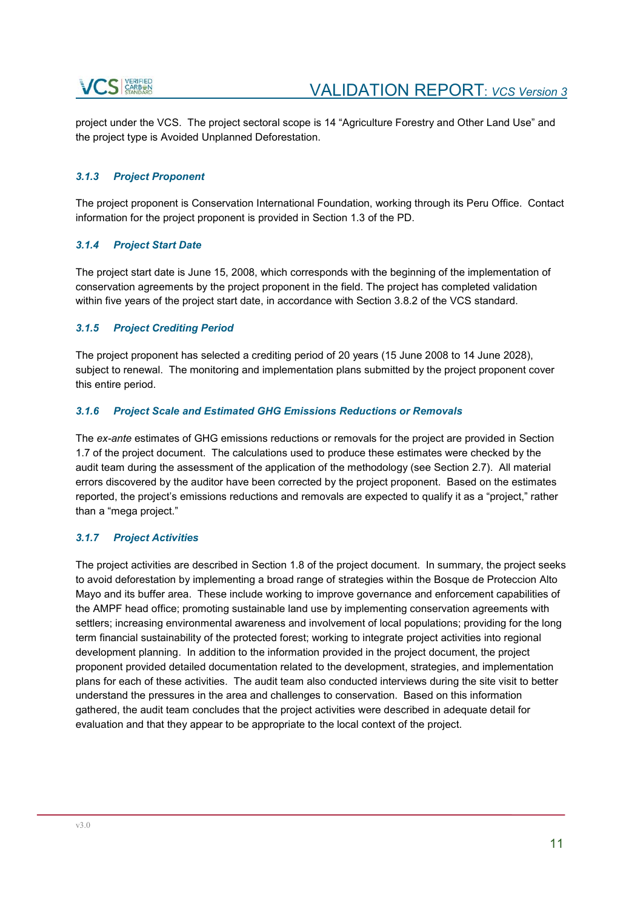project under the VCS. The project sectoral scope is 14 "Agriculture Forestry and Other Land Use" and the project type is Avoided Unplanned Deforestation.

### *3.1.3 Project Proponent*

The project proponent is Conservation International Foundation, working through its Peru Office. Contact information for the project proponent is provided in Section 1.3 of the PD.

### *3.1.4 Project Start Date*

The project start date is June 15, 2008, which corresponds with the beginning of the implementation of conservation agreements by the project proponent in the field. The project has completed validation within five years of the project start date, in accordance with Section 3.8.2 of the VCS standard.

### *3.1.5 Project Crediting Period*

The project proponent has selected a crediting period of 20 years (15 June 2008 to 14 June 2028), subject to renewal. The monitoring and implementation plans submitted by the project proponent cover this entire period.

### *3.1.6 Project Scale and Estimated GHG Emissions Reductions or Removals*

The *ex-ante* estimates of GHG emissions reductions or removals for the project are provided in Section 1.7 of the project document. The calculations used to produce these estimates were checked by the audit team during the assessment of the application of the methodology (see Section 2.7). All material errors discovered by the auditor have been corrected by the project proponent. Based on the estimates reported, the project's emissions reductions and removals are expected to qualify it as a "project," rather than a "mega project."

### *3.1.7 Project Activities*

The project activities are described in Section 1.8 of the project document. In summary, the project seeks to avoid deforestation by implementing a broad range of strategies within the Bosque de Proteccion Alto Mayo and its buffer area. These include working to improve governance and enforcement capabilities of the AMPF head office; promoting sustainable land use by implementing conservation agreements with settlers; increasing environmental awareness and involvement of local populations; providing for the long term financial sustainability of the protected forest; working to integrate project activities into regional development planning. In addition to the information provided in the project document, the project proponent provided detailed documentation related to the development, strategies, and implementation plans for each of these activities. The audit team also conducted interviews during the site visit to better understand the pressures in the area and challenges to conservation. Based on this information gathered, the audit team concludes that the project activities were described in adequate detail for evaluation and that they appear to be appropriate to the local context of the project.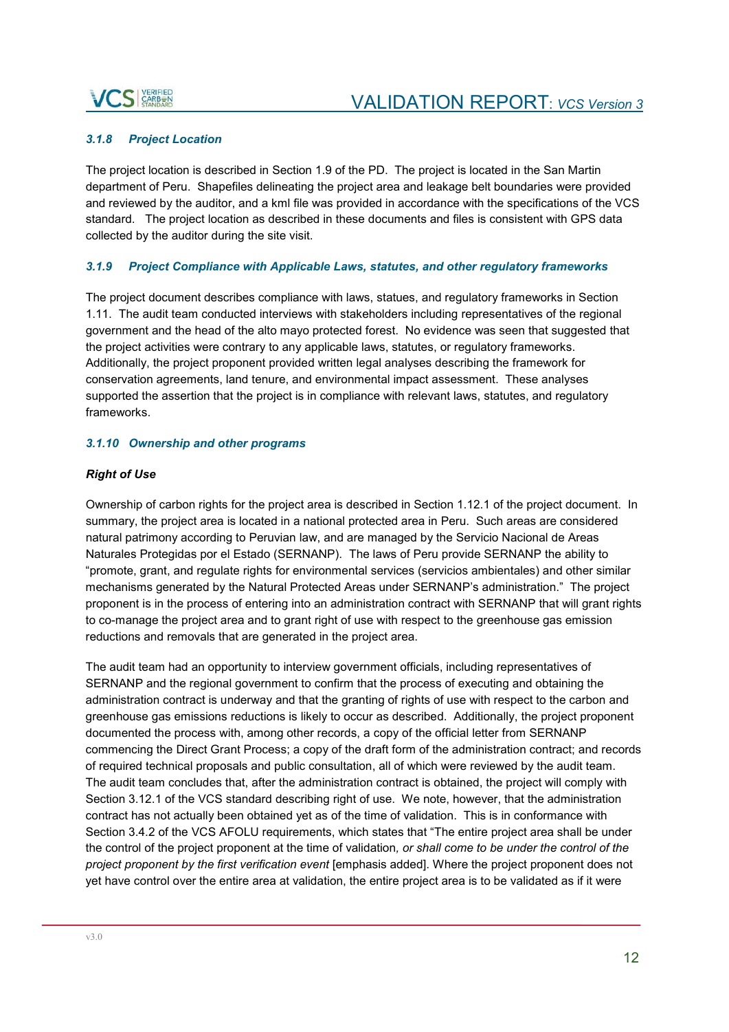### *3.1.8 Project Location*

The project location is described in Section 1.9 of the PD. The project is located in the San Martin department of Peru. Shapefiles delineating the project area and leakage belt boundaries were provided and reviewed by the auditor, and a kml file was provided in accordance with the specifications of the VCS standard. The project location as described in these documents and files is consistent with GPS data collected by the auditor during the site visit.

### *3.1.9 Project Compliance with Applicable Laws, statutes, and other regulatory frameworks*

The project document describes compliance with laws, statues, and regulatory frameworks in Section 1.11. The audit team conducted interviews with stakeholders including representatives of the regional government and the head of the alto mayo protected forest. No evidence was seen that suggested that the project activities were contrary to any applicable laws, statutes, or regulatory frameworks. Additionally, the project proponent provided written legal analyses describing the framework for conservation agreements, land tenure, and environmental impact assessment. These analyses supported the assertion that the project is in compliance with relevant laws, statutes, and regulatory frameworks.

### *3.1.10 Ownership and other programs*

***Right of Use***

Ownership of carbon rights for the project area is described in Section 1.12.1 of the project document. In summary, the project area is located in a national protected area in Peru. Such areas are considered natural patrimony according to Peruvian law, and are managed by the Servicio Nacional de Areas Naturales Protegidas por el Estado (SERNANP). The laws of Peru provide SERNANP the ability to "promote, grant, and regulate rights for environmental services (servicios ambientales) and other similar mechanisms generated by the Natural Protected Areas under SERNANP's administration." The project proponent is in the process of entering into an administration contract with SERNANP that will grant rights to co-manage the project area and to grant right of use with respect to the greenhouse gas emission reductions and removals that are generated in the project area.

The audit team had an opportunity to interview government officials, including representatives of SERNANP and the regional government to confirm that the process of executing and obtaining the administration contract is underway and that the granting of rights of use with respect to the carbon and greenhouse gas emissions reductions is likely to occur as described. Additionally, the project proponent documented the process with, among other records, a copy of the official letter from SERNANP commencing the Direct Grant Process; a copy of the draft form of the administration contract; and records of required technical proposals and public consultation, all of which were reviewed by the audit team. The audit team concludes that, after the administration contract is obtained, the project will comply with Section 3.12.1 of the VCS standard describing right of use. We note, however, that the administration contract has not actually been obtained yet as of the time of validation. This is in conformance with Section 3.4.2 of the VCS AFOLU requirements, which states that "The entire project area shall be under the control of the project proponent at the time of validation, *or shall come to be under the control of the project proponent by the first verification event* [emphasis added]. Where the project proponent does not yet have control over the entire area at validation, the entire project area is to be validated as if it were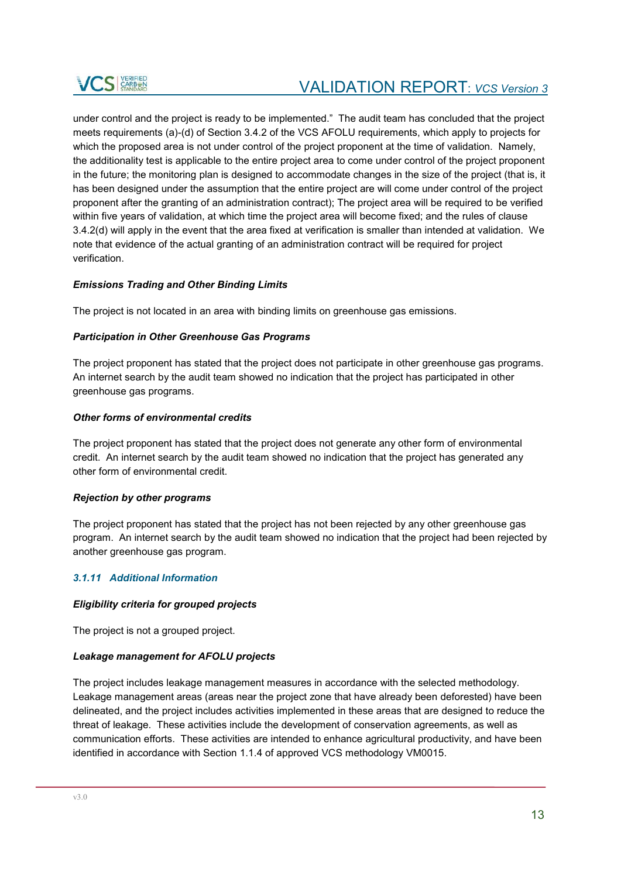under control and the project is ready to be implemented." The audit team has concluded that the project meets requirements (a)-(d) of Section 3.4.2 of the VCS AFOLU requirements, which apply to projects for which the proposed area is not under control of the project proponent at the time of validation. Namely, the additionality test is applicable to the entire project area to come under control of the project proponent in the future; the monitoring plan is designed to accommodate changes in the size of the project (that is, it has been designed under the assumption that the entire project are will come under control of the project proponent after the granting of an administration contract); The project area will be required to be verified within five years of validation, at which time the project area will become fixed; and the rules of clause 3.4.2(d) will apply in the event that the area fixed at verification is smaller than intended at validation. We note that evidence of the actual granting of an administration contract will be required for project verification.

***Emissions Trading and Other Binding Limits***

The project is not located in an area with binding limits on greenhouse gas emissions.

***Participation in Other Greenhouse Gas Programs***

The project proponent has stated that the project does not participate in other greenhouse gas programs. An internet search by the audit team showed no indication that the project has participated in other greenhouse gas programs.

***Other forms of environmental credits***

The project proponent has stated that the project does not generate any other form of environmental credit. An internet search by the audit team showed no indication that the project has generated any other form of environmental credit.

***Rejection by other programs***

The project proponent has stated that the project has not been rejected by any other greenhouse gas program. An internet search by the audit team showed no indication that the project had been rejected by another greenhouse gas program.

### *3.1.11 Additional Information*

***Eligibility criteria for grouped projects***

The project is not a grouped project.

***Leakage management for AFOLU projects***

The project includes leakage management measures in accordance with the selected methodology. Leakage management areas (areas near the project zone that have already been deforested) have been delineated, and the project includes activities implemented in these areas that are designed to reduce the threat of leakage. These activities include the development of conservation agreements, as well as communication efforts. These activities are intended to enhance agricultural productivity, and have been identified in accordance with Section 1.1.4 of approved VCS methodology VM0015.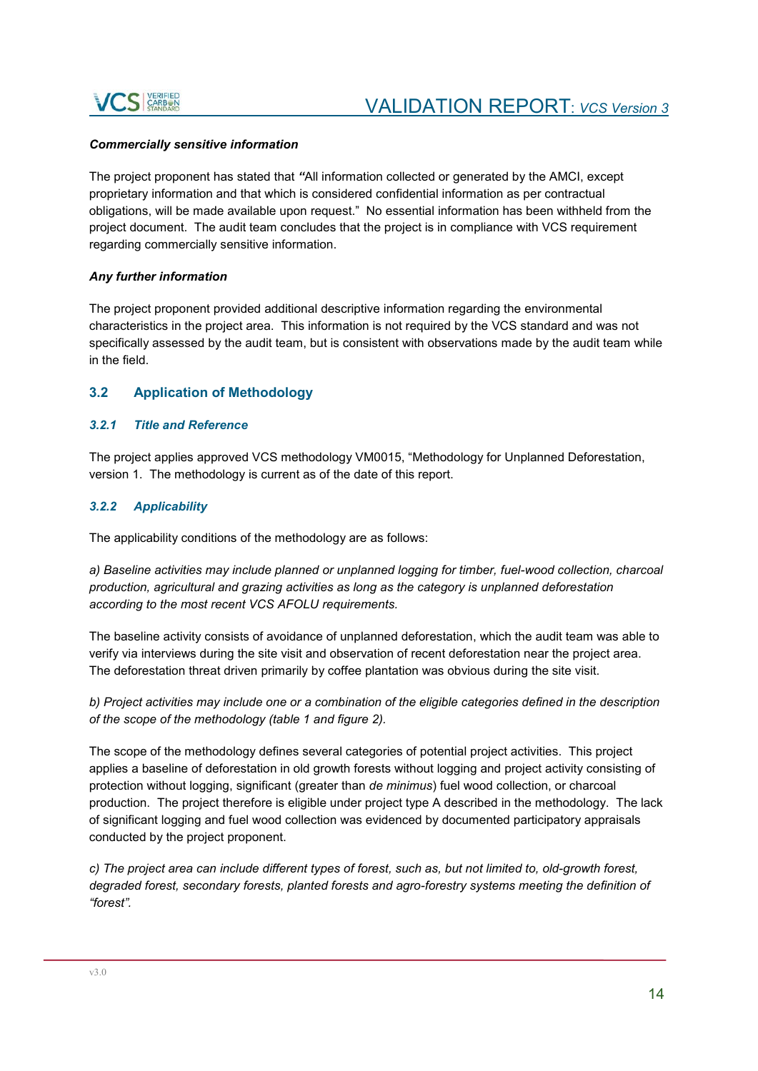***Commercially sensitive information***

The project proponent has stated that ***"***All information collected or generated by the AMCI, except proprietary information and that which is considered confidential information as per contractual obligations, will be made available upon request." No essential information has been withheld from the project document. The audit team concludes that the project is in compliance with VCS requirement regarding commercially sensitive information.

***Any further information***

The project proponent provided additional descriptive information regarding the environmental characteristics in the project area. This information is not required by the VCS standard and was not specifically assessed by the audit team, but is consistent with observations made by the audit team while in the field.

## 3.2 Application of Methodology

### *3.2.1 Title and Reference*

The project applies approved VCS methodology VM0015, "Methodology for Unplanned Deforestation, version 1. The methodology is current as of the date of this report.

### *3.2.2 Applicability*

The applicability conditions of the methodology are as follows:

*a) Baseline activities may include planned or unplanned logging for timber, fuel-wood collection, charcoal production, agricultural and grazing activities as long as the category is unplanned deforestation according to the most recent VCS AFOLU requirements.*

The baseline activity consists of avoidance of unplanned deforestation, which the audit team was able to verify via interviews during the site visit and observation of recent deforestation near the project area. The deforestation threat driven primarily by coffee plantation was obvious during the site visit.

*b) Project activities may include one or a combination of the eligible categories defined in the description of the scope of the methodology (table 1 and figure 2).*

The scope of the methodology defines several categories of potential project activities. This project applies a baseline of deforestation in old growth forests without logging and project activity consisting of protection without logging, significant (greater than *de minimus*) fuel wood collection, or charcoal production. The project therefore is eligible under project type A described in the methodology. The lack of significant logging and fuel wood collection was evidenced by documented participatory appraisals conducted by the project proponent.

*c) The project area can include different types of forest, such as, but not limited to, old-growth forest, degraded forest, secondary forests, planted forests and agro-forestry systems meeting the definition of "forest".*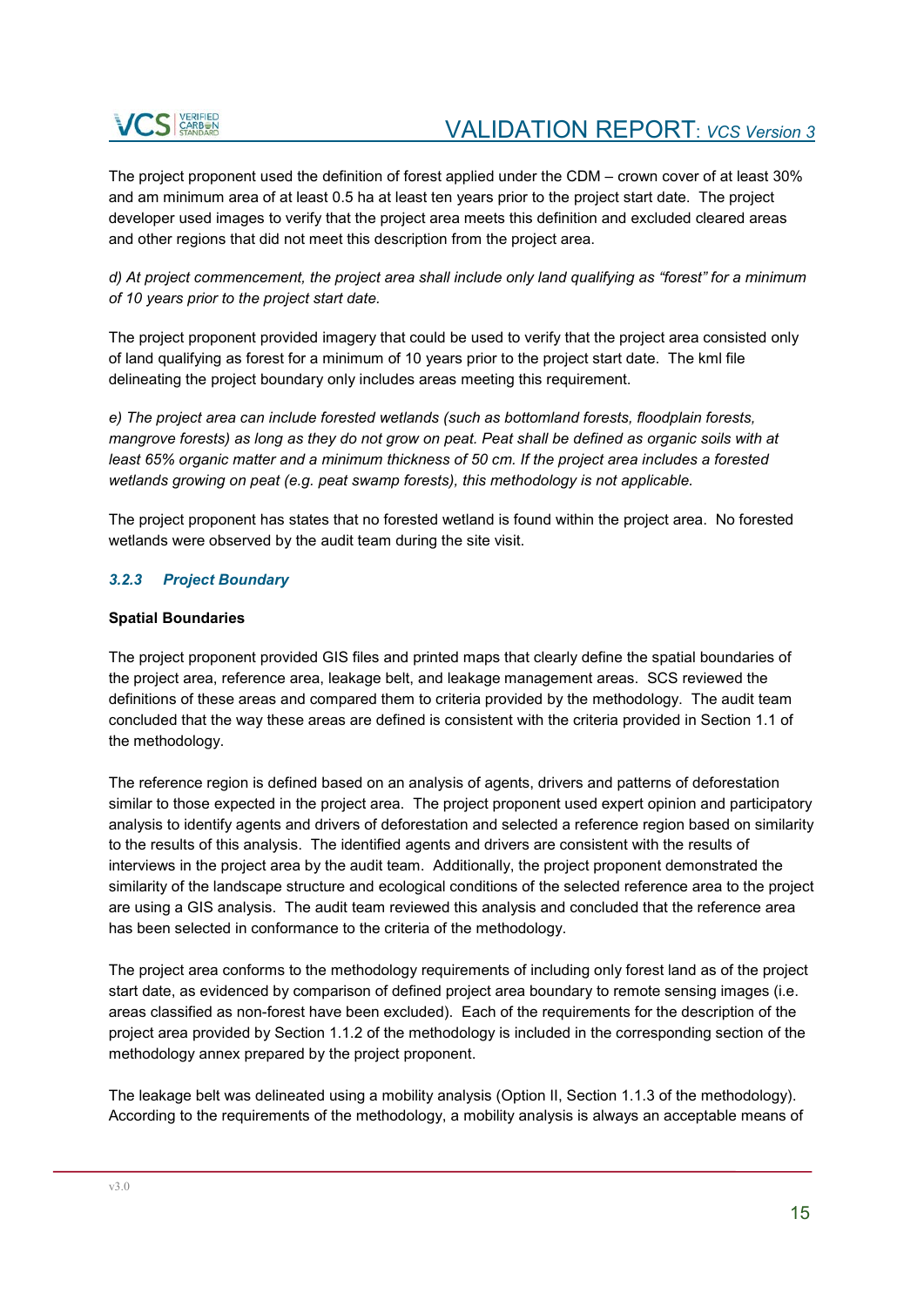The project proponent used the definition of forest applied under the CDM – crown cover of at least 30% and am minimum area of at least 0.5 ha at least ten years prior to the project start date. The project developer used images to verify that the project area meets this definition and excluded cleared areas and other regions that did not meet this description from the project area.

*d) At project commencement, the project area shall include only land qualifying as "forest" for a minimum of 10 years prior to the project start date.*

The project proponent provided imagery that could be used to verify that the project area consisted only of land qualifying as forest for a minimum of 10 years prior to the project start date. The kml file delineating the project boundary only includes areas meeting this requirement.

*e) The project area can include forested wetlands (such as bottomland forests, floodplain forests, mangrove forests) as long as they do not grow on peat. Peat shall be defined as organic soils with at least 65% organic matter and a minimum thickness of 50 cm. If the project area includes a forested wetlands growing on peat (e.g. peat swamp forests), this methodology is not applicable.*

The project proponent has states that no forested wetland is found within the project area. No forested wetlands were observed by the audit team during the site visit.

### *3.2.3 Project Boundary*

**Spatial Boundaries**

The project proponent provided GIS files and printed maps that clearly define the spatial boundaries of the project area, reference area, leakage belt, and leakage management areas. SCS reviewed the definitions of these areas and compared them to criteria provided by the methodology. The audit team concluded that the way these areas are defined is consistent with the criteria provided in Section 1.1 of the methodology.

The reference region is defined based on an analysis of agents, drivers and patterns of deforestation similar to those expected in the project area. The project proponent used expert opinion and participatory analysis to identify agents and drivers of deforestation and selected a reference region based on similarity to the results of this analysis. The identified agents and drivers are consistent with the results of interviews in the project area by the audit team. Additionally, the project proponent demonstrated the similarity of the landscape structure and ecological conditions of the selected reference area to the project are using a GIS analysis. The audit team reviewed this analysis and concluded that the reference area has been selected in conformance to the criteria of the methodology.

The project area conforms to the methodology requirements of including only forest land as of the project start date, as evidenced by comparison of defined project area boundary to remote sensing images (i.e. areas classified as non-forest have been excluded). Each of the requirements for the description of the project area provided by Section 1.1.2 of the methodology is included in the corresponding section of the methodology annex prepared by the project proponent.

The leakage belt was delineated using a mobility analysis (Option II, Section 1.1.3 of the methodology). According to the requirements of the methodology, a mobility analysis is always an acceptable means of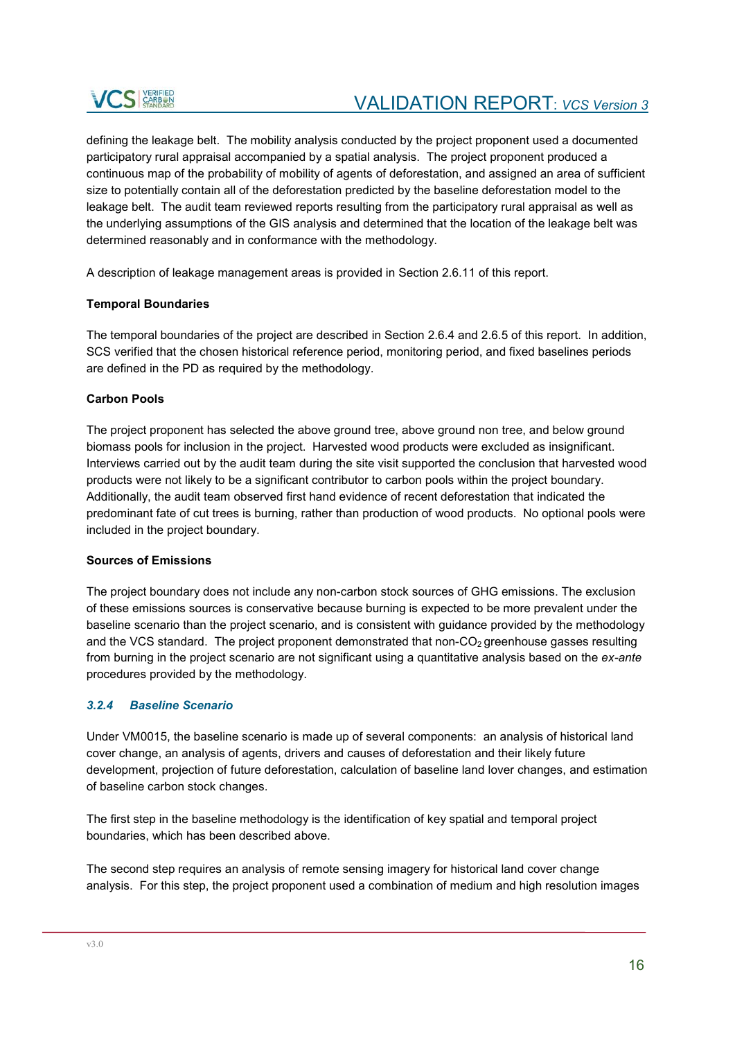defining the leakage belt. The mobility analysis conducted by the project proponent used a documented participatory rural appraisal accompanied by a spatial analysis. The project proponent produced a continuous map of the probability of mobility of agents of deforestation, and assigned an area of sufficient size to potentially contain all of the deforestation predicted by the baseline deforestation model to the leakage belt. The audit team reviewed reports resulting from the participatory rural appraisal as well as the underlying assumptions of the GIS analysis and determined that the location of the leakage belt was determined reasonably and in conformance with the methodology.

A description of leakage management areas is provided in Section 2.6.11 of this report.

**Temporal Boundaries**

The temporal boundaries of the project are described in Section 2.6.4 and 2.6.5 of this report. In addition, SCS verified that the chosen historical reference period, monitoring period, and fixed baselines periods are defined in the PD as required by the methodology.

**Carbon Pools**

The project proponent has selected the above ground tree, above ground non tree, and below ground biomass pools for inclusion in the project. Harvested wood products were excluded as insignificant. Interviews carried out by the audit team during the site visit supported the conclusion that harvested wood products were not likely to be a significant contributor to carbon pools within the project boundary. Additionally, the audit team observed first hand evidence of recent deforestation that indicated the predominant fate of cut trees is burning, rather than production of wood products. No optional pools were included in the project boundary.

**Sources of Emissions**

The project boundary does not include any non-carbon stock sources of GHG emissions. The exclusion of these emissions sources is conservative because burning is expected to be more prevalent under the baseline scenario than the project scenario, and is consistent with guidance provided by the methodology and the VCS standard. The project proponent demonstrated that non-$CO_2$ greenhouse gasses resulting from burning in the project scenario are not significant using a quantitative analysis based on the *ex-ante* procedures provided by the methodology.

### *3.2.4 Baseline Scenario*

Under VM0015, the baseline scenario is made up of several components: an analysis of historical land cover change, an analysis of agents, drivers and causes of deforestation and their likely future development, projection of future deforestation, calculation of baseline land lover changes, and estimation of baseline carbon stock changes.

The first step in the baseline methodology is the identification of key spatial and temporal project boundaries, which has been described above.

The second step requires an analysis of remote sensing imagery for historical land cover change analysis. For this step, the project proponent used a combination of medium and high resolution images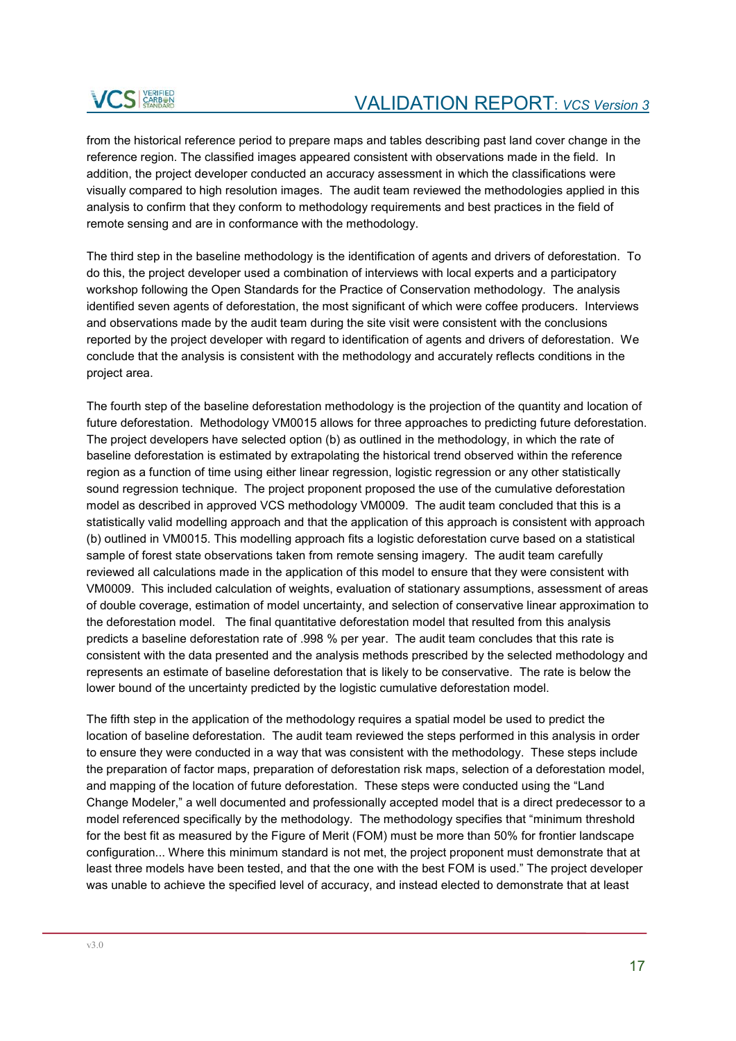from the historical reference period to prepare maps and tables describing past land cover change in the reference region. The classified images appeared consistent with observations made in the field. In addition, the project developer conducted an accuracy assessment in which the classifications were visually compared to high resolution images. The audit team reviewed the methodologies applied in this analysis to confirm that they conform to methodology requirements and best practices in the field of remote sensing and are in conformance with the methodology.

The third step in the baseline methodology is the identification of agents and drivers of deforestation. To do this, the project developer used a combination of interviews with local experts and a participatory workshop following the Open Standards for the Practice of Conservation methodology. The analysis identified seven agents of deforestation, the most significant of which were coffee producers. Interviews and observations made by the audit team during the site visit were consistent with the conclusions reported by the project developer with regard to identification of agents and drivers of deforestation. We conclude that the analysis is consistent with the methodology and accurately reflects conditions in the project area.

The fourth step of the baseline deforestation methodology is the projection of the quantity and location of future deforestation. Methodology VM0015 allows for three approaches to predicting future deforestation. The project developers have selected option (b) as outlined in the methodology, in which the rate of baseline deforestation is estimated by extrapolating the historical trend observed within the reference region as a function of time using either linear regression, logistic regression or any other statistically sound regression technique. The project proponent proposed the use of the cumulative deforestation model as described in approved VCS methodology VM0009. The audit team concluded that this is a statistically valid modelling approach and that the application of this approach is consistent with approach (b) outlined in VM0015. This modelling approach fits a logistic deforestation curve based on a statistical sample of forest state observations taken from remote sensing imagery. The audit team carefully reviewed all calculations made in the application of this model to ensure that they were consistent with VM0009. This included calculation of weights, evaluation of stationary assumptions, assessment of areas of double coverage, estimation of model uncertainty, and selection of conservative linear approximation to the deforestation model. The final quantitative deforestation model that resulted from this analysis predicts a baseline deforestation rate of .998 % per year. The audit team concludes that this rate is consistent with the data presented and the analysis methods prescribed by the selected methodology and represents an estimate of baseline deforestation that is likely to be conservative. The rate is below the lower bound of the uncertainty predicted by the logistic cumulative deforestation model.

The fifth step in the application of the methodology requires a spatial model be used to predict the location of baseline deforestation. The audit team reviewed the steps performed in this analysis in order to ensure they were conducted in a way that was consistent with the methodology. These steps include the preparation of factor maps, preparation of deforestation risk maps, selection of a deforestation model, and mapping of the location of future deforestation. These steps were conducted using the "Land Change Modeler," a well documented and professionally accepted model that is a direct predecessor to a model referenced specifically by the methodology. The methodology specifies that "minimum threshold for the best fit as measured by the Figure of Merit (FOM) must be more than 50% for frontier landscape configuration... Where this minimum standard is not met, the project proponent must demonstrate that at least three models have been tested, and that the one with the best FOM is used." The project developer was unable to achieve the specified level of accuracy, and instead elected to demonstrate that at least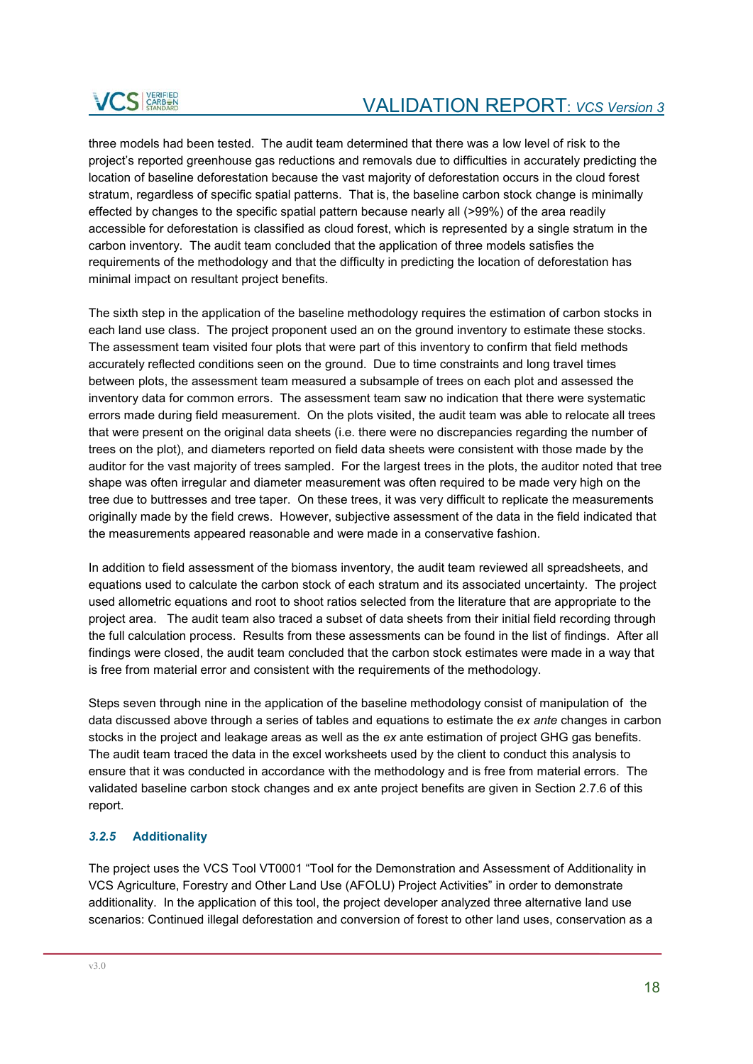three models had been tested. The audit team determined that there was a low level of risk to the project's reported greenhouse gas reductions and removals due to difficulties in accurately predicting the location of baseline deforestation because the vast majority of deforestation occurs in the cloud forest stratum, regardless of specific spatial patterns. That is, the baseline carbon stock change is minimally effected by changes to the specific spatial pattern because nearly all (>99%) of the area readily accessible for deforestation is classified as cloud forest, which is represented by a single stratum in the carbon inventory. The audit team concluded that the application of three models satisfies the requirements of the methodology and that the difficulty in predicting the location of deforestation has minimal impact on resultant project benefits.

The sixth step in the application of the baseline methodology requires the estimation of carbon stocks in each land use class. The project proponent used an on the ground inventory to estimate these stocks. The assessment team visited four plots that were part of this inventory to confirm that field methods accurately reflected conditions seen on the ground. Due to time constraints and long travel times between plots, the assessment team measured a subsample of trees on each plot and assessed the inventory data for common errors. The assessment team saw no indication that there were systematic errors made during field measurement. On the plots visited, the audit team was able to relocate all trees that were present on the original data sheets (i.e. there were no discrepancies regarding the number of trees on the plot), and diameters reported on field data sheets were consistent with those made by the auditor for the vast majority of trees sampled. For the largest trees in the plots, the auditor noted that tree shape was often irregular and diameter measurement was often required to be made very high on the tree due to buttresses and tree taper. On these trees, it was very difficult to replicate the measurements originally made by the field crews. However, subjective assessment of the data in the field indicated that the measurements appeared reasonable and were made in a conservative fashion.

In addition to field assessment of the biomass inventory, the audit team reviewed all spreadsheets, and equations used to calculate the carbon stock of each stratum and its associated uncertainty. The project used allometric equations and root to shoot ratios selected from the literature that are appropriate to the project area. The audit team also traced a subset of data sheets from their initial field recording through the full calculation process. Results from these assessments can be found in the list of findings. After all findings were closed, the audit team concluded that the carbon stock estimates were made in a way that is free from material error and consistent with the requirements of the methodology.

Steps seven through nine in the application of the baseline methodology consist of manipulation of the data discussed above through a series of tables and equations to estimate the *ex ante* changes in carbon stocks in the project and leakage areas as well as the *ex* ante estimation of project GHG gas benefits. The audit team traced the data in the excel worksheets used by the client to conduct this analysis to ensure that it was conducted in accordance with the methodology and is free from material errors. The validated baseline carbon stock changes and ex ante project benefits are given in Section 2.7.6 of this report.

### *3.2.5* Additionality

The project uses the VCS Tool VT0001 "Tool for the Demonstration and Assessment of Additionality in VCS Agriculture, Forestry and Other Land Use (AFOLU) Project Activities" in order to demonstrate additionality. In the application of this tool, the project developer analyzed three alternative land use scenarios: Continued illegal deforestation and conversion of forest to other land uses, conservation as a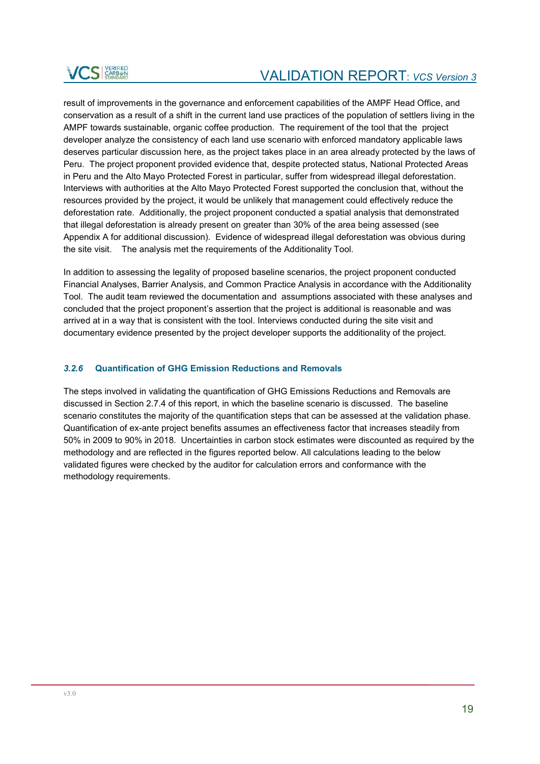result of improvements in the governance and enforcement capabilities of the AMPF Head Office, and conservation as a result of a shift in the current land use practices of the population of settlers living in the AMPF towards sustainable, organic coffee production. The requirement of the tool that the project developer analyze the consistency of each land use scenario with enforced mandatory applicable laws deserves particular discussion here, as the project takes place in an area already protected by the laws of Peru. The project proponent provided evidence that, despite protected status, National Protected Areas in Peru and the Alto Mayo Protected Forest in particular, suffer from widespread illegal deforestation. Interviews with authorities at the Alto Mayo Protected Forest supported the conclusion that, without the resources provided by the project, it would be unlikely that management could effectively reduce the deforestation rate. Additionally, the project proponent conducted a spatial analysis that demonstrated that illegal deforestation is already present on greater than 30% of the area being assessed (see Appendix A for additional discussion). Evidence of widespread illegal deforestation was obvious during the site visit. The analysis met the requirements of the Additionality Tool.

In addition to assessing the legality of proposed baseline scenarios, the project proponent conducted Financial Analyses, Barrier Analysis, and Common Practice Analysis in accordance with the Additionality Tool. The audit team reviewed the documentation and assumptions associated with these analyses and concluded that the project proponent's assertion that the project is additional is reasonable and was arrived at in a way that is consistent with the tool. Interviews conducted during the site visit and documentary evidence presented by the project developer supports the additionality of the project.

### *3.2.6* Quantification of GHG Emission Reductions and Removals

The steps involved in validating the quantification of GHG Emissions Reductions and Removals are discussed in Section 2.7.4 of this report, in which the baseline scenario is discussed. The baseline scenario constitutes the majority of the quantification steps that can be assessed at the validation phase. Quantification of ex-ante project benefits assumes an effectiveness factor that increases steadily from 50% in 2009 to 90% in 2018. Uncertainties in carbon stock estimates were discounted as required by the methodology and are reflected in the figures reported below. All calculations leading to the below validated figures were checked by the auditor for calculation errors and conformance with the methodology requirements.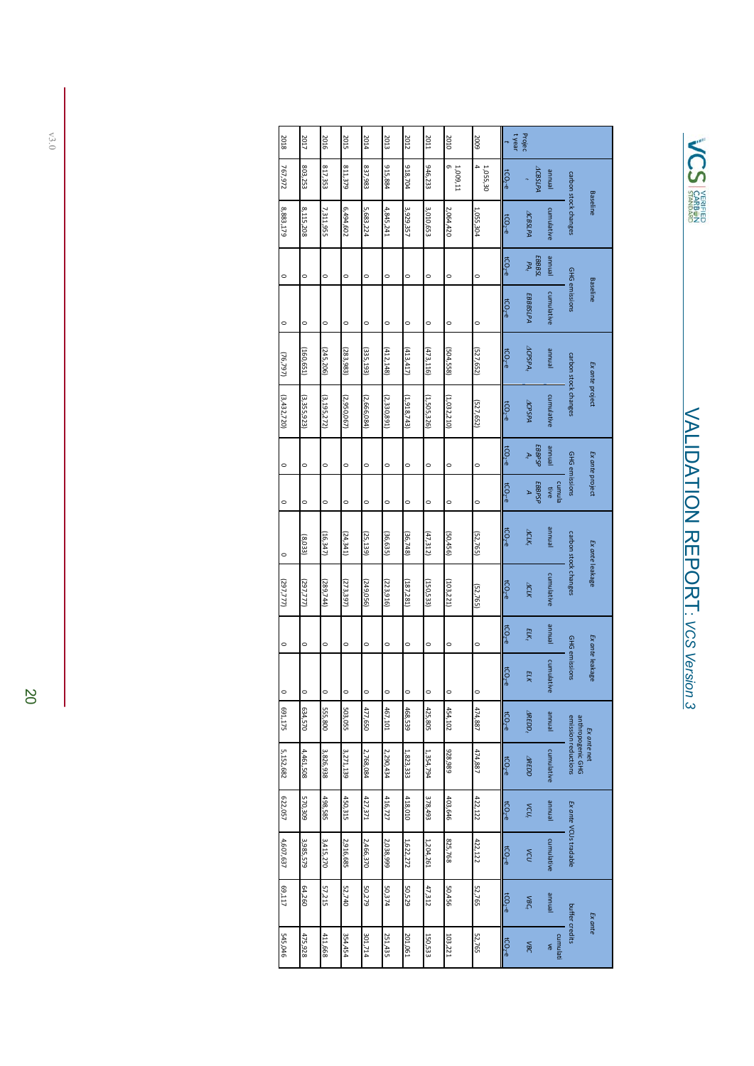| Project year t | Baseline carbon stock changes | | Baseline GHG emissions | | *Ex ante* project carbon stock changes | | *Ex ante* project GHG emissions | | *Ex ante* leakage carbon stock changes | | *Ex ante* leakage GHG emissions | | *Ex ante* net anthropogenic GHG emission reductions | | *Ex ante* VCUs tradable | | *Ex ante* buffer credits | |
|---|---|---|---|---|---|---|---|---|---|---|---|---|---|---|---|---|---|---|
| | annual | cumulative | annual | cumulative | annual | cumulative | annual | cumulative | annual | cumulative | annual | cumulative | annual | cumulative | annual | cumulative | annual | cumulative |
| | $\Delta CBSLPA_t$ | $\Delta CBSLPA$ | $EBBBSLPA_t$ | $EBBBSLPA$ | $\Delta CPSPA_t$ | $\Delta CPSPA$ | $EBBPSPA_t$ | $EBBPSPA$ | $\Delta CLK_t$ | $\Delta CLK$ | $ELK_t$ | $ELK$ | $\Delta REDD_t$ | $\Delta REDD$ | $VCU_t$ | $VCU$ | $VBC_t$ | $VBC$ |
| | $tCO_2$-e | $tCO_2$-e | $tCO_2$-e | $tCO_2$-e | $tCO_2$-e | $tCO_2$-e | $tCO_2$-e | $tCO_2$-e | $tCO_2$-e | $tCO_2$-e | $tCO_2$-e | $tCO_2$-e | $tCO_2$-e | $tCO_2$-e | $tCO_2$-e | $tCO_2$-e | $tCO_2$-e | $tCO_2$-e |
| 2009 | 1,055,304 | 1,055,304 | | 0 | (527,652) | (527,652) | | 0 | (52,765) | (52,765) | | 0 | 474,887 | 474,887 | 422,122 | 422,122 | 52,765 | 52,765 |
| 2010 | 1,009,116 | 2,064,420 | | 0 | (504,558) | (1,032,210) | | 0 | (50,456) | (103,221) | | 0 | 454,102 | 928,989 | 403,646 | 825,768 | 50,456 | 103,221 |
| 2011 | 946,233 | 3,010,653 | | 0 | (473,116) | (1,505,326) | | 0 | (47,312) | (150,533) | | 0 | 425,805 | 1,354,794 | 378,493 | 1,204,261 | 47,312 | 150,533 |
| 2012 | 918,704 | 3,929,357 | | 0 | (413,417) | (1,918,743) | | 0 | (36,748) | (187,281) | | 0 | 468,539 | 1,823,333 | 418,010 | 1,622,272 | 50,529 | 201,061 |
| 2013 | 915,884 | 4,845,241 | | 0 | (412,148) | (2,330,891) | | 0 | (36,635) | (223,916) | | 0 | 467,101 | 2,290,434 | 416,727 | 2,038,999 | 50,374 | 251,435 |
| 2014 | 837,983 | 5,683,224 | | 0 | (335,193) | (2,666,084) | | 0 | (25,139) | (249,056) | | 0 | 477,650 | 2,768,084 | 427,371 | 2,466,370 | 50,279 | 301,714 |
| 2015 | 811,379 | 6,494,602 | | 0 | (283,983) | (2,950,067) | | 0 | (24,341) | (273,397) | | 0 | 503,055 | 3,271,139 | 450,315 | 2,916,685 | 52,740 | 354,454 |
| 2016 | 817,353 | 7,311,955 | | 0 | (245,206) | (3,195,272) | | 0 | (16,347) | (289,744) | | 0 | 555,800 | 3,826,938 | 498,585 | 3,415,270 | 57,215 | 411,668 |
| 2017 | 803,253 | 8,115,208 | | 0 | (160,651) | (3,355,923) | | 0 | (8,033) | (297,777) | | 0 | 634,570 | 4,461,508 | 570,309 | 3,985,579 | 64,260 | 475,928 |
| 2018 | 767,972 | 8,883,179 | | 0 | (76,797) | (3,432,720) | | 0 | 0 | (297,777) | | 0 | 691,175 | 5,152,682 | 622,057 | 4,607,637 | 69,117 | 545,046 |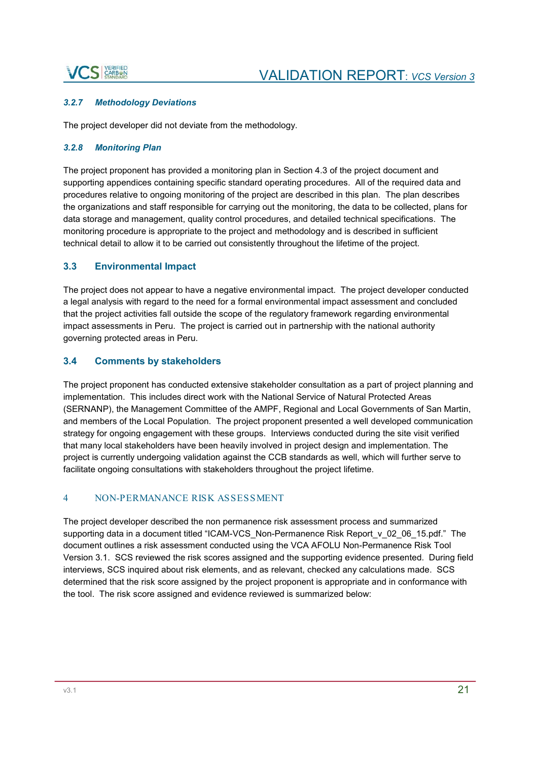#### 3.2.7 Methodology Deviations

The project developer did not deviate from the methodology.

#### 3.2.8 Monitoring Plan

The project proponent has provided a monitoring plan in Section 4.3 of the project document and supporting appendices containing specific standard operating procedures. All of the required data and procedures relative to ongoing monitoring of the project are described in this plan. The plan describes the organizations and staff responsible for carrying out the monitoring, the data to be collected, plans for data storage and management, quality control procedures, and detailed technical specifications. The monitoring procedure is appropriate to the project and methodology and is described in sufficient technical detail to allow it to be carried out consistently throughout the lifetime of the project.

### 3.3 Environmental Impact

The project does not appear to have a negative environmental impact. The project developer conducted a legal analysis with regard to the need for a formal environmental impact assessment and concluded that the project activities fall outside the scope of the regulatory framework regarding environmental impact assessments in Peru. The project is carried out in partnership with the national authority governing protected areas in Peru.

### 3.4 Comments by stakeholders

The project proponent has conducted extensive stakeholder consultation as a part of project planning and implementation. This includes direct work with the National Service of Natural Protected Areas (SERNANP), the Management Committee of the AMPF, Regional and Local Governments of San Martin, and members of the Local Population. The project proponent presented a well developed communication strategy for ongoing engagement with these groups. Interviews conducted during the site visit verified that many local stakeholders have been heavily involved in project design and implementation. The project is currently undergoing validation against the CCB standards as well, which will further serve to facilitate ongoing consultations with stakeholders throughout the project lifetime.

## 4 NON-PERMANANCE RISK ASSESSMENT

The project developer described the non permanence risk assessment process and summarized supporting data in a document titled "ICAM-VCS_Non-Permanence Risk Report_v_02_06_15.pdf." The document outlines a risk assessment conducted using the VCA AFOLU Non-Permanence Risk Tool Version 3.1. SCS reviewed the risk scores assigned and the supporting evidence presented. During field interviews, SCS inquired about risk elements, and as relevant, checked any calculations made. SCS determined that the risk score assigned by the project proponent is appropriate and in conformance with the tool. The risk score assigned and evidence reviewed is summarized below: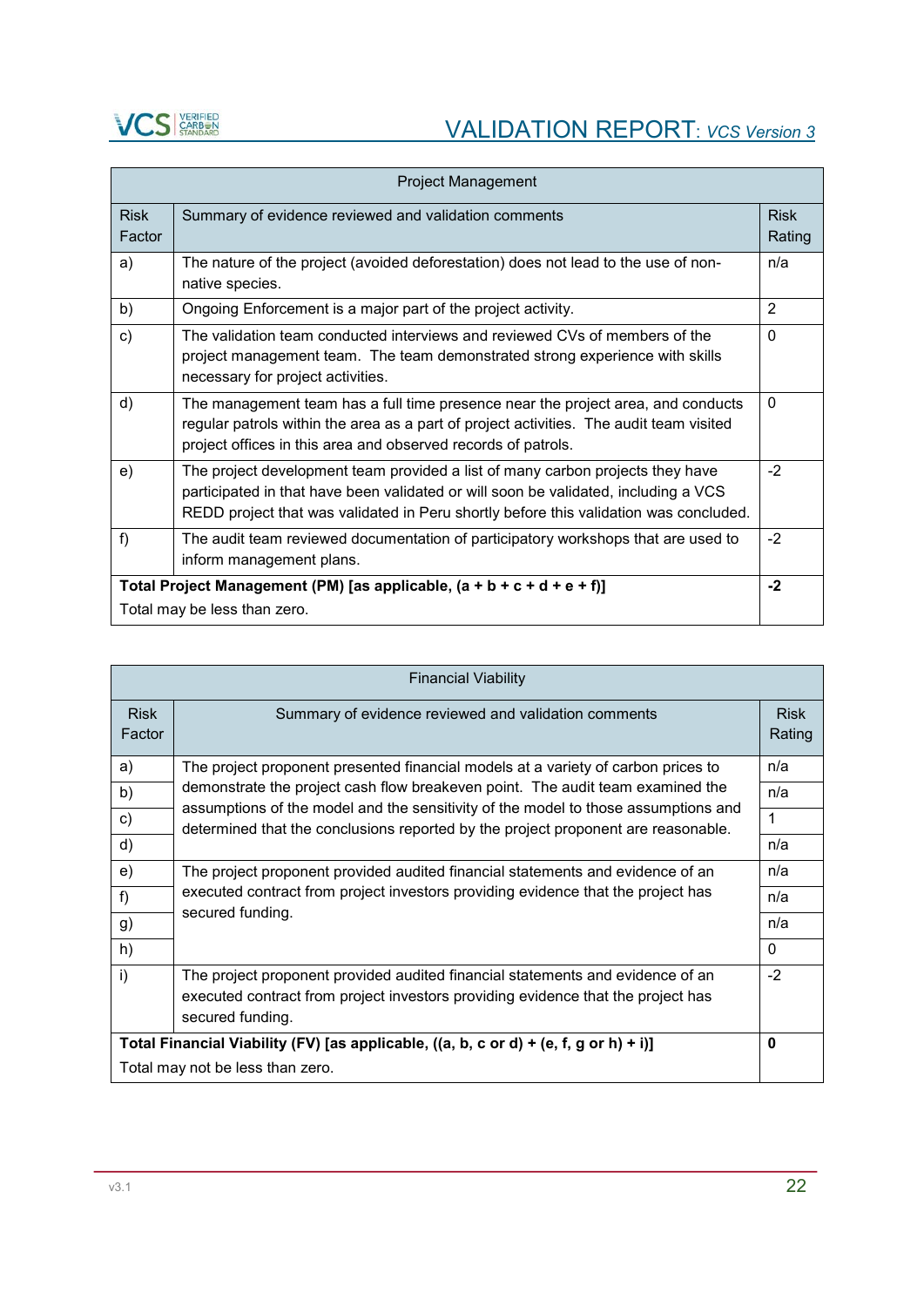| Project Management | | |
|---|---|---|
| Risk Factor | Summary of evidence reviewed and validation comments | Risk Rating |
| a) | The nature of the project (avoided deforestation) does not lead to the use of non-native species. | n/a |
| b) | Ongoing Enforcement is a major part of the project activity. | 2 |
| c) | The validation team conducted interviews and reviewed CVs of members of the project management team. The team demonstrated strong experience with skills necessary for project activities. | 0 |
| d) | The management team has a full time presence near the project area, and conducts regular patrols within the area as a part of project activities. The audit team visited project offices in this area and observed records of patrols. | 0 |
| e) | The project development team provided a list of many carbon projects they have participated in that have been validated or will soon be validated, including a VCS REDD project that was validated in Peru shortly before this validation was concluded. | -2 |
| f) | The audit team reviewed documentation of participatory workshops that are used to inform management plans. | -2 |
| **Total Project Management (PM) [as applicable, (a + b + c + d + e + f)]** Total may be less than zero. | | **-2** |

| Financial Viability | | |
|---|---|---|
| Risk Factor | Summary of evidence reviewed and validation comments | Risk Rating |
| a) | The project proponent presented financial models at a variety of carbon prices to demonstrate the project cash flow breakeven point. The audit team examined the assumptions of the model and the sensitivity of the model to those assumptions and determined that the conclusions reported by the project proponent are reasonable. | n/a |
| b) | | n/a |
| c) | | 1 |
| d) | | n/a |
| e) | The project proponent provided audited financial statements and evidence of an executed contract from project investors providing evidence that the project has secured funding. | n/a |
| f) | | n/a |
| g) | | n/a |
| h) | | 0 |
| i) | The project proponent provided audited financial statements and evidence of an executed contract from project investors providing evidence that the project has secured funding. | -2 |
| **Total Financial Viability (FV) [as applicable, ((a, b, c or d) + (e, f, g or h) + i)]** Total may not be less than zero. | | **0** |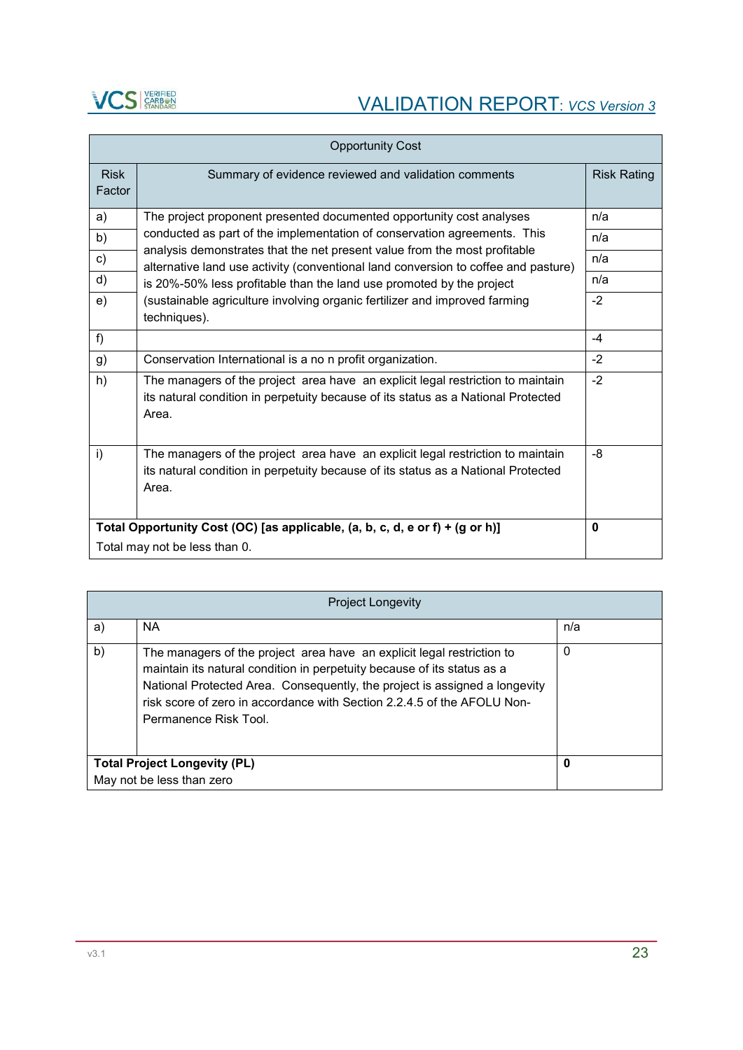| Opportunity Cost | | |
|---|---|---|
| Risk Factor | Summary of evidence reviewed and validation comments | Risk Rating |
| a) | The project proponent presented documented opportunity cost analyses conducted as part of the implementation of conservation agreements. This analysis demonstrates that the net present value from the most profitable alternative land use activity (conventional land conversion to coffee and pasture) is 20%-50% less profitable than the land use promoted by the project (sustainable agriculture involving organic fertilizer and improved farming techniques). | n/a |
| b) | | n/a |
| c) | | n/a |
| d) | | n/a |
| e) | | -2 |
| f) | | -4 |
| g) | Conservation International is a no n profit organization. | -2 |
| h) | The managers of the project area have an explicit legal restriction to maintain its natural condition in perpetuity because of its status as a National Protected Area. | -2 |
| i) | The managers of the project area have an explicit legal restriction to maintain its natural condition in perpetuity because of its status as a National Protected Area. | -8 |
| **Total Opportunity Cost (OC) [as applicable, (a, b, c, d, e or f) + (g or h)]** Total may not be less than 0. | | **0** |

| Project Longevity | | |
|---|---|---|
| a) | NA | n/a |
| b) | The managers of the project area have an explicit legal restriction to maintain its natural condition in perpetuity because of its status as a National Protected Area. Consequently, the project is assigned a longevity risk score of zero in accordance with Section 2.2.4.5 of the AFOLU Non-Permanence Risk Tool. | 0 |
| **Total Project Longevity (PL)** May not be less than zero | | **0** |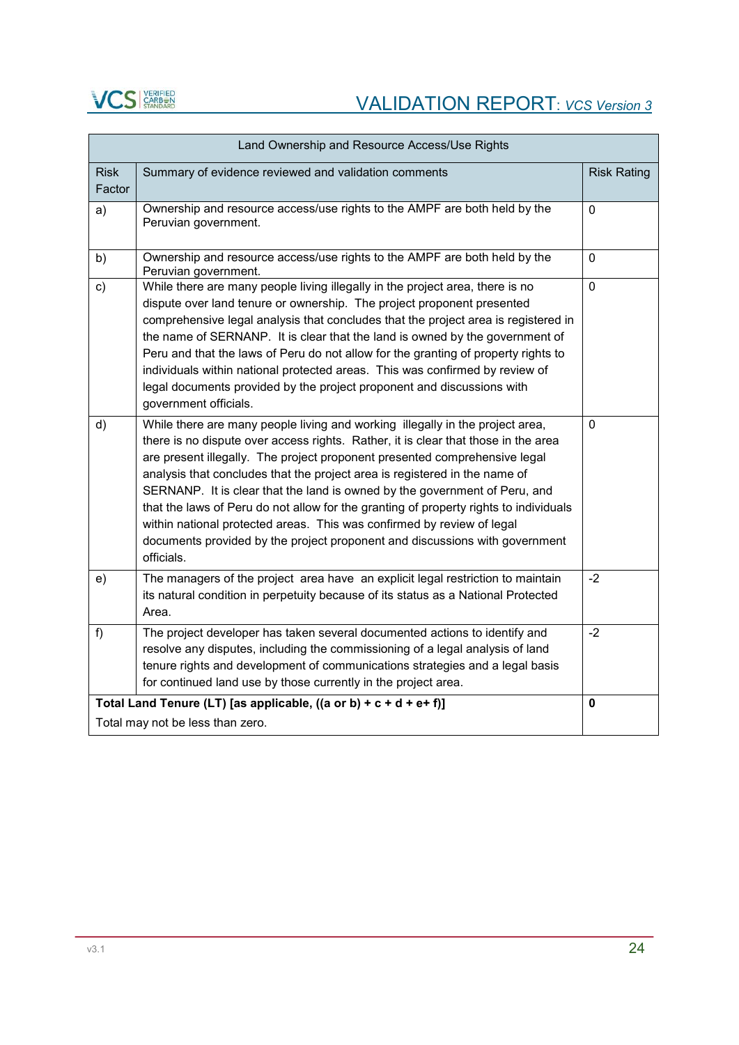| Land Ownership and Resource Access/Use Rights | | |
|---|---|---|
| Risk Factor | Summary of evidence reviewed and validation comments | Risk Rating |
| a) | Ownership and resource access/use rights to the AMPF are both held by the Peruvian government. | 0 |
| b) | Ownership and resource access/use rights to the AMPF are both held by the Peruvian government. | 0 |
| c) | While there are many people living illegally in the project area, there is no dispute over land tenure or ownership. The project proponent presented comprehensive legal analysis that concludes that the project area is registered in the name of SERNANP. It is clear that the land is owned by the government of Peru and that the laws of Peru do not allow for the granting of property rights to individuals within national protected areas. This was confirmed by review of legal documents provided by the project proponent and discussions with government officials. | 0 |
| d) | While there are many people living and working illegally in the project area, there is no dispute over access rights. Rather, it is clear that those in the area are present illegally. The project proponent presented comprehensive legal analysis that concludes that the project area is registered in the name of SERNANP. It is clear that the land is owned by the government of Peru, and that the laws of Peru do not allow for the granting of property rights to individuals within national protected areas. This was confirmed by review of legal documents provided by the project proponent and discussions with government officials. | 0 |
| e) | The managers of the project area have an explicit legal restriction to maintain its natural condition in perpetuity because of its status as a National Protected Area. | -2 |
| f) | The project developer has taken several documented actions to identify and resolve any disputes, including the commissioning of a legal analysis of land tenure rights and development of communications strategies and a legal basis for continued land use by those currently in the project area. | -2 |
| **Total Land Tenure (LT) [as applicable, ((a or b) + c + d + e+ f)]** Total may not be less than zero. | | **0** |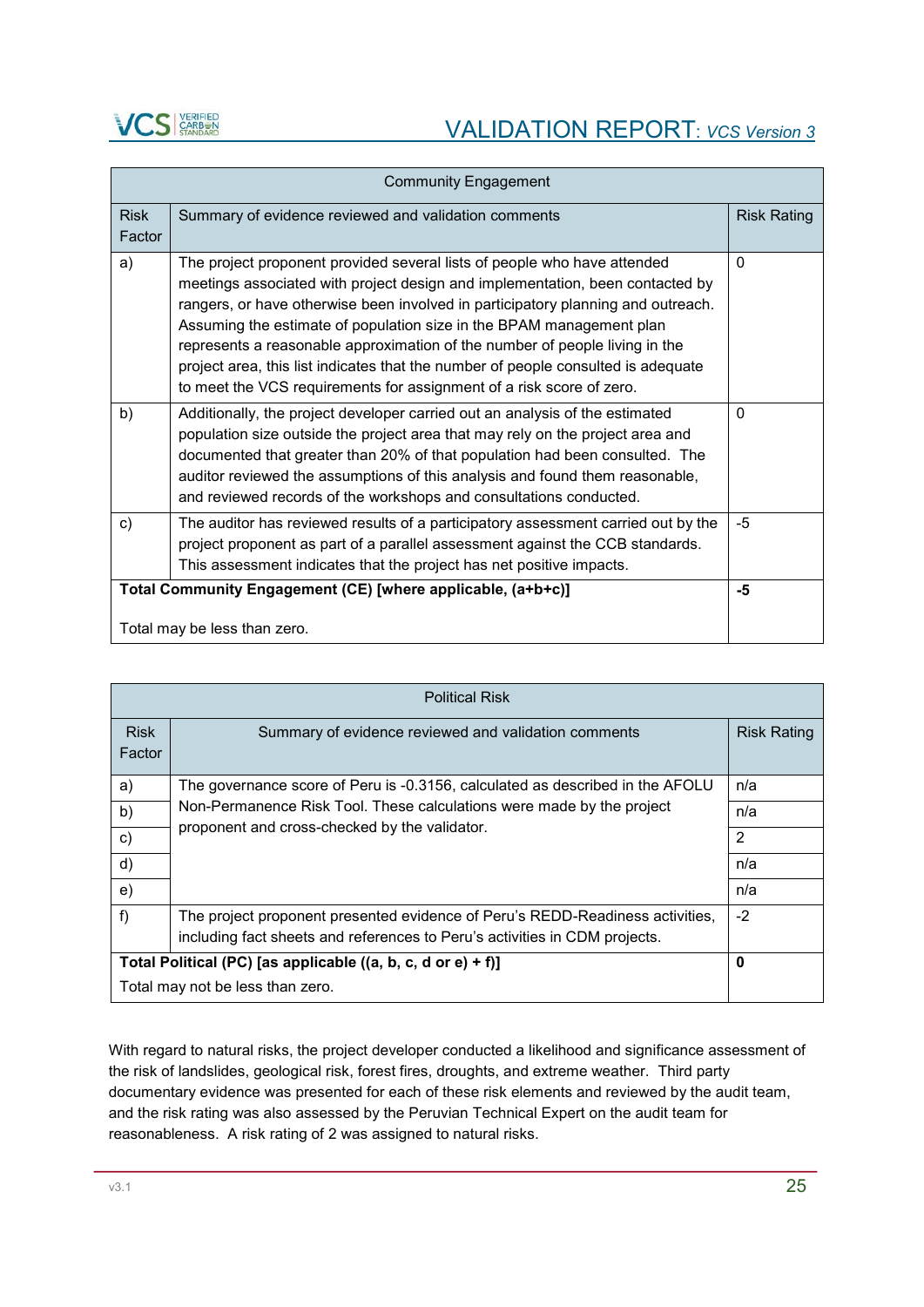| Community Engagement | | |
|---|---|---|
| Risk Factor | Summary of evidence reviewed and validation comments | Risk Rating |
| a) | The project proponent provided several lists of people who have attended meetings associated with project design and implementation, been contacted by rangers, or have otherwise been involved in participatory planning and outreach. Assuming the estimate of population size in the BPAM management plan represents a reasonable approximation of the number of people living in the project area, this list indicates that the number of people consulted is adequate to meet the VCS requirements for assignment of a risk score of zero. | 0 |
| b) | Additionally, the project developer carried out an analysis of the estimated population size outside the project area that may rely on the project area and documented that greater than 20% of that population had been consulted. The auditor reviewed the assumptions of this analysis and found them reasonable, and reviewed records of the workshops and consultations conducted. | 0 |
| c) | The auditor has reviewed results of a participatory assessment carried out by the project proponent as part of a parallel assessment against the CCB standards. This assessment indicates that the project has net positive impacts. | -5 |
| **Total Community Engagement (CE) [where applicable, (a+b+c)]**<br><br>Total may be less than zero. | | **-5** |

| Political Risk | | |
|---|---|---|
| Risk Factor | Summary of evidence reviewed and validation comments | Risk Rating |
| a) | The governance score of Peru is -0.3156, calculated as described in the AFOLU Non-Permanence Risk Tool. These calculations were made by the project proponent and cross-checked by the validator. | n/a |
| b) | | n/a |
| c) | | 2 |
| d) | | n/a |
| e) | | n/a |
| f) | The project proponent presented evidence of Peru's REDD-Readiness activities, including fact sheets and references to Peru's activities in CDM projects. | -2 |
| **Total Political (PC) [as applicable ((a, b, c, d or e) + f)]**<br>Total may not be less than zero. | | **0** |

With regard to natural risks, the project developer conducted a likelihood and significance assessment of the risk of landslides, geological risk, forest fires, droughts, and extreme weather. Third party documentary evidence was presented for each of these risk elements and reviewed by the audit team, and the risk rating was also assessed by the Peruvian Technical Expert on the audit team for reasonableness. A risk rating of 2 was assigned to natural risks.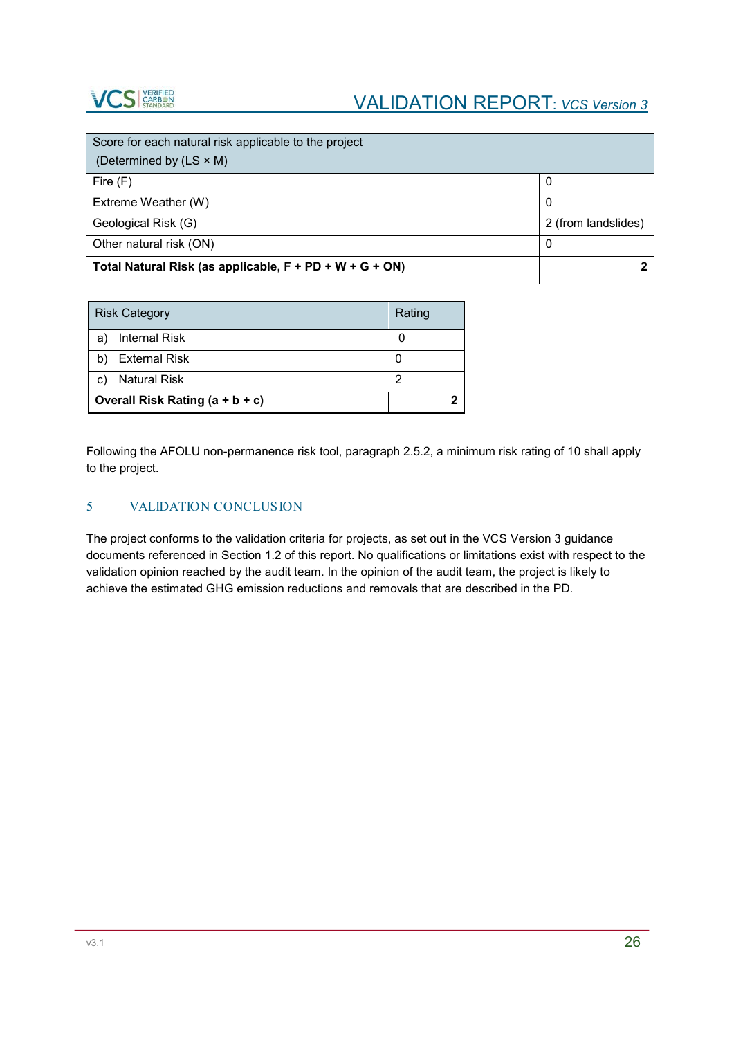| Score for each natural risk applicable to the project (Determined by (LS × M) | |
|---|---|
| Fire (F) | 0 |
| Extreme Weather (W) | 0 |
| Geological Risk (G) | 2 (from landslides) |
| Other natural risk (ON) | 0 |
| **Total Natural Risk (as applicable, F + PD + W + G + ON)** | **2** |

| Risk Category | Rating |
|---|---|
| a) Internal Risk | 0 |
| b) External Risk | 0 |
| c) Natural Risk | 2 |
| **Overall Risk Rating (a + b + c)** | **2** |

Following the AFOLU non-permanence risk tool, paragraph 2.5.2, a minimum risk rating of 10 shall apply to the project.

## 5 VALIDATION CONCLUSION

The project conforms to the validation criteria for projects, as set out in the VCS Version 3 guidance documents referenced in Section 1.2 of this report. No qualifications or limitations exist with respect to the validation opinion reached by the audit team. In the opinion of the audit team, the project is likely to achieve the estimated GHG emission reductions and removals that are described in the PD.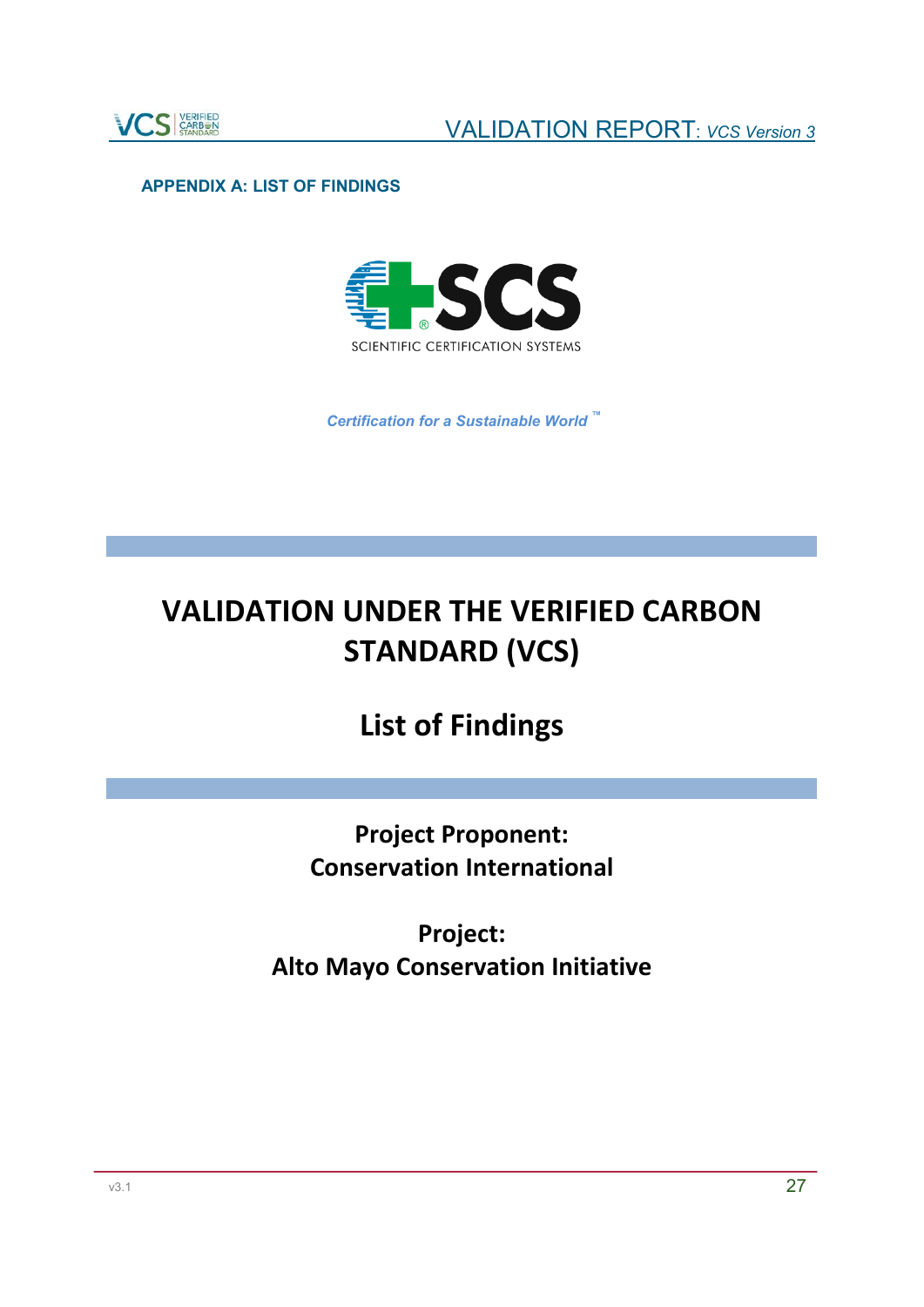## APPENDIX A: LIST OF FINDINGS

SCIENTIFIC CERTIFICATION SYSTEMS

*Certification for a Sustainable World™*

# VALIDATION UNDER THE VERIFIED CARBON STANDARD (VCS)

# List of Findings

**Project Proponent:**
**Conservation International**

**Project:**
**Alto Mayo Conservation Initiative**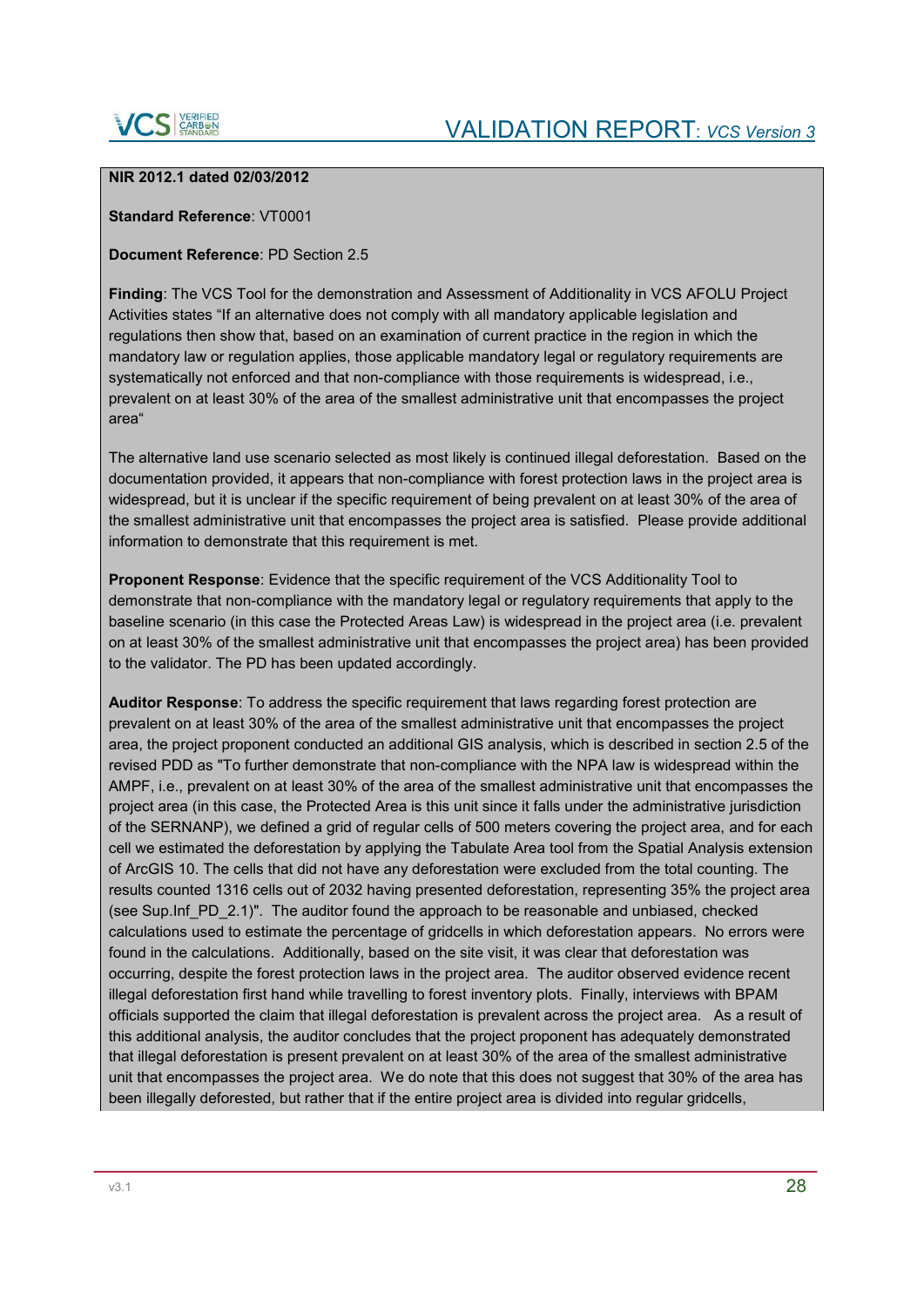**NIR 2012.1 dated 02/03/2012**

**Standard Reference**: VT0001

**Document Reference**: PD Section 2.5

**Finding**: The VCS Tool for the demonstration and Assessment of Additionality in VCS AFOLU Project Activities states "If an alternative does not comply with all mandatory applicable legislation and regulations then show that, based on an examination of current practice in the region in which the mandatory law or regulation applies, those applicable mandatory legal or regulatory requirements are systematically not enforced and that non-compliance with those requirements is widespread, i.e., prevalent on at least 30% of the area of the smallest administrative unit that encompasses the project area"

The alternative land use scenario selected as most likely is continued illegal deforestation. Based on the documentation provided, it appears that non-compliance with forest protection laws in the project area is widespread, but it is unclear if the specific requirement of being prevalent on at least 30% of the area of the smallest administrative unit that encompasses the project area is satisfied. Please provide additional information to demonstrate that this requirement is met.

**Proponent Response**: Evidence that the specific requirement of the VCS Additionality Tool to demonstrate that non-compliance with the mandatory legal or regulatory requirements that apply to the baseline scenario (in this case the Protected Areas Law) is widespread in the project area (i.e. prevalent on at least 30% of the smallest administrative unit that encompasses the project area) has been provided to the validator. The PD has been updated accordingly.

**Auditor Response**: To address the specific requirement that laws regarding forest protection are prevalent on at least 30% of the area of the smallest administrative unit that encompasses the project area, the project proponent conducted an additional GIS analysis, which is described in section 2.5 of the revised PDD as "To further demonstrate that non-compliance with the NPA law is widespread within the AMPF, i.e., prevalent on at least 30% of the area of the smallest administrative unit that encompasses the project area (in this case, the Protected Area is this unit since it falls under the administrative jurisdiction of the SERNANP), we defined a grid of regular cells of 500 meters covering the project area, and for each cell we estimated the deforestation by applying the Tabulate Area tool from the Spatial Analysis extension of ArcGIS 10. The cells that did not have any deforestation were excluded from the total counting. The results counted 1316 cells out of 2032 having presented deforestation, representing 35% the project area (see Sup.Inf_PD_2.1)". The auditor found the approach to be reasonable and unbiased, checked calculations used to estimate the percentage of gridcells in which deforestation appears. No errors were found in the calculations. Additionally, based on the site visit, it was clear that deforestation was occurring, despite the forest protection laws in the project area. The auditor observed evidence recent illegal deforestation first hand while travelling to forest inventory plots. Finally, interviews with BPAM officials supported the claim that illegal deforestation is prevalent across the project area. As a result of this additional analysis, the auditor concludes that the project proponent has adequately demonstrated that illegal deforestation is present prevalent on at least 30% of the area of the smallest administrative unit that encompasses the project area. We do note that this does not suggest that 30% of the area has been illegally deforested, but rather that if the entire project area is divided into regular gridcells,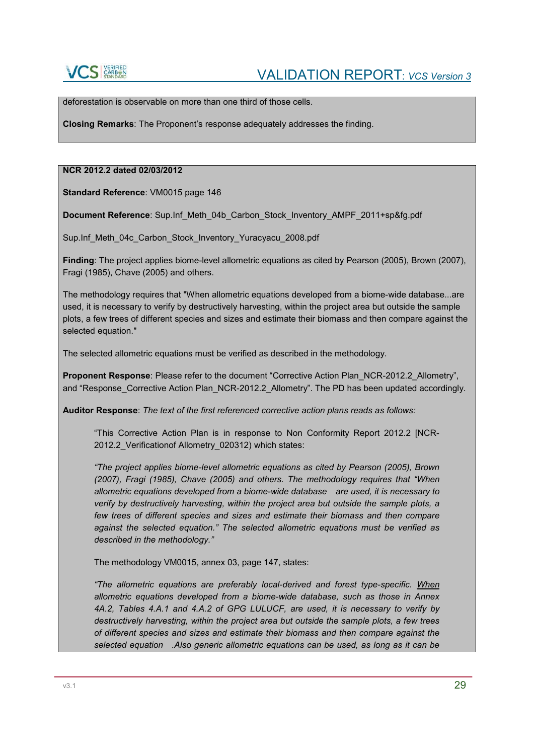deforestation is observable on more than one third of those cells.

**Closing Remarks**: The Proponent's response adequately addresses the finding.

**NCR 2012.2 dated 02/03/2012**

**Standard Reference**: VM0015 page 146

**Document Reference**: Sup.Inf_Meth_04b_Carbon_Stock_Inventory_AMPF_2011+sp&fg.pdf

Sup.Inf_Meth_04c_Carbon_Stock_Inventory_Yuracyacu_2008.pdf

**Finding**: The project applies biome-level allometric equations as cited by Pearson (2005), Brown (2007), Fragi (1985), Chave (2005) and others.

The methodology requires that "When allometric equations developed from a biome-wide database...are used, it is necessary to verify by destructively harvesting, within the project area but outside the sample plots, a few trees of different species and sizes and estimate their biomass and then compare against the selected equation."

The selected allometric equations must be verified as described in the methodology.

**Proponent Response**: Please refer to the document "Corrective Action Plan_NCR-2012.2_Allometry", and "Response_Corrective Action Plan_NCR-2012.2_Allometry". The PD has been updated accordingly.

**Auditor Response**: *The text of the first referenced corrective action plans reads as follows:*

> "This Corrective Action Plan is in response to Non Conformity Report 2012.2 [NCR-2012.2_Verificationof Allometry_020312) which states:
>
> *"The project applies biome-level allometric equations as cited by Pearson (2005), Brown (2007), Fragi (1985), Chave (2005) and others. The methodology requires that "When allometric equations developed from a biome-wide database are used, it is necessary to verify by destructively harvesting, within the project area but outside the sample plots, a few trees of different species and sizes and estimate their biomass and then compare against the selected equation." The selected allometric equations must be verified as described in the methodology."*
>
> The methodology VM0015, annex 03, page 147, states:
>
> *"The allometric equations are preferably local-derived and forest type-specific. <u>When allometric equations developed from a biome-wide database, such as those in Annex 4A.2, Tables 4.A.1 and 4.A.2 of GPG LULUCF, are used, it is necessary to verify by destructively harvesting, within the project area but outside the sample plots, a few trees of different species and sizes and estimate their biomass and then compare against the selected equation</u> .Also generic allometric equations can be used, as long as it can be*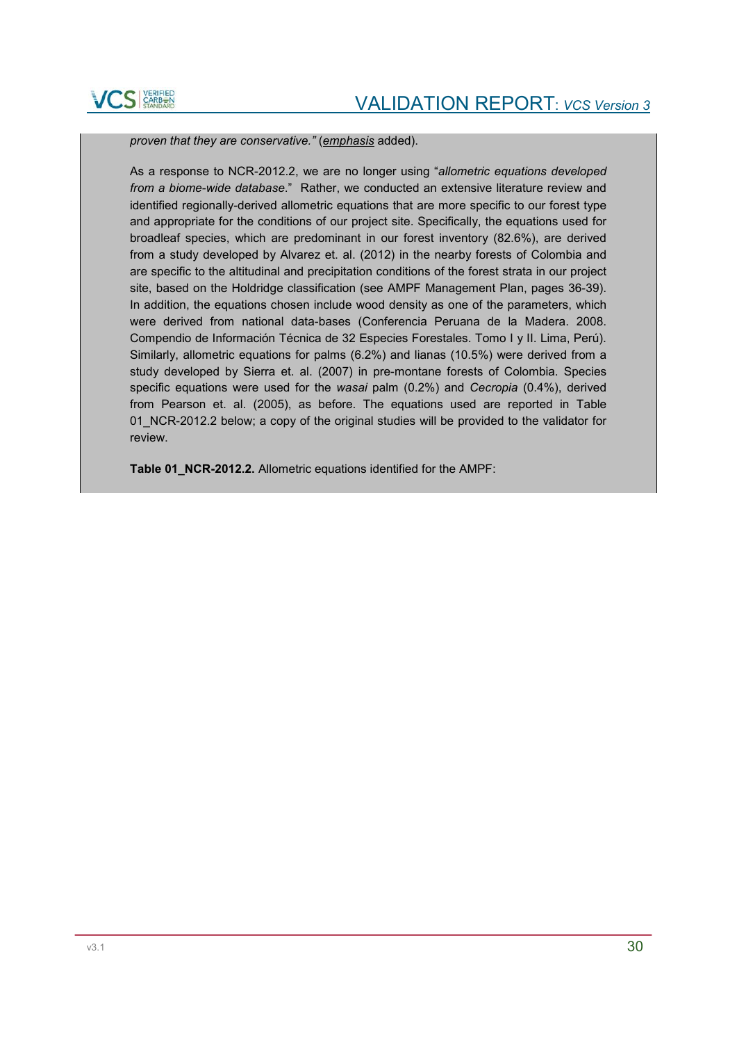*proven that they are conservative."* (emphasis added).

As a response to NCR-2012.2, we are no longer using "*allometric equations developed from a biome-wide database*." Rather, we conducted an extensive literature review and identified regionally-derived allometric equations that are more specific to our forest type and appropriate for the conditions of our project site. Specifically, the equations used for broadleaf species, which are predominant in our forest inventory (82.6%), are derived from a study developed by Alvarez et. al. (2012) in the nearby forests of Colombia and are specific to the altitudinal and precipitation conditions of the forest strata in our project site, based on the Holdridge classification (see AMPF Management Plan, pages 36-39). In addition, the equations chosen include wood density as one of the parameters, which were derived from national data-bases (Conferencia Peruana de la Madera. 2008. Compendio de Información Técnica de 32 Especies Forestales. Tomo I y II. Lima, Perú). Similarly, allometric equations for palms (6.2%) and lianas (10.5%) were derived from a study developed by Sierra et. al. (2007) in pre-montane forests of Colombia. Species specific equations were used for the *wasai* palm (0.2%) and *Cecropia* (0.4%), derived from Pearson et. al. (2005), as before. The equations used are reported in Table 01_NCR-2012.2 below; a copy of the original studies will be provided to the validator for review.

**Table 01_NCR-2012.2.** Allometric equations identified for the AMPF: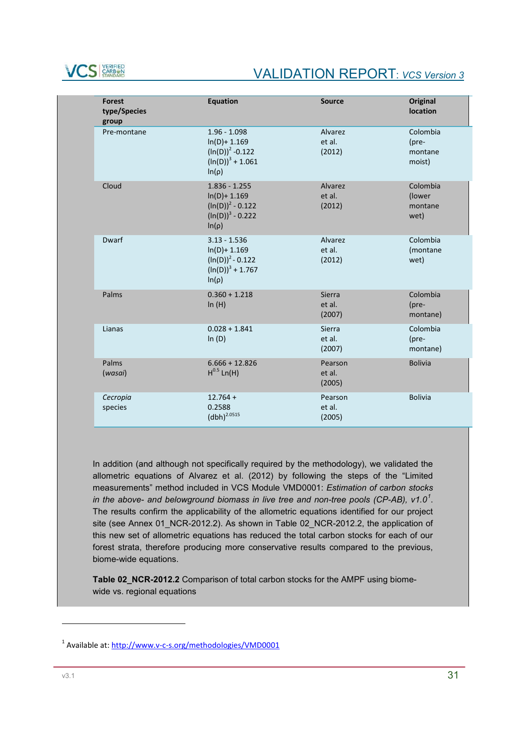| Forest type/Species group | Equation | Source | Original location |
|---|---|---|---|
| Pre-montane | $1.96 - 1.098 \ln(D) + 1.169 (\ln(D))^2 - 0.122 (\ln(D))^3 + 1.061 \ln(\rho)$ | Alvarez et al. (2012) | Colombia (pre-montane moist) |
| Cloud | $1.836 - 1.255 \ln(D) + 1.169 (\ln(D))^2 - 0.122 (\ln(D))^3 - 0.222 \ln(\rho)$ | Alvarez et al. (2012) | Colombia (lower montane wet) |
| Dwarf | $3.13 - 1.536 \ln(D) + 1.169 (\ln(D))^2 - 0.122 (\ln(D))^3 + 1.767 \ln(\rho)$ | Alvarez et al. (2012) | Colombia (montane wet) |
| Palms | $0.360 + 1.218 \ln(H)$ | Sierra et al. (2007) | Colombia (pre-montane) |
| Lianas | $0.028 + 1.841 \ln(D)$ | Sierra et al. (2007) | Colombia (pre-montane) |
| Palms (*wasai*) | $6.666 + 12.826 H^{0.5} \ln(H)$ | Pearson et al. (2005) | Bolivia |
| *Cecropia* species | $12.764 + 0.2588 (dbh)^{2.0515}$ | Pearson et al. (2005) | Bolivia |

In addition (and although not specifically required by the methodology), we validated the allometric equations of Alvarez et al. (2012) by following the steps of the "Limited measurements" method included in VCS Module VMD0001: *Estimation of carbon stocks in the above- and belowground biomass in live tree and non-tree pools (CP-AB), v1.0*[1]. The results confirm the applicability of the allometric equations identified for our project site (see Annex 01_NCR-2012.2). As shown in Table 02_NCR-2012.2, the application of this new set of allometric equations has reduced the total carbon stocks for each of our forest strata, therefore producing more conservative results compared to the previous, biome-wide equations.

**Table 02_NCR-2012.2** Comparison of total carbon stocks for the AMPF using biome-wide vs. regional equations

[1] Available at: http://www.v-c-s.org/methodologies/VMD0001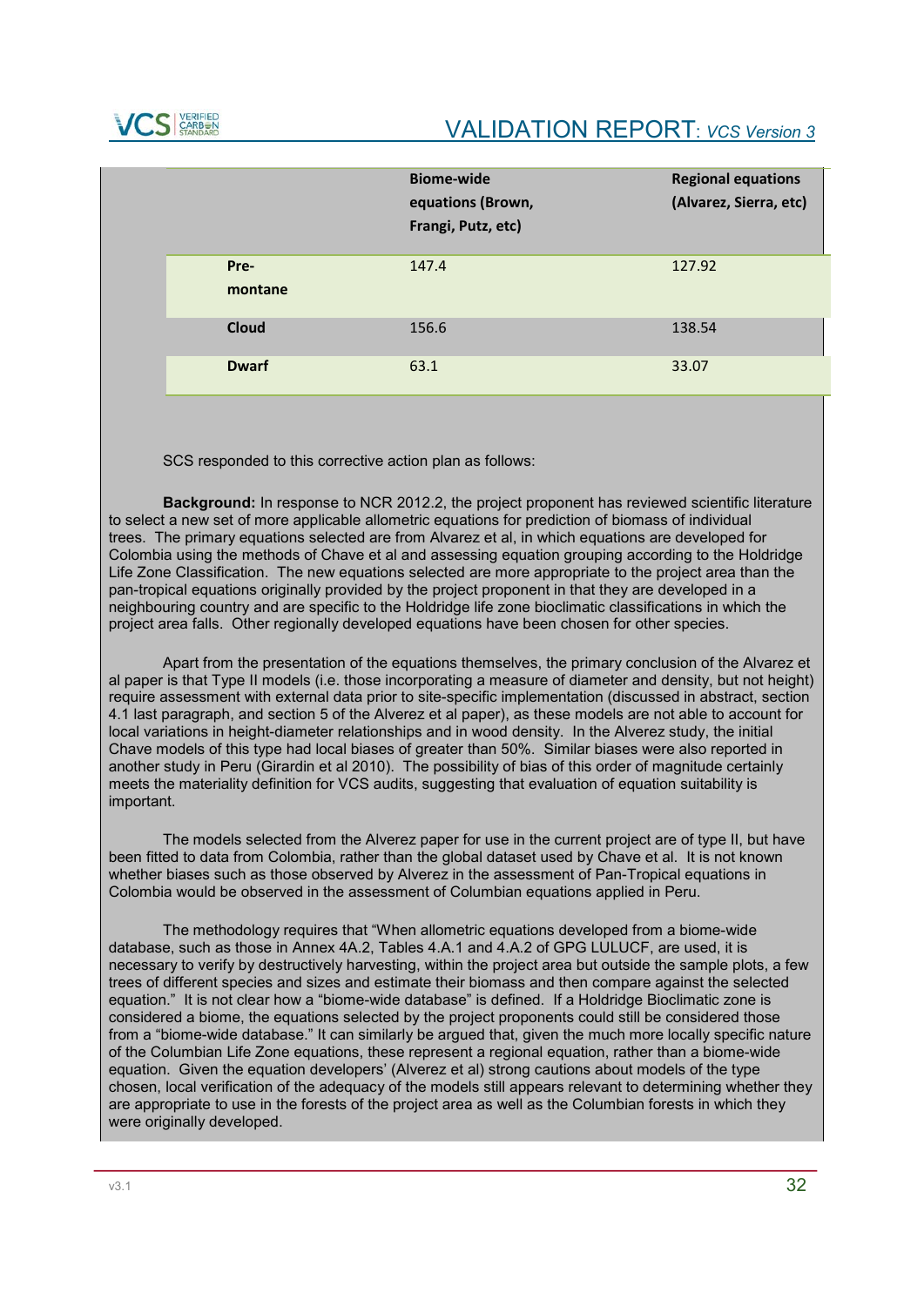| | Biome-wide equations (Brown, Frangi, Putz, etc) | Regional equations (Alvarez, Sierra, etc) |
|---|---|---|
| **Pre-montane** | 147.4 | 127.92 |
| **Cloud** | 156.6 | 138.54 |
| **Dwarf** | 63.1 | 33.07 |

SCS responded to this corrective action plan as follows:

**Background:** In response to NCR 2012.2, the project proponent has reviewed scientific literature to select a new set of more applicable allometric equations for prediction of biomass of individual trees. The primary equations selected are from Alvarez et al, in which equations are developed for Colombia using the methods of Chave et al and assessing equation grouping according to the Holdridge Life Zone Classification. The new equations selected are more appropriate to the project area than the pan-tropical equations originally provided by the project proponent in that they are developed in a neighbouring country and are specific to the Holdridge life zone bioclimatic classifications in which the project area falls. Other regionally developed equations have been chosen for other species.

Apart from the presentation of the equations themselves, the primary conclusion of the Alvarez et al paper is that Type II models (i.e. those incorporating a measure of diameter and density, but not height) require assessment with external data prior to site-specific implementation (discussed in abstract, section 4.1 last paragraph, and section 5 of the Alverez et al paper), as these models are not able to account for local variations in height-diameter relationships and in wood density. In the Alverez study, the initial Chave models of this type had local biases of greater than 50%. Similar biases were also reported in another study in Peru (Girardin et al 2010). The possibility of bias of this order of magnitude certainly meets the materiality definition for VCS audits, suggesting that evaluation of equation suitability is important.

The models selected from the Alverez paper for use in the current project are of type II, but have been fitted to data from Colombia, rather than the global dataset used by Chave et al. It is not known whether biases such as those observed by Alverez in the assessment of Pan-Tropical equations in Colombia would be observed in the assessment of Columbian equations applied in Peru.

The methodology requires that "When allometric equations developed from a biome-wide database, such as those in Annex 4A.2, Tables 4.A.1 and 4.A.2 of GPG LULUCF, are used, it is necessary to verify by destructively harvesting, within the project area but outside the sample plots, a few trees of different species and sizes and estimate their biomass and then compare against the selected equation." It is not clear how a "biome-wide database" is defined. If a Holdridge Bioclimatic zone is considered a biome, the equations selected by the project proponents could still be considered those from a "biome-wide database." It can similarly be argued that, given the much more locally specific nature of the Columbian Life Zone equations, these represent a regional equation, rather than a biome-wide equation. Given the equation developers' (Alverez et al) strong cautions about models of the type chosen, local verification of the adequacy of the models still appears relevant to determining whether they are appropriate to use in the forests of the project area as well as the Columbian forests in which they were originally developed.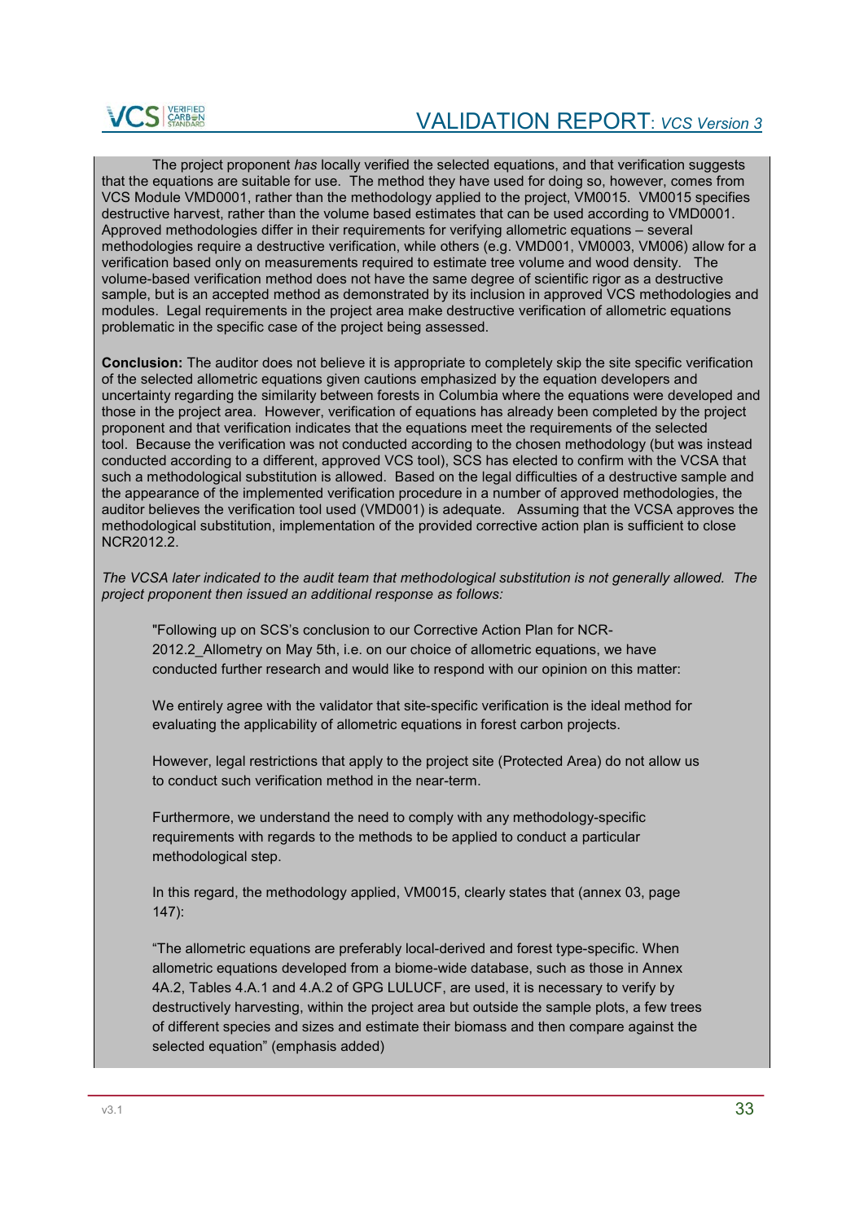The project proponent *has* locally verified the selected equations, and that verification suggests that the equations are suitable for use. The method they have used for doing so, however, comes from VCS Module VMD0001, rather than the methodology applied to the project, VM0015. VM0015 specifies destructive harvest, rather than the volume based estimates that can be used according to VMD0001. Approved methodologies differ in their requirements for verifying allometric equations – several methodologies require a destructive verification, while others (e.g. VMD001, VM0003, VM006) allow for a verification based only on measurements required to estimate tree volume and wood density. The volume-based verification method does not have the same degree of scientific rigor as a destructive sample, but is an accepted method as demonstrated by its inclusion in approved VCS methodologies and modules. Legal requirements in the project area make destructive verification of allometric equations problematic in the specific case of the project being assessed.

**Conclusion:** The auditor does not believe it is appropriate to completely skip the site specific verification of the selected allometric equations given cautions emphasized by the equation developers and uncertainty regarding the similarity between forests in Columbia where the equations were developed and those in the project area. However, verification of equations has already been completed by the project proponent and that verification indicates that the equations meet the requirements of the selected tool. Because the verification was not conducted according to the chosen methodology (but was instead conducted according to a different, approved VCS tool), SCS has elected to confirm with the VCSA that such a methodological substitution is allowed. Based on the legal difficulties of a destructive sample and the appearance of the implemented verification procedure in a number of approved methodologies, the auditor believes the verification tool used (VMD001) is adequate. Assuming that the VCSA approves the methodological substitution, implementation of the provided corrective action plan is sufficient to close NCR2012.2.

*The VCSA later indicated to the audit team that methodological substitution is not generally allowed. The project proponent then issued an additional response as follows:*

> "Following up on SCS's conclusion to our Corrective Action Plan for NCR-2012.2_Allometry on May 5th, i.e. on our choice of allometric equations, we have conducted further research and would like to respond with our opinion on this matter:
>
> We entirely agree with the validator that site-specific verification is the ideal method for evaluating the applicability of allometric equations in forest carbon projects.
>
> However, legal restrictions that apply to the project site (Protected Area) do not allow us to conduct such verification method in the near-term.
>
> Furthermore, we understand the need to comply with any methodology-specific requirements with regards to the methods to be applied to conduct a particular methodological step.
>
> In this regard, the methodology applied, VM0015, clearly states that (annex 03, page 147):
>
> "The allometric equations are preferably local-derived and forest type-specific. When allometric equations developed from a biome-wide database, such as those in Annex 4A.2, Tables 4.A.1 and 4.A.2 of GPG LULUCF, are used, it is necessary to verify by destructively harvesting, within the project area but outside the sample plots, a few trees of different species and sizes and estimate their biomass and then compare against the selected equation" (emphasis added)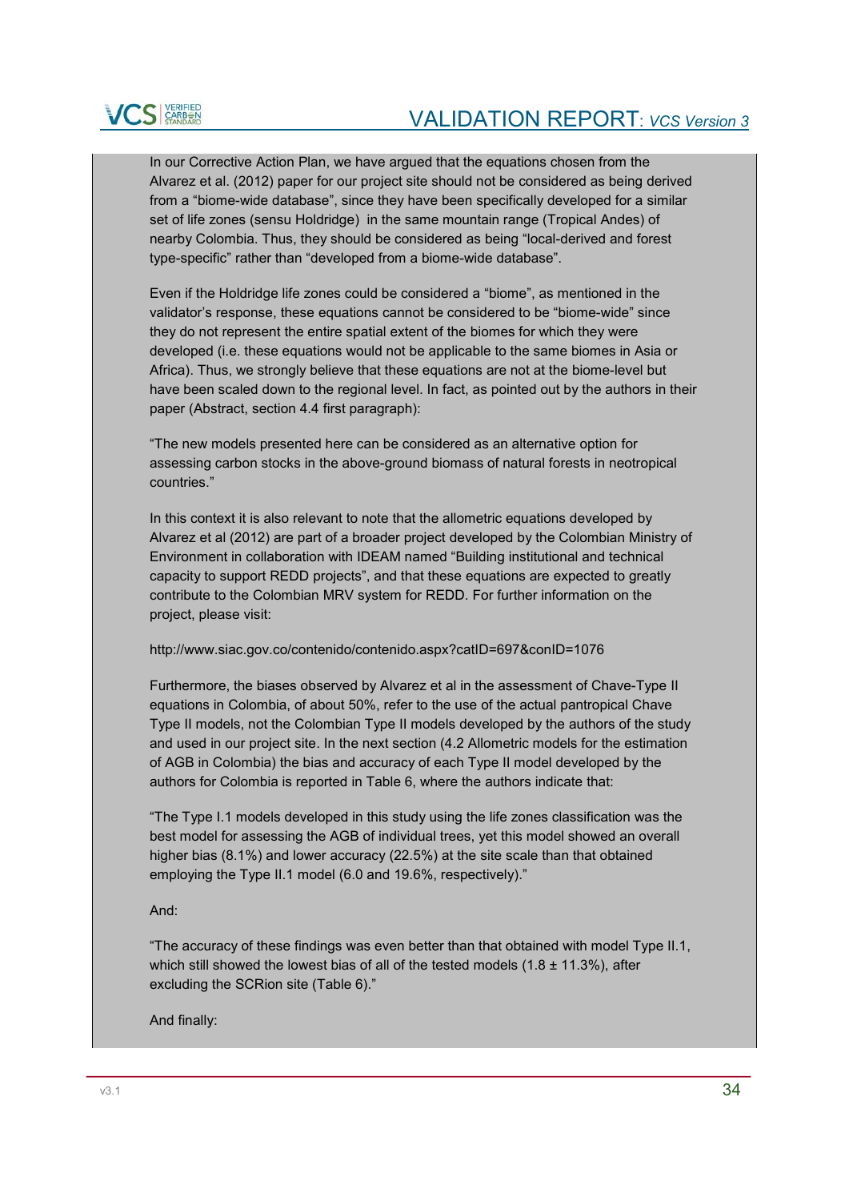In our Corrective Action Plan, we have argued that the equations chosen from the Alvarez et al. (2012) paper for our project site should not be considered as being derived from a "biome-wide database", since they have been specifically developed for a similar set of life zones (sensu Holdridge) in the same mountain range (Tropical Andes) of nearby Colombia. Thus, they should be considered as being "local-derived and forest type-specific" rather than "developed from a biome-wide database".

Even if the Holdridge life zones could be considered a "biome", as mentioned in the validator's response, these equations cannot be considered to be "biome-wide" since they do not represent the entire spatial extent of the biomes for which they were developed (i.e. these equations would not be applicable to the same biomes in Asia or Africa). Thus, we strongly believe that these equations are not at the biome-level but have been scaled down to the regional level. In fact, as pointed out by the authors in their paper (Abstract, section 4.4 first paragraph):

"The new models presented here can be considered as an alternative option for assessing carbon stocks in the above-ground biomass of natural forests in neotropical countries."

In this context it is also relevant to note that the allometric equations developed by Alvarez et al (2012) are part of a broader project developed by the Colombian Ministry of Environment in collaboration with IDEAM named "Building institutional and technical capacity to support REDD projects", and that these equations are expected to greatly contribute to the Colombian MRV system for REDD. For further information on the project, please visit:

http://www.siac.gov.co/contenido/contenido.aspx?catID=697&conID=1076

Furthermore, the biases observed by Alvarez et al in the assessment of Chave-Type II equations in Colombia, of about 50%, refer to the use of the actual pantropical Chave Type II models, not the Colombian Type II models developed by the authors of the study and used in our project site. In the next section (4.2 Allometric models for the estimation of AGB in Colombia) the bias and accuracy of each Type II model developed by the authors for Colombia is reported in Table 6, where the authors indicate that:

"The Type I.1 models developed in this study using the life zones classification was the best model for assessing the AGB of individual trees, yet this model showed an overall higher bias (8.1%) and lower accuracy (22.5%) at the site scale than that obtained employing the Type II.1 model (6.0 and 19.6%, respectively)."

And:

"The accuracy of these findings was even better than that obtained with model Type II.1, which still showed the lowest bias of all of the tested models (1.8 ± 11.3%), after excluding the SCRion site (Table 6)."

And finally: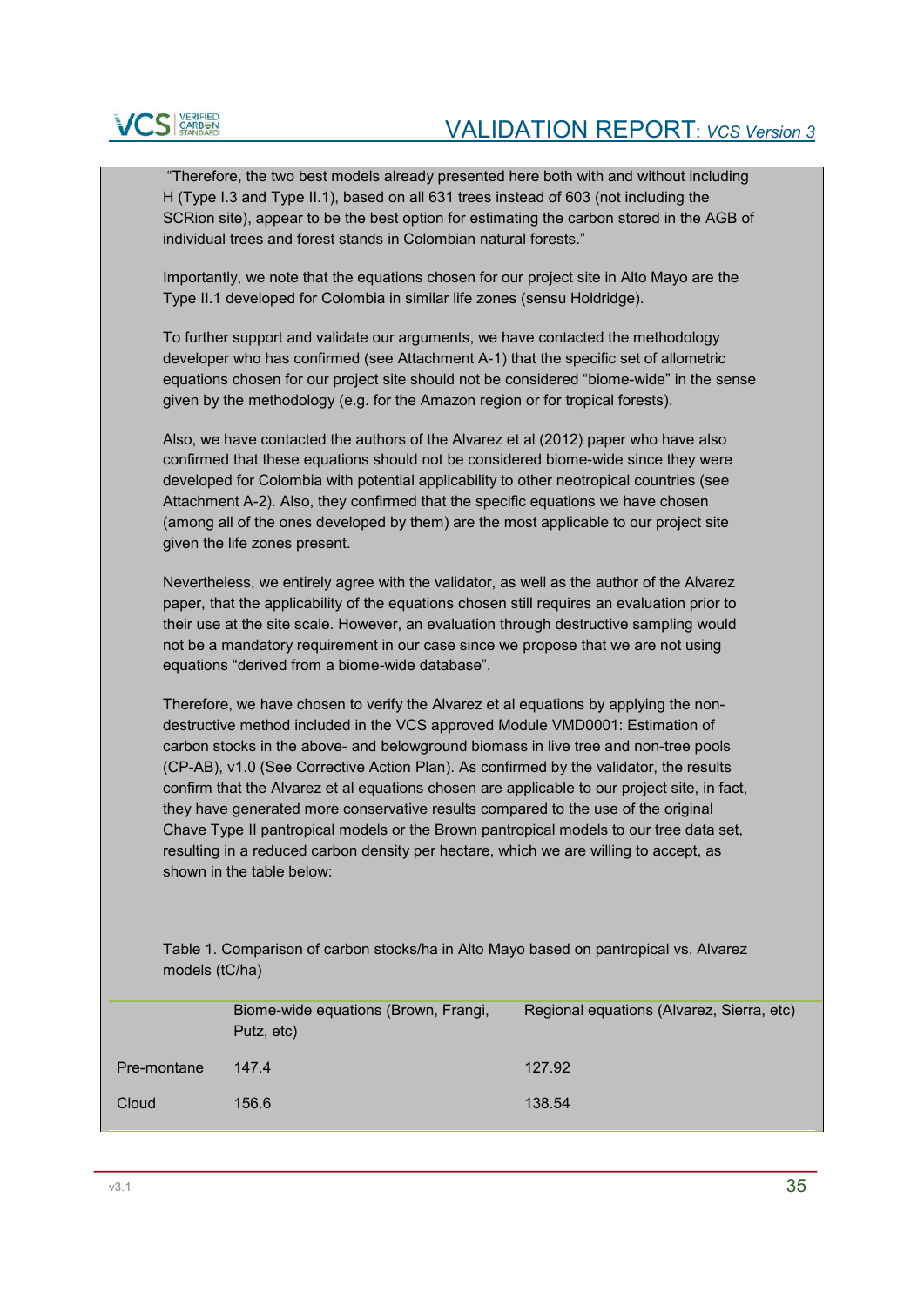"Therefore, the two best models already presented here both with and without including H (Type I.3 and Type II.1), based on all 631 trees instead of 603 (not including the SCRion site), appear to be the best option for estimating the carbon stored in the AGB of individual trees and forest stands in Colombian natural forests."

Importantly, we note that the equations chosen for our project site in Alto Mayo are the Type II.1 developed for Colombia in similar life zones (sensu Holdridge).

To further support and validate our arguments, we have contacted the methodology developer who has confirmed (see Attachment A-1) that the specific set of allometric equations chosen for our project site should not be considered "biome-wide" in the sense given by the methodology (e.g. for the Amazon region or for tropical forests).

Also, we have contacted the authors of the Alvarez et al (2012) paper who have also confirmed that these equations should not be considered biome-wide since they were developed for Colombia with potential applicability to other neotropical countries (see Attachment A-2). Also, they confirmed that the specific equations we have chosen (among all of the ones developed by them) are the most applicable to our project site given the life zones present.

Nevertheless, we entirely agree with the validator, as well as the author of the Alvarez paper, that the applicability of the equations chosen still requires an evaluation prior to their use at the site scale. However, an evaluation through destructive sampling would not be a mandatory requirement in our case since we propose that we are not using equations "derived from a biome-wide database".

Therefore, we have chosen to verify the Alvarez et al equations by applying the non-destructive method included in the VCS approved Module VMD0001: Estimation of carbon stocks in the above- and belowground biomass in live tree and non-tree pools (CP-AB), v1.0 (See Corrective Action Plan). As confirmed by the validator, the results confirm that the Alvarez et al equations chosen are applicable to our project site, in fact, they have generated more conservative results compared to the use of the original Chave Type II pantropical models or the Brown pantropical models to our tree data set, resulting in a reduced carbon density per hectare, which we are willing to accept, as shown in the table below:

Table 1. Comparison of carbon stocks/ha in Alto Mayo based on pantropical vs. Alvarez models (tC/ha)

| | Biome-wide equations (Brown, Frangi, Putz, etc) | Regional equations (Alvarez, Sierra, etc) |
|---|---|---|
| Pre-montane | 147.4 | 127.92 |
| Cloud | 156.6 | 138.54 |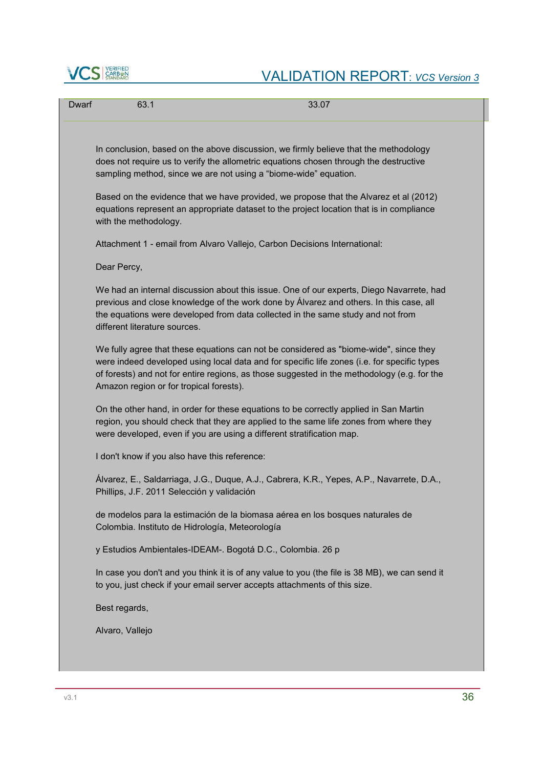| Dwarf | 63.1 | 33.07 |
|---|---|---|

In conclusion, based on the above discussion, we firmly believe that the methodology does not require us to verify the allometric equations chosen through the destructive sampling method, since we are not using a “biome-wide” equation.

Based on the evidence that we have provided, we propose that the Alvarez et al (2012) equations represent an appropriate dataset to the project location that is in compliance with the methodology.

Attachment 1 - email from Alvaro Vallejo, Carbon Decisions International:

Dear Percy,

We had an internal discussion about this issue. One of our experts, Diego Navarrete, had previous and close knowledge of the work done by Álvarez and others. In this case, all the equations were developed from data collected in the same study and not from different literature sources.

We fully agree that these equations can not be considered as "biome-wide", since they were indeed developed using local data and for specific life zones (i.e. for specific types of forests) and not for entire regions, as those suggested in the methodology (e.g. for the Amazon region or for tropical forests).

On the other hand, in order for these equations to be correctly applied in San Martin region, you should check that they are applied to the same life zones from where they were developed, even if you are using a different stratification map.

I don't know if you also have this reference:

Álvarez, E., Saldarriaga, J.G., Duque, A.J., Cabrera, K.R., Yepes, A.P., Navarrete, D.A., Phillips, J.F. 2011 Selección y validación

de modelos para la estimación de la biomasa aérea en los bosques naturales de Colombia. Instituto de Hidrología, Meteorología

y Estudios Ambientales-IDEAM-. Bogotá D.C., Colombia. 26 p

In case you don't and you think it is of any value to you (the file is 38 MB), we can send it to you, just check if your email server accepts attachments of this size.

Best regards,

Alvaro, Vallejo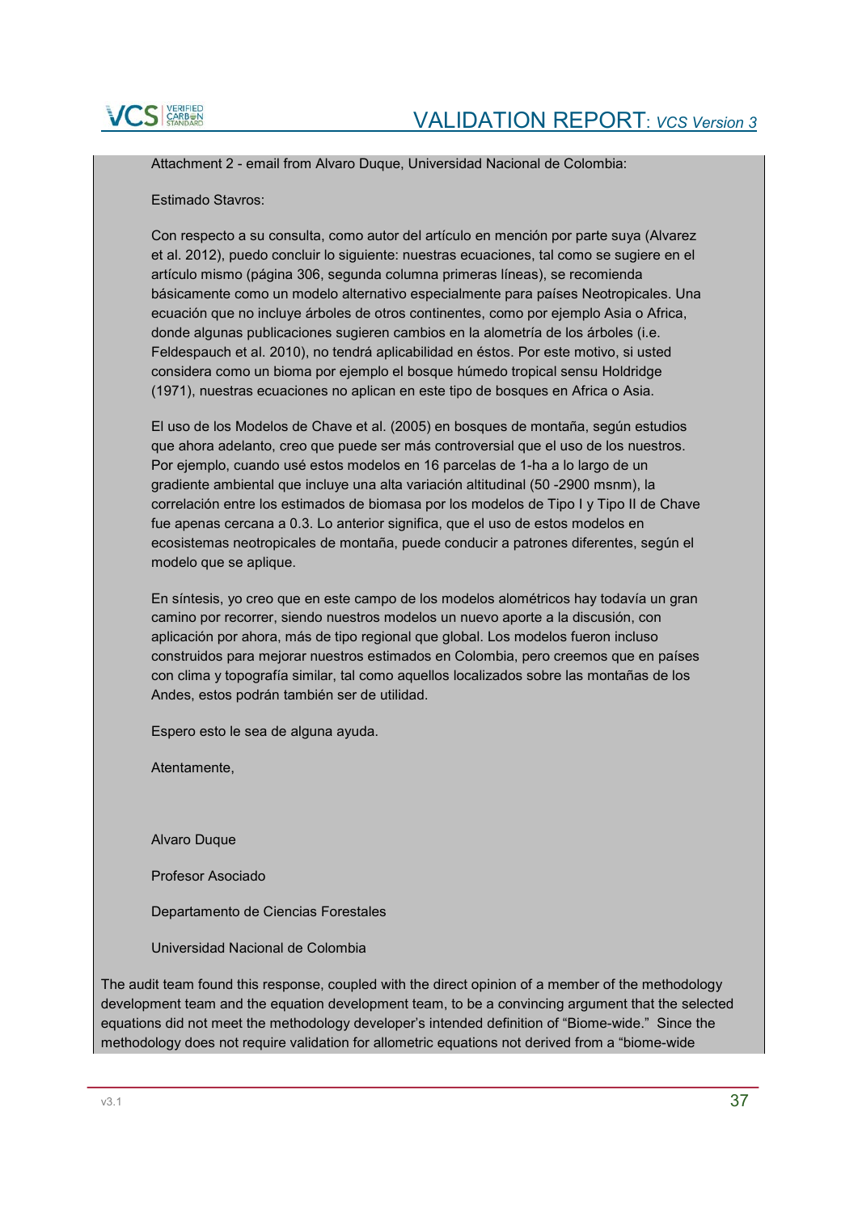Attachment 2 - email from Alvaro Duque, Universidad Nacional de Colombia:

Estimado Stavros:

Con respecto a su consulta, como autor del artículo en mención por parte suya (Alvarez et al. 2012), puedo concluir lo siguiente: nuestras ecuaciones, tal como se sugiere en el artículo mismo (página 306, segunda columna primeras líneas), se recomienda básicamente como un modelo alternativo especialmente para países Neotropicales. Una ecuación que no incluye árboles de otros continentes, como por ejemplo Asia o Africa, donde algunas publicaciones sugieren cambios en la alometría de los árboles (i.e. Feldespauch et al. 2010), no tendrá aplicabilidad en éstos. Por este motivo, si usted considera como un bioma por ejemplo el bosque húmedo tropical sensu Holdridge (1971), nuestras ecuaciones no aplican en este tipo de bosques en Africa o Asia.

El uso de los Modelos de Chave et al. (2005) en bosques de montaña, según estudios que ahora adelanto, creo que puede ser más controversial que el uso de los nuestros. Por ejemplo, cuando usé estos modelos en 16 parcelas de 1-ha a lo largo de un gradiente ambiental que incluye una alta variación altitudinal (50 -2900 msnm), la correlación entre los estimados de biomasa por los modelos de Tipo I y Tipo II de Chave fue apenas cercana a 0.3. Lo anterior significa, que el uso de estos modelos en ecosistemas neotropicales de montaña, puede conducir a patrones diferentes, según el modelo que se aplique.

En síntesis, yo creo que en este campo de los modelos alométricos hay todavía un gran camino por recorrer, siendo nuestros modelos un nuevo aporte a la discusión, con aplicación por ahora, más de tipo regional que global. Los modelos fueron incluso construidos para mejorar nuestros estimados en Colombia, pero creemos que en países con clima y topografía similar, tal como aquellos localizados sobre las montañas de los Andes, estos podrán también ser de utilidad.

Espero esto le sea de alguna ayuda.

Atentamente,

Alvaro Duque

Profesor Asociado

Departamento de Ciencias Forestales

Universidad Nacional de Colombia

The audit team found this response, coupled with the direct opinion of a member of the methodology development team and the equation development team, to be a convincing argument that the selected equations did not meet the methodology developer's intended definition of "Biome-wide." Since the methodology does not require validation for allometric equations not derived from a "biome-wide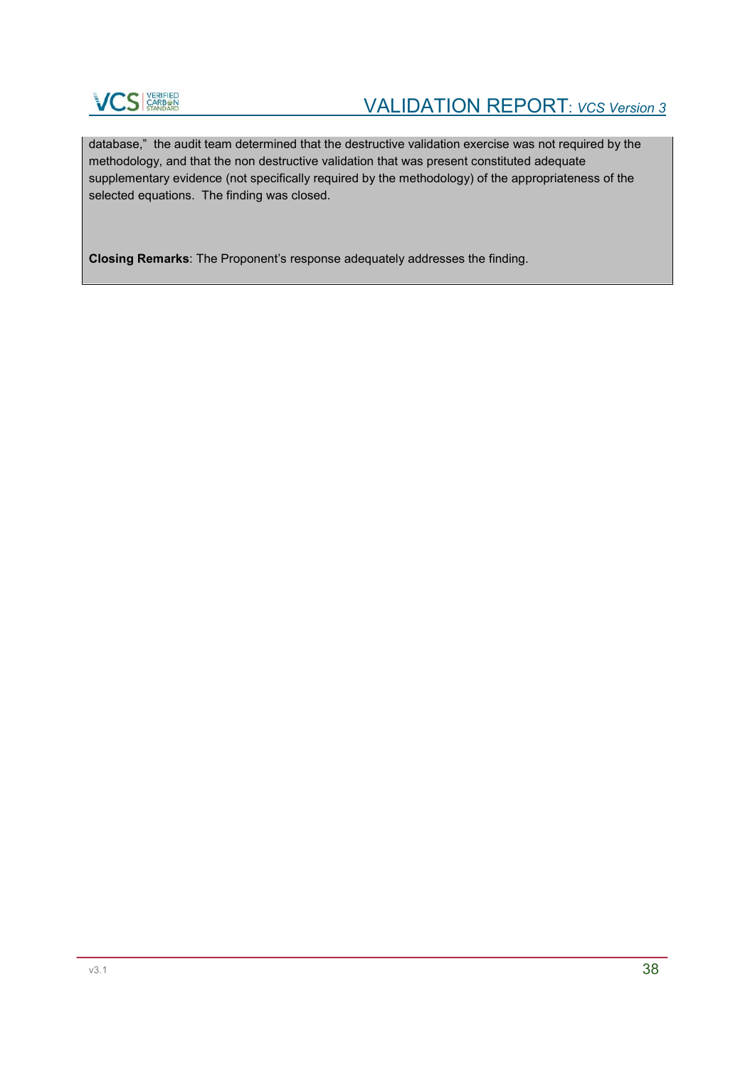database," the audit team determined that the destructive validation exercise was not required by the methodology, and that the non destructive validation that was present constituted adequate supplementary evidence (not specifically required by the methodology) of the appropriateness of the selected equations. The finding was closed.

**Closing Remarks**: The Proponent's response adequately addresses the finding.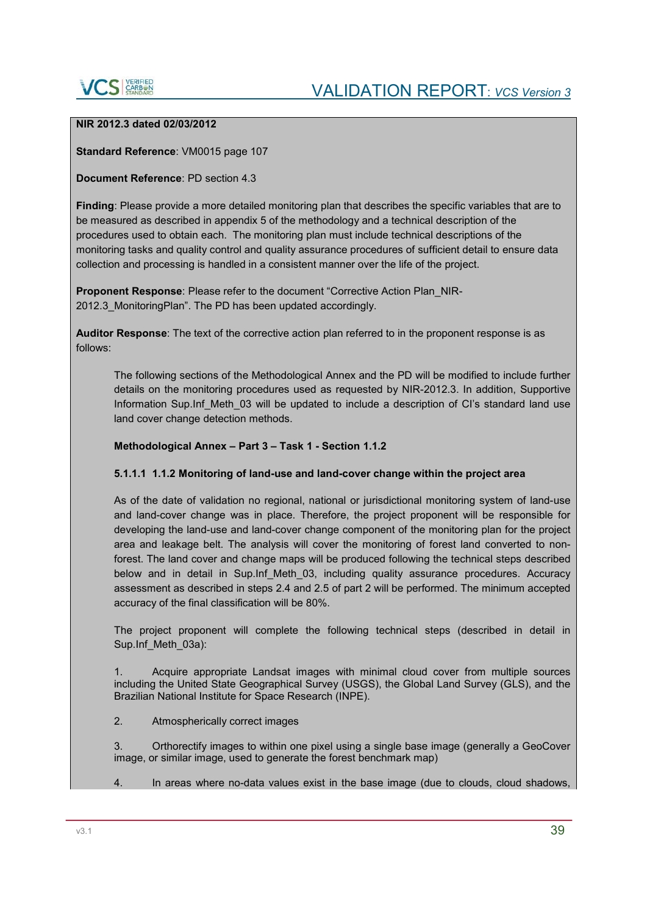**NIR 2012.3 dated 02/03/2012**

**Standard Reference**: VM0015 page 107

**Document Reference**: PD section 4.3

**Finding**: Please provide a more detailed monitoring plan that describes the specific variables that are to be measured as described in appendix 5 of the methodology and a technical description of the procedures used to obtain each. The monitoring plan must include technical descriptions of the monitoring tasks and quality control and quality assurance procedures of sufficient detail to ensure data collection and processing is handled in a consistent manner over the life of the project.

**Proponent Response**: Please refer to the document "Corrective Action Plan_NIR-2012.3_MonitoringPlan". The PD has been updated accordingly.

**Auditor Response**: The text of the corrective action plan referred to in the proponent response is as follows:

> The following sections of the Methodological Annex and the PD will be modified to include further details on the monitoring procedures used as requested by NIR-2012.3. In addition, Supportive Information Sup.Inf_Meth_03 will be updated to include a description of CI's standard land use land cover change detection methods.
>
> **Methodological Annex – Part 3 – Task 1 - Section 1.1.2**
>
> **5.1.1.1 1.1.2 Monitoring of land-use and land-cover change within the project area**
>
> As of the date of validation no regional, national or jurisdictional monitoring system of land-use and land-cover change was in place. Therefore, the project proponent will be responsible for developing the land-use and land-cover change component of the monitoring plan for the project area and leakage belt. The analysis will cover the monitoring of forest land converted to non-forest. The land cover and change maps will be produced following the technical steps described below and in detail in Sup.Inf_Meth_03, including quality assurance procedures. Accuracy assessment as described in steps 2.4 and 2.5 of part 2 will be performed. The minimum accepted accuracy of the final classification will be 80%.
>
> The project proponent will complete the following technical steps (described in detail in Sup.Inf_Meth_03a):
>
> 1. Acquire appropriate Landsat images with minimal cloud cover from multiple sources including the United State Geographical Survey (USGS), the Global Land Survey (GLS), and the Brazilian National Institute for Space Research (INPE).
>
> 2. Atmospherically correct images
>
> 3. Orthorectify images to within one pixel using a single base image (generally a GeoCover image, or similar image, used to generate the forest benchmark map)
>
> 4. In areas where no-data values exist in the base image (due to clouds, cloud shadows,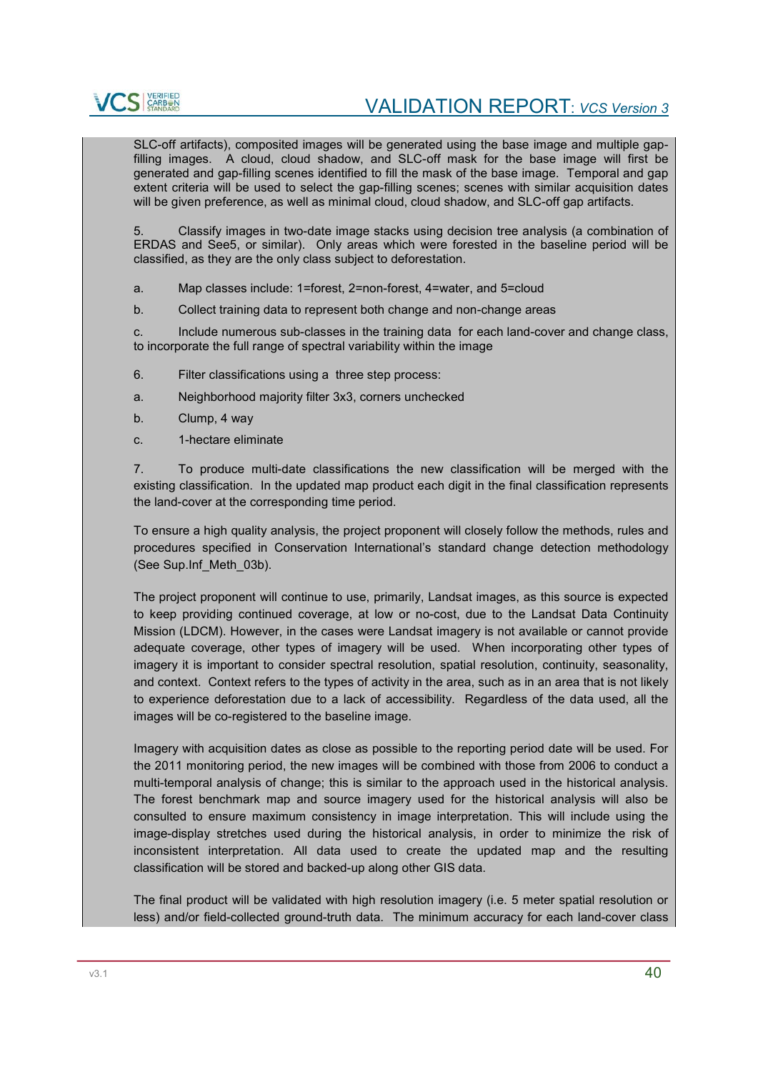SLC-off artifacts), composited images will be generated using the base image and multiple gap-filling images. A cloud, cloud shadow, and SLC-off mask for the base image will first be generated and gap-filling scenes identified to fill the mask of the base image. Temporal and gap extent criteria will be used to select the gap-filling scenes; scenes with similar acquisition dates will be given preference, as well as minimal cloud, cloud shadow, and SLC-off gap artifacts.

5. Classify images in two-date image stacks using decision tree analysis (a combination of ERDAS and See5, or similar). Only areas which were forested in the baseline period will be classified, as they are the only class subject to deforestation.

a. Map classes include: 1=forest, 2=non-forest, 4=water, and 5=cloud

b. Collect training data to represent both change and non-change areas

c. Include numerous sub-classes in the training data for each land-cover and change class, to incorporate the full range of spectral variability within the image

6. Filter classifications using a three step process:

a. Neighborhood majority filter 3x3, corners unchecked

b. Clump, 4 way

c. 1-hectare eliminate

7. To produce multi-date classifications the new classification will be merged with the existing classification. In the updated map product each digit in the final classification represents the land-cover at the corresponding time period.

To ensure a high quality analysis, the project proponent will closely follow the methods, rules and procedures specified in Conservation International's standard change detection methodology (See Sup.Inf_Meth_03b).

The project proponent will continue to use, primarily, Landsat images, as this source is expected to keep providing continued coverage, at low or no-cost, due to the Landsat Data Continuity Mission (LDCM). However, in the cases were Landsat imagery is not available or cannot provide adequate coverage, other types of imagery will be used. When incorporating other types of imagery it is important to consider spectral resolution, spatial resolution, continuity, seasonality, and context. Context refers to the types of activity in the area, such as in an area that is not likely to experience deforestation due to a lack of accessibility. Regardless of the data used, all the images will be co-registered to the baseline image.

Imagery with acquisition dates as close as possible to the reporting period date will be used. For the 2011 monitoring period, the new images will be combined with those from 2006 to conduct a multi-temporal analysis of change; this is similar to the approach used in the historical analysis. The forest benchmark map and source imagery used for the historical analysis will also be consulted to ensure maximum consistency in image interpretation. This will include using the image-display stretches used during the historical analysis, in order to minimize the risk of inconsistent interpretation. All data used to create the updated map and the resulting classification will be stored and backed-up along other GIS data.

The final product will be validated with high resolution imagery (i.e. 5 meter spatial resolution or less) and/or field-collected ground-truth data. The minimum accuracy for each land-cover class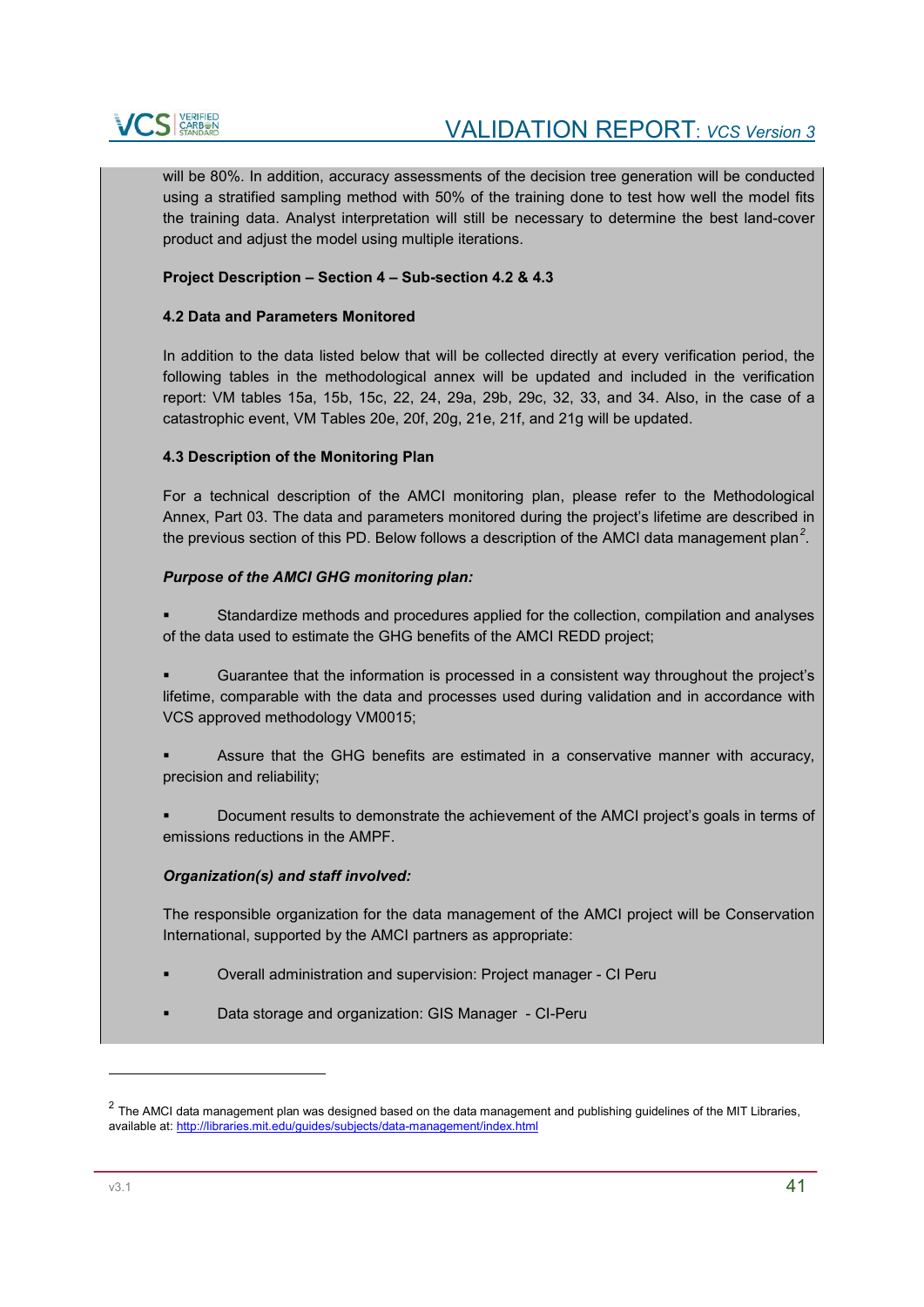will be 80%. In addition, accuracy assessments of the decision tree generation will be conducted using a stratified sampling method with 50% of the training done to test how well the model fits the training data. Analyst interpretation will still be necessary to determine the best land-cover product and adjust the model using multiple iterations.

**Project Description – Section 4 – Sub-section 4.2 & 4.3**

**4.2 Data and Parameters Monitored**

In addition to the data listed below that will be collected directly at every verification period, the following tables in the methodological annex will be updated and included in the verification report: VM tables 15a, 15b, 15c, 22, 24, 29a, 29b, 29c, 32, 33, and 34. Also, in the case of a catastrophic event, VM Tables 20e, 20f, 20g, 21e, 21f, and 21g will be updated.

**4.3 Description of the Monitoring Plan**

For a technical description of the AMCI monitoring plan, please refer to the Methodological Annex, Part 03. The data and parameters monitored during the project's lifetime are described in the previous section of this PD. Below follows a description of the AMCI data management plan[2].

***Purpose of the AMCI GHG monitoring plan:***

- Standardize methods and procedures applied for the collection, compilation and analyses of the data used to estimate the GHG benefits of the AMCI REDD project;
- Guarantee that the information is processed in a consistent way throughout the project's lifetime, comparable with the data and processes used during validation and in accordance with VCS approved methodology VM0015;
- Assure that the GHG benefits are estimated in a conservative manner with accuracy, precision and reliability;
- Document results to demonstrate the achievement of the AMCI project's goals in terms of emissions reductions in the AMPF.

***Organization(s) and staff involved:***

The responsible organization for the data management of the AMCI project will be Conservation International, supported by the AMCI partners as appropriate:

- Overall administration and supervision: Project manager - CI Peru
- Data storage and organization: GIS Manager - CI-Peru

[2] The AMCI data management plan was designed based on the data management and publishing guidelines of the MIT Libraries, available at: http://libraries.mit.edu/guides/subjects/data-management/index.html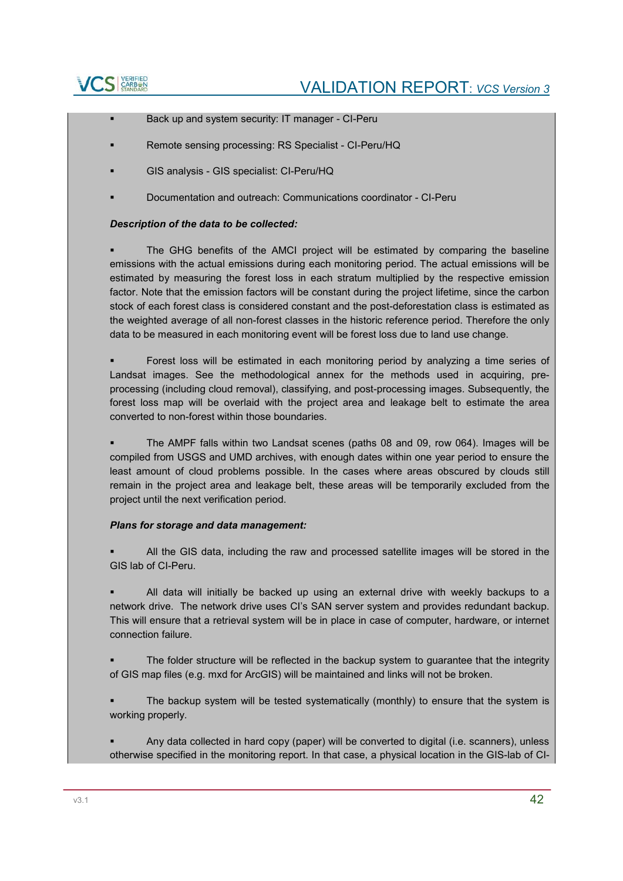- Back up and system security: IT manager - CI-Peru
- Remote sensing processing: RS Specialist - CI-Peru/HQ
- GIS analysis - GIS specialist: CI-Peru/HQ
- Documentation and outreach: Communications coordinator - CI-Peru

***Description of the data to be collected:***

- The GHG benefits of the AMCI project will be estimated by comparing the baseline emissions with the actual emissions during each monitoring period. The actual emissions will be estimated by measuring the forest loss in each stratum multiplied by the respective emission factor. Note that the emission factors will be constant during the project lifetime, since the carbon stock of each forest class is considered constant and the post-deforestation class is estimated as the weighted average of all non-forest classes in the historic reference period. Therefore the only data to be measured in each monitoring event will be forest loss due to land use change.

- Forest loss will be estimated in each monitoring period by analyzing a time series of Landsat images. See the methodological annex for the methods used in acquiring, pre-processing (including cloud removal), classifying, and post-processing images. Subsequently, the forest loss map will be overlaid with the project area and leakage belt to estimate the area converted to non-forest within those boundaries.

- The AMPF falls within two Landsat scenes (paths 08 and 09, row 064). Images will be compiled from USGS and UMD archives, with enough dates within one year period to ensure the least amount of cloud problems possible. In the cases where areas obscured by clouds still remain in the project area and leakage belt, these areas will be temporarily excluded from the project until the next verification period.

***Plans for storage and data management:***

- All the GIS data, including the raw and processed satellite images will be stored in the GIS lab of CI-Peru.

- All data will initially be backed up using an external drive with weekly backups to a network drive. The network drive uses CI's SAN server system and provides redundant backup. This will ensure that a retrieval system will be in place in case of computer, hardware, or internet connection failure.

- The folder structure will be reflected in the backup system to guarantee that the integrity of GIS map files (e.g. mxd for ArcGIS) will be maintained and links will not be broken.

- The backup system will be tested systematically (monthly) to ensure that the system is working properly.

- Any data collected in hard copy (paper) will be converted to digital (i.e. scanners), unless otherwise specified in the monitoring report. In that case, a physical location in the GIS-lab of CI-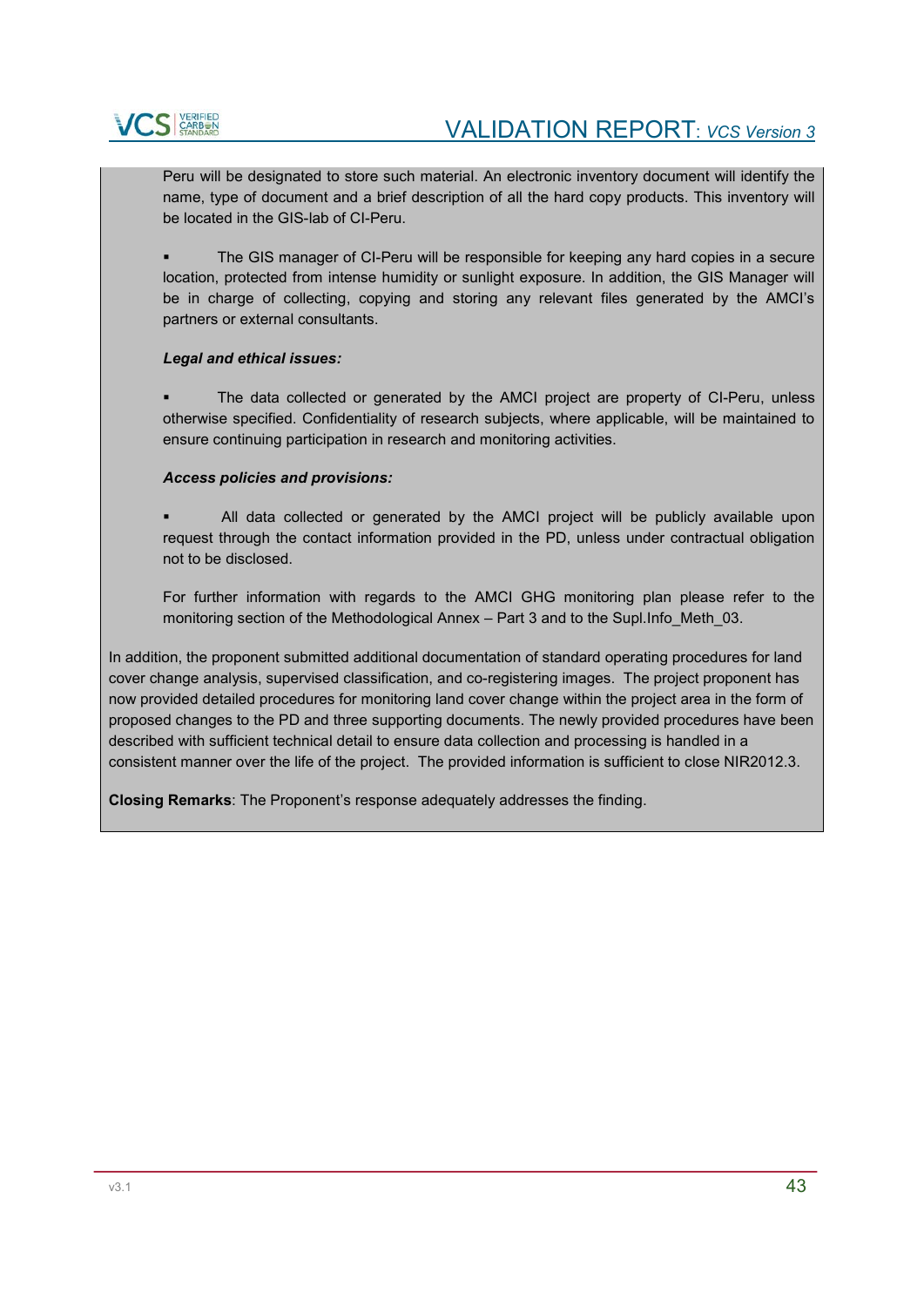Peru will be designated to store such material. An electronic inventory document will identify the name, type of document and a brief description of all the hard copy products. This inventory will be located in the GIS-lab of CI-Peru.

- The GIS manager of CI-Peru will be responsible for keeping any hard copies in a secure location, protected from intense humidity or sunlight exposure. In addition, the GIS Manager will be in charge of collecting, copying and storing any relevant files generated by the AMCI's partners or external consultants.

***Legal and ethical issues:***

- The data collected or generated by the AMCI project are property of CI-Peru, unless otherwise specified. Confidentiality of research subjects, where applicable, will be maintained to ensure continuing participation in research and monitoring activities.

***Access policies and provisions:***

- All data collected or generated by the AMCI project will be publicly available upon request through the contact information provided in the PD, unless under contractual obligation not to be disclosed.

For further information with regards to the AMCI GHG monitoring plan please refer to the monitoring section of the Methodological Annex – Part 3 and to the Supl.Info_Meth_03.

In addition, the proponent submitted additional documentation of standard operating procedures for land cover change analysis, supervised classification, and co-registering images. The project proponent has now provided detailed procedures for monitoring land cover change within the project area in the form of proposed changes to the PD and three supporting documents. The newly provided procedures have been described with sufficient technical detail to ensure data collection and processing is handled in a consistent manner over the life of the project. The provided information is sufficient to close NIR2012.3.

**Closing Remarks**: The Proponent's response adequately addresses the finding.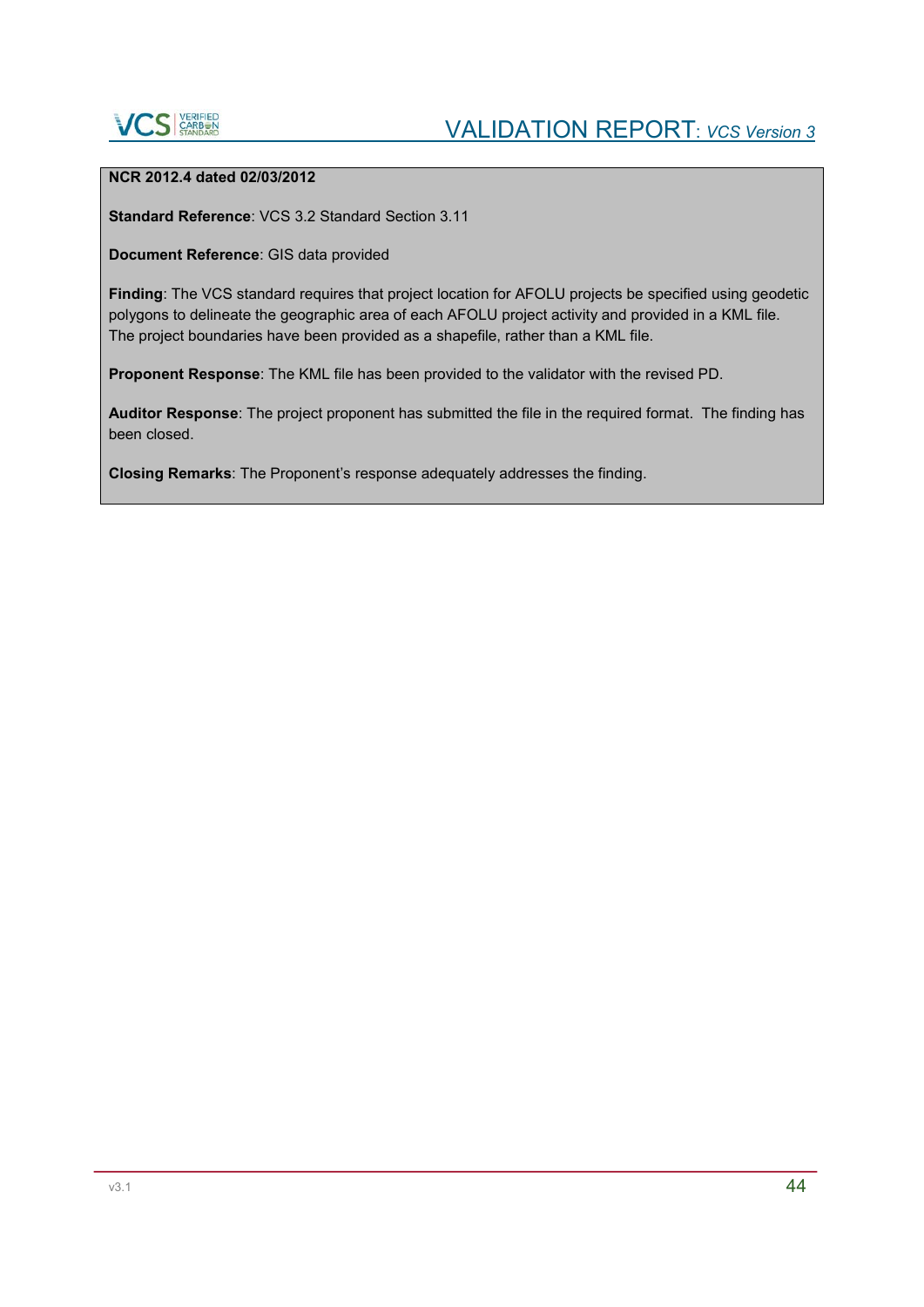**NCR 2012.4 dated 02/03/2012**

**Standard Reference**: VCS 3.2 Standard Section 3.11

**Document Reference**: GIS data provided

**Finding**: The VCS standard requires that project location for AFOLU projects be specified using geodetic polygons to delineate the geographic area of each AFOLU project activity and provided in a KML file. The project boundaries have been provided as a shapefile, rather than a KML file.

**Proponent Response**: The KML file has been provided to the validator with the revised PD.

**Auditor Response**: The project proponent has submitted the file in the required format. The finding has been closed.

**Closing Remarks**: The Proponent's response adequately addresses the finding.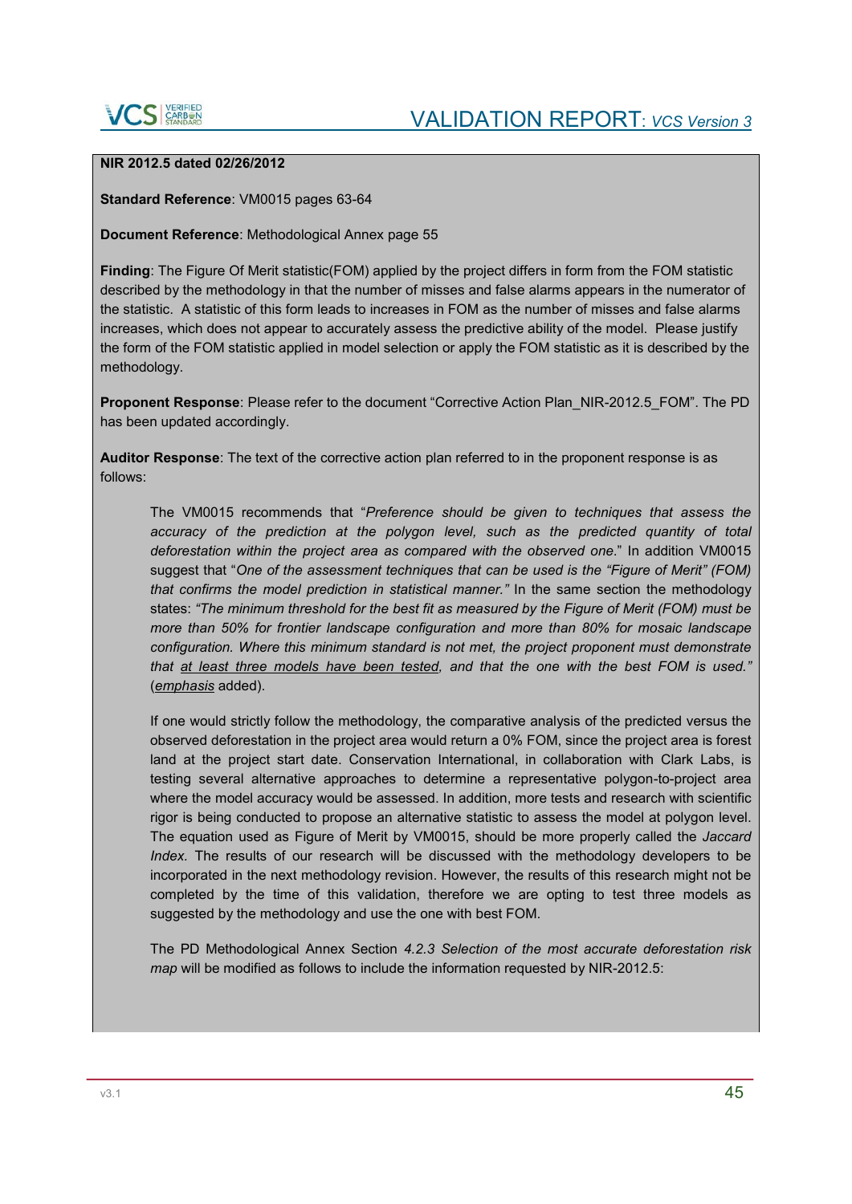**NIR 2012.5 dated 02/26/2012**

**Standard Reference**: VM0015 pages 63-64

**Document Reference**: Methodological Annex page 55

**Finding**: The Figure Of Merit statistic(FOM) applied by the project differs in form from the FOM statistic described by the methodology in that the number of misses and false alarms appears in the numerator of the statistic. A statistic of this form leads to increases in FOM as the number of misses and false alarms increases, which does not appear to accurately assess the predictive ability of the model. Please justify the form of the FOM statistic applied in model selection or apply the FOM statistic as it is described by the methodology.

**Proponent Response**: Please refer to the document "Corrective Action Plan_NIR-2012.5_FOM". The PD has been updated accordingly.

**Auditor Response**: The text of the corrective action plan referred to in the proponent response is as follows:

> The VM0015 recommends that "*Preference should be given to techniques that assess the accuracy of the prediction at the polygon level, such as the predicted quantity of total deforestation within the project area as compared with the observed one.*" In addition VM0015 suggest that "*One of the assessment techniques that can be used is the "Figure of Merit" (FOM) that confirms the model prediction in statistical manner."* In the same section the methodology states: *"The minimum threshold for the best fit as measured by the Figure of Merit (FOM) must be more than 50% for frontier landscape configuration and more than 80% for mosaic landscape configuration. Where this minimum standard is not met, the project proponent must demonstrate that <u>at least three models have been tested</u>, and that the one with the best FOM is used."* (<u>*emphasis*</u> added).
>
> If one would strictly follow the methodology, the comparative analysis of the predicted versus the observed deforestation in the project area would return a 0% FOM, since the project area is forest land at the project start date. Conservation International, in collaboration with Clark Labs, is testing several alternative approaches to determine a representative polygon-to-project area where the model accuracy would be assessed. In addition, more tests and research with scientific rigor is being conducted to propose an alternative statistic to assess the model at polygon level. The equation used as Figure of Merit by VM0015, should be more properly called the *Jaccard Index.* The results of our research will be discussed with the methodology developers to be incorporated in the next methodology revision. However, the results of this research might not be completed by the time of this validation, therefore we are opting to test three models as suggested by the methodology and use the one with best FOM.
>
> The PD Methodological Annex Section *4.2.3 Selection of the most accurate deforestation risk map* will be modified as follows to include the information requested by NIR-2012.5: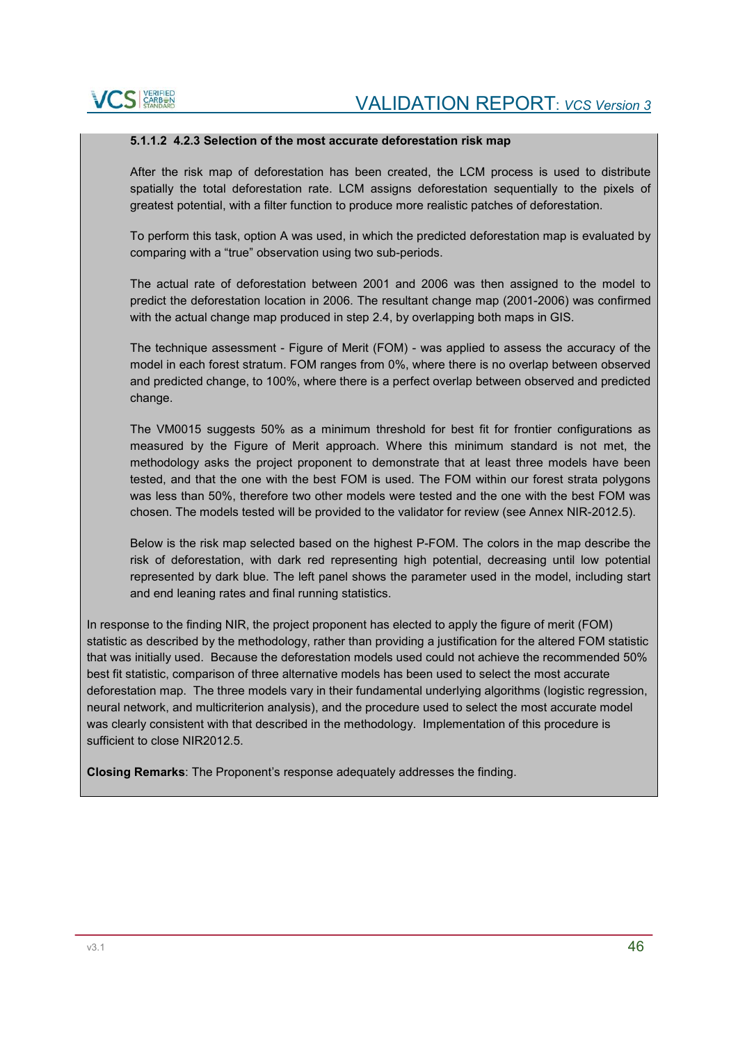**5.1.1.2 4.2.3 Selection of the most accurate deforestation risk map**

After the risk map of deforestation has been created, the LCM process is used to distribute spatially the total deforestation rate. LCM assigns deforestation sequentially to the pixels of greatest potential, with a filter function to produce more realistic patches of deforestation.

To perform this task, option A was used, in which the predicted deforestation map is evaluated by comparing with a "true" observation using two sub-periods.

The actual rate of deforestation between 2001 and 2006 was then assigned to the model to predict the deforestation location in 2006. The resultant change map (2001-2006) was confirmed with the actual change map produced in step 2.4, by overlapping both maps in GIS.

The technique assessment - Figure of Merit (FOM) - was applied to assess the accuracy of the model in each forest stratum. FOM ranges from 0%, where there is no overlap between observed and predicted change, to 100%, where there is a perfect overlap between observed and predicted change.

The VM0015 suggests 50% as a minimum threshold for best fit for frontier configurations as measured by the Figure of Merit approach. Where this minimum standard is not met, the methodology asks the project proponent to demonstrate that at least three models have been tested, and that the one with the best FOM is used. The FOM within our forest strata polygons was less than 50%, therefore two other models were tested and the one with the best FOM was chosen. The models tested will be provided to the validator for review (see Annex NIR-2012.5).

Below is the risk map selected based on the highest P-FOM. The colors in the map describe the risk of deforestation, with dark red representing high potential, decreasing until low potential represented by dark blue. The left panel shows the parameter used in the model, including start and end leaning rates and final running statistics.

In response to the finding NIR, the project proponent has elected to apply the figure of merit (FOM) statistic as described by the methodology, rather than providing a justification for the altered FOM statistic that was initially used. Because the deforestation models used could not achieve the recommended 50% best fit statistic, comparison of three alternative models has been used to select the most accurate deforestation map. The three models vary in their fundamental underlying algorithms (logistic regression, neural network, and multicriterion analysis), and the procedure used to select the most accurate model was clearly consistent with that described in the methodology. Implementation of this procedure is sufficient to close NIR2012.5.

**Closing Remarks**: The Proponent's response adequately addresses the finding.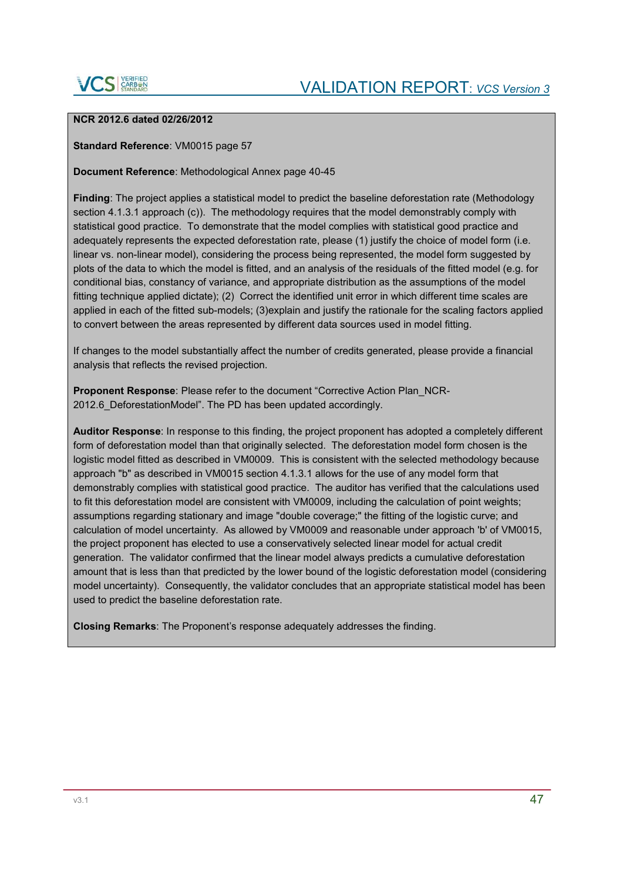**NCR 2012.6 dated 02/26/2012**

**Standard Reference**: VM0015 page 57

**Document Reference**: Methodological Annex page 40-45

**Finding**: The project applies a statistical model to predict the baseline deforestation rate (Methodology section 4.1.3.1 approach (c)). The methodology requires that the model demonstrably comply with statistical good practice. To demonstrate that the model complies with statistical good practice and adequately represents the expected deforestation rate, please (1) justify the choice of model form (i.e. linear vs. non-linear model), considering the process being represented, the model form suggested by plots of the data to which the model is fitted, and an analysis of the residuals of the fitted model (e.g. for conditional bias, constancy of variance, and appropriate distribution as the assumptions of the model fitting technique applied dictate); (2) Correct the identified unit error in which different time scales are applied in each of the fitted sub-models; (3)explain and justify the rationale for the scaling factors applied to convert between the areas represented by different data sources used in model fitting.

If changes to the model substantially affect the number of credits generated, please provide a financial analysis that reflects the revised projection.

**Proponent Response**: Please refer to the document "Corrective Action Plan_NCR-2012.6_DeforestationModel". The PD has been updated accordingly.

**Auditor Response**: In response to this finding, the project proponent has adopted a completely different form of deforestation model than that originally selected. The deforestation model form chosen is the logistic model fitted as described in VM0009. This is consistent with the selected methodology because approach "b" as described in VM0015 section 4.1.3.1 allows for the use of any model form that demonstrably complies with statistical good practice. The auditor has verified that the calculations used to fit this deforestation model are consistent with VM0009, including the calculation of point weights; assumptions regarding stationary and image "double coverage;" the fitting of the logistic curve; and calculation of model uncertainty. As allowed by VM0009 and reasonable under approach 'b' of VM0015, the project proponent has elected to use a conservatively selected linear model for actual credit generation. The validator confirmed that the linear model always predicts a cumulative deforestation amount that is less than that predicted by the lower bound of the logistic deforestation model (considering model uncertainty). Consequently, the validator concludes that an appropriate statistical model has been used to predict the baseline deforestation rate.

**Closing Remarks**: The Proponent's response adequately addresses the finding.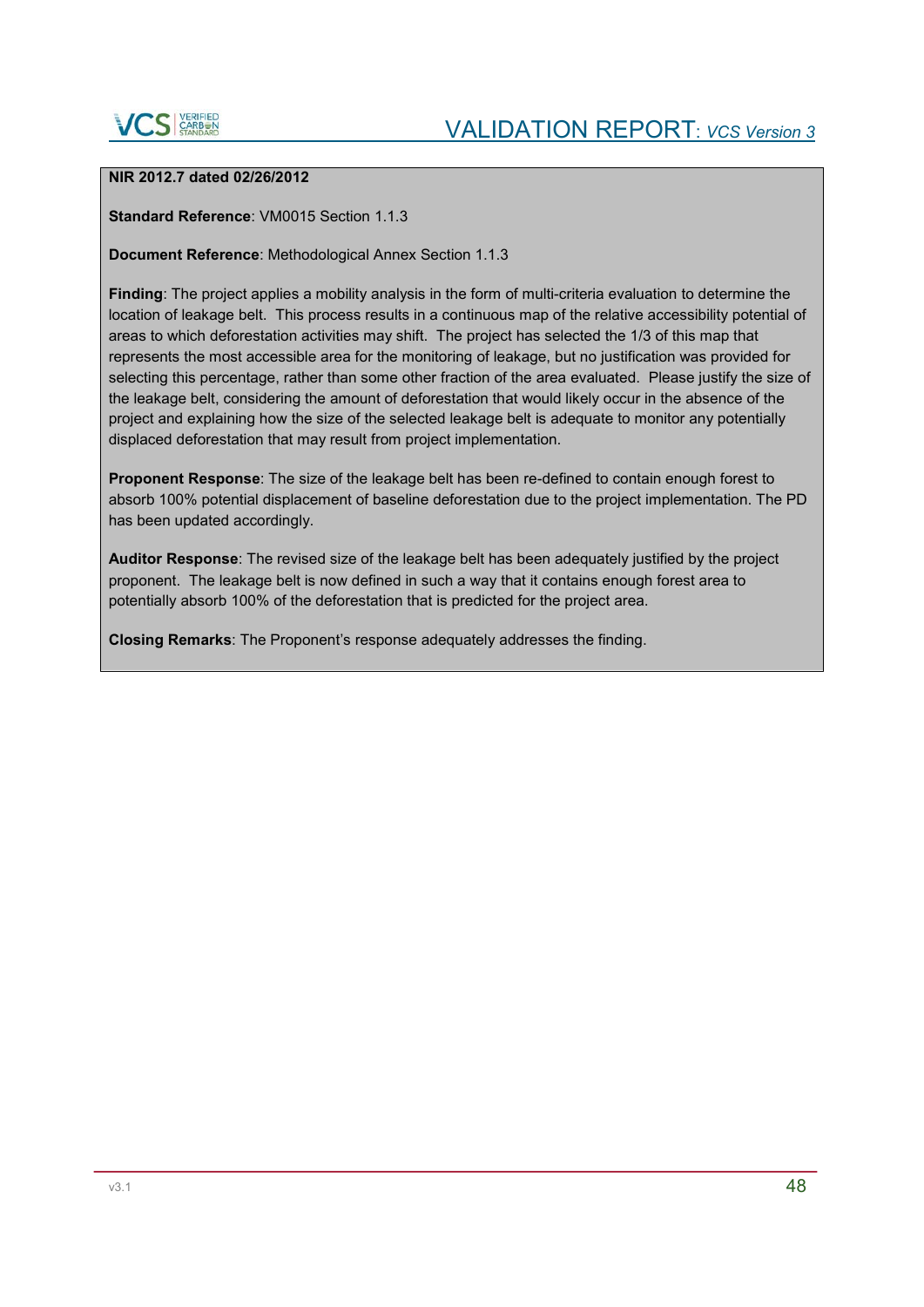**NIR 2012.7 dated 02/26/2012**

**Standard Reference**: VM0015 Section 1.1.3

**Document Reference**: Methodological Annex Section 1.1.3

**Finding**: The project applies a mobility analysis in the form of multi-criteria evaluation to determine the location of leakage belt. This process results in a continuous map of the relative accessibility potential of areas to which deforestation activities may shift. The project has selected the 1/3 of this map that represents the most accessible area for the monitoring of leakage, but no justification was provided for selecting this percentage, rather than some other fraction of the area evaluated. Please justify the size of the leakage belt, considering the amount of deforestation that would likely occur in the absence of the project and explaining how the size of the selected leakage belt is adequate to monitor any potentially displaced deforestation that may result from project implementation.

**Proponent Response**: The size of the leakage belt has been re-defined to contain enough forest to absorb 100% potential displacement of baseline deforestation due to the project implementation. The PD has been updated accordingly.

**Auditor Response**: The revised size of the leakage belt has been adequately justified by the project proponent. The leakage belt is now defined in such a way that it contains enough forest area to potentially absorb 100% of the deforestation that is predicted for the project area.

**Closing Remarks**: The Proponent's response adequately addresses the finding.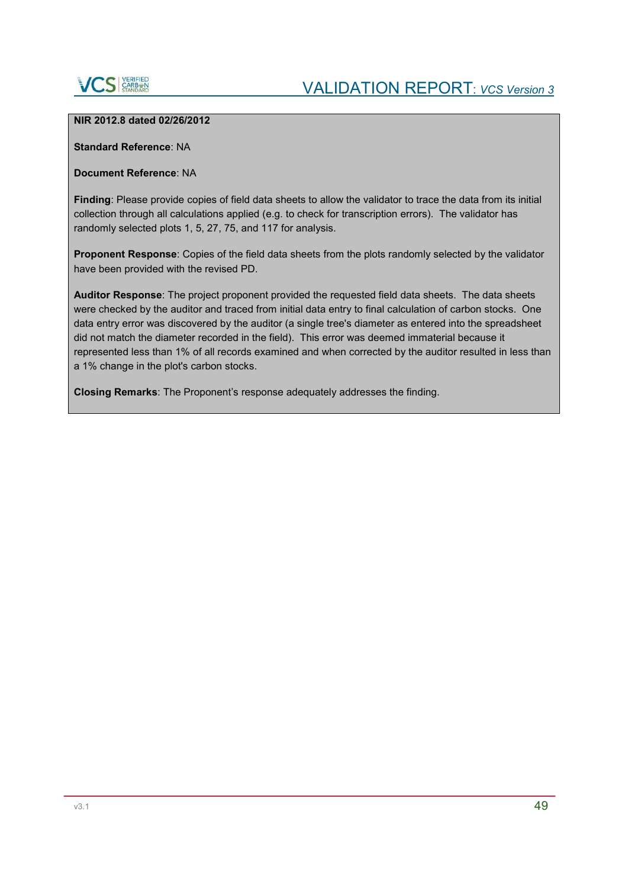**NIR 2012.8 dated 02/26/2012**

**Standard Reference**: NA

**Document Reference**: NA

**Finding**: Please provide copies of field data sheets to allow the validator to trace the data from its initial collection through all calculations applied (e.g. to check for transcription errors). The validator has randomly selected plots 1, 5, 27, 75, and 117 for analysis.

**Proponent Response**: Copies of the field data sheets from the plots randomly selected by the validator have been provided with the revised PD.

**Auditor Response**: The project proponent provided the requested field data sheets. The data sheets were checked by the auditor and traced from initial data entry to final calculation of carbon stocks. One data entry error was discovered by the auditor (a single tree's diameter as entered into the spreadsheet did not match the diameter recorded in the field). This error was deemed immaterial because it represented less than 1% of all records examined and when corrected by the auditor resulted in less than a 1% change in the plot's carbon stocks.

**Closing Remarks**: The Proponent's response adequately addresses the finding.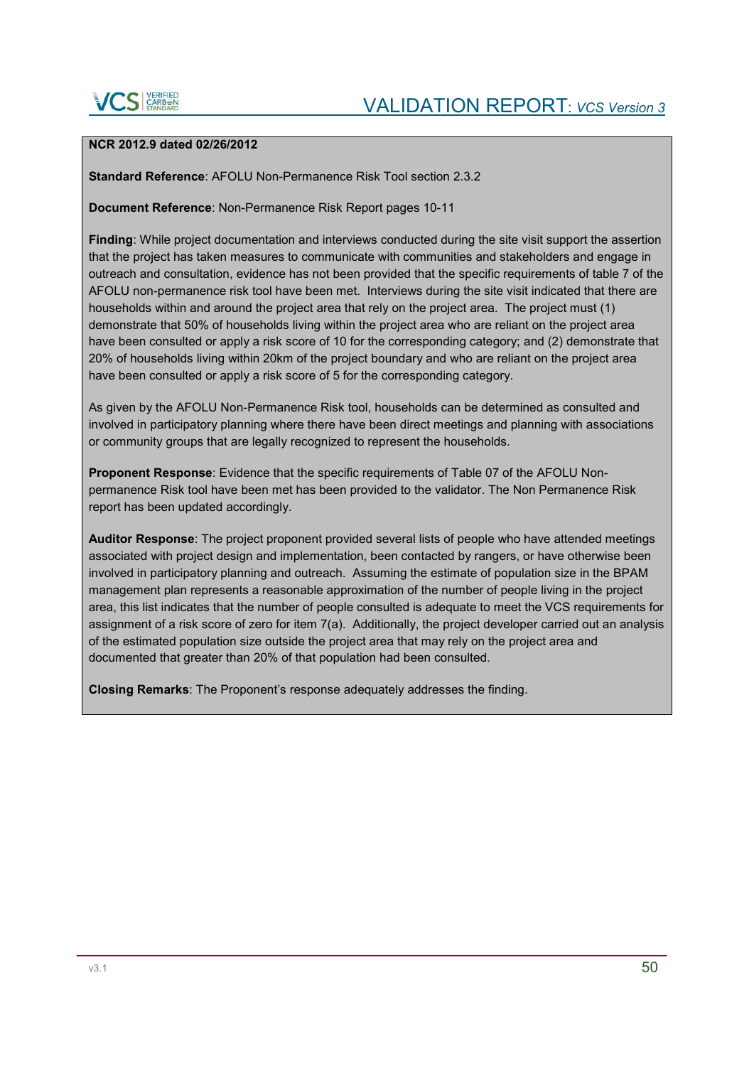**NCR 2012.9 dated 02/26/2012**

**Standard Reference**: AFOLU Non-Permanence Risk Tool section 2.3.2

**Document Reference**: Non-Permanence Risk Report pages 10-11

**Finding**: While project documentation and interviews conducted during the site visit support the assertion that the project has taken measures to communicate with communities and stakeholders and engage in outreach and consultation, evidence has not been provided that the specific requirements of table 7 of the AFOLU non-permanence risk tool have been met. Interviews during the site visit indicated that there are households within and around the project area that rely on the project area. The project must (1) demonstrate that 50% of households living within the project area who are reliant on the project area have been consulted or apply a risk score of 10 for the corresponding category; and (2) demonstrate that 20% of households living within 20km of the project boundary and who are reliant on the project area have been consulted or apply a risk score of 5 for the corresponding category.

As given by the AFOLU Non-Permanence Risk tool, households can be determined as consulted and involved in participatory planning where there have been direct meetings and planning with associations or community groups that are legally recognized to represent the households.

**Proponent Response**: Evidence that the specific requirements of Table 07 of the AFOLU Non-permanence Risk tool have been met has been provided to the validator. The Non Permanence Risk report has been updated accordingly.

**Auditor Response**: The project proponent provided several lists of people who have attended meetings associated with project design and implementation, been contacted by rangers, or have otherwise been involved in participatory planning and outreach. Assuming the estimate of population size in the BPAM management plan represents a reasonable approximation of the number of people living in the project area, this list indicates that the number of people consulted is adequate to meet the VCS requirements for assignment of a risk score of zero for item 7(a). Additionally, the project developer carried out an analysis of the estimated population size outside the project area that may rely on the project area and documented that greater than 20% of that population had been consulted.

**Closing Remarks**: The Proponent's response adequately addresses the finding.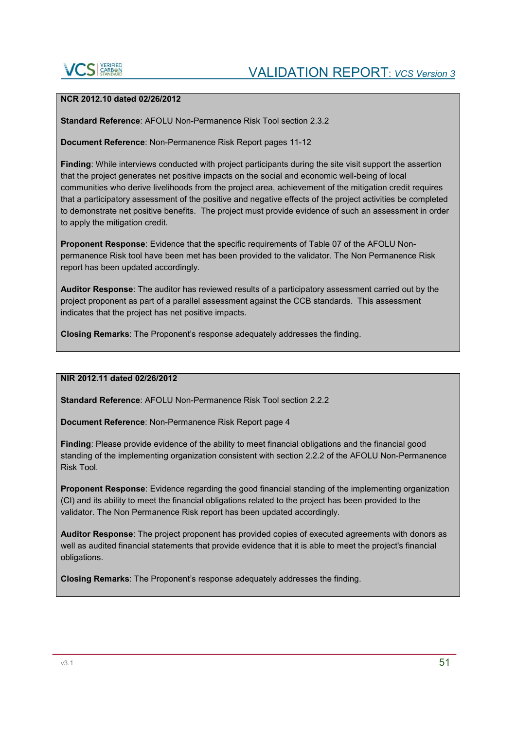**NCR 2012.10 dated 02/26/2012**

**Standard Reference**: AFOLU Non-Permanence Risk Tool section 2.3.2

**Document Reference**: Non-Permanence Risk Report pages 11-12

**Finding**: While interviews conducted with project participants during the site visit support the assertion that the project generates net positive impacts on the social and economic well-being of local communities who derive livelihoods from the project area, achievement of the mitigation credit requires that a participatory assessment of the positive and negative effects of the project activities be completed to demonstrate net positive benefits. The project must provide evidence of such an assessment in order to apply the mitigation credit.

**Proponent Response**: Evidence that the specific requirements of Table 07 of the AFOLU Non-permanence Risk tool have been met has been provided to the validator. The Non Permanence Risk report has been updated accordingly.

**Auditor Response**: The auditor has reviewed results of a participatory assessment carried out by the project proponent as part of a parallel assessment against the CCB standards. This assessment indicates that the project has net positive impacts.

**Closing Remarks**: The Proponent's response adequately addresses the finding.

**NIR 2012.11 dated 02/26/2012**

**Standard Reference**: AFOLU Non-Permanence Risk Tool section 2.2.2

**Document Reference**: Non-Permanence Risk Report page 4

**Finding**: Please provide evidence of the ability to meet financial obligations and the financial good standing of the implementing organization consistent with section 2.2.2 of the AFOLU Non-Permanence Risk Tool.

**Proponent Response**: Evidence regarding the good financial standing of the implementing organization (CI) and its ability to meet the financial obligations related to the project has been provided to the validator. The Non Permanence Risk report has been updated accordingly.

**Auditor Response**: The project proponent has provided copies of executed agreements with donors as well as audited financial statements that provide evidence that it is able to meet the project's financial obligations.

**Closing Remarks**: The Proponent's response adequately addresses the finding.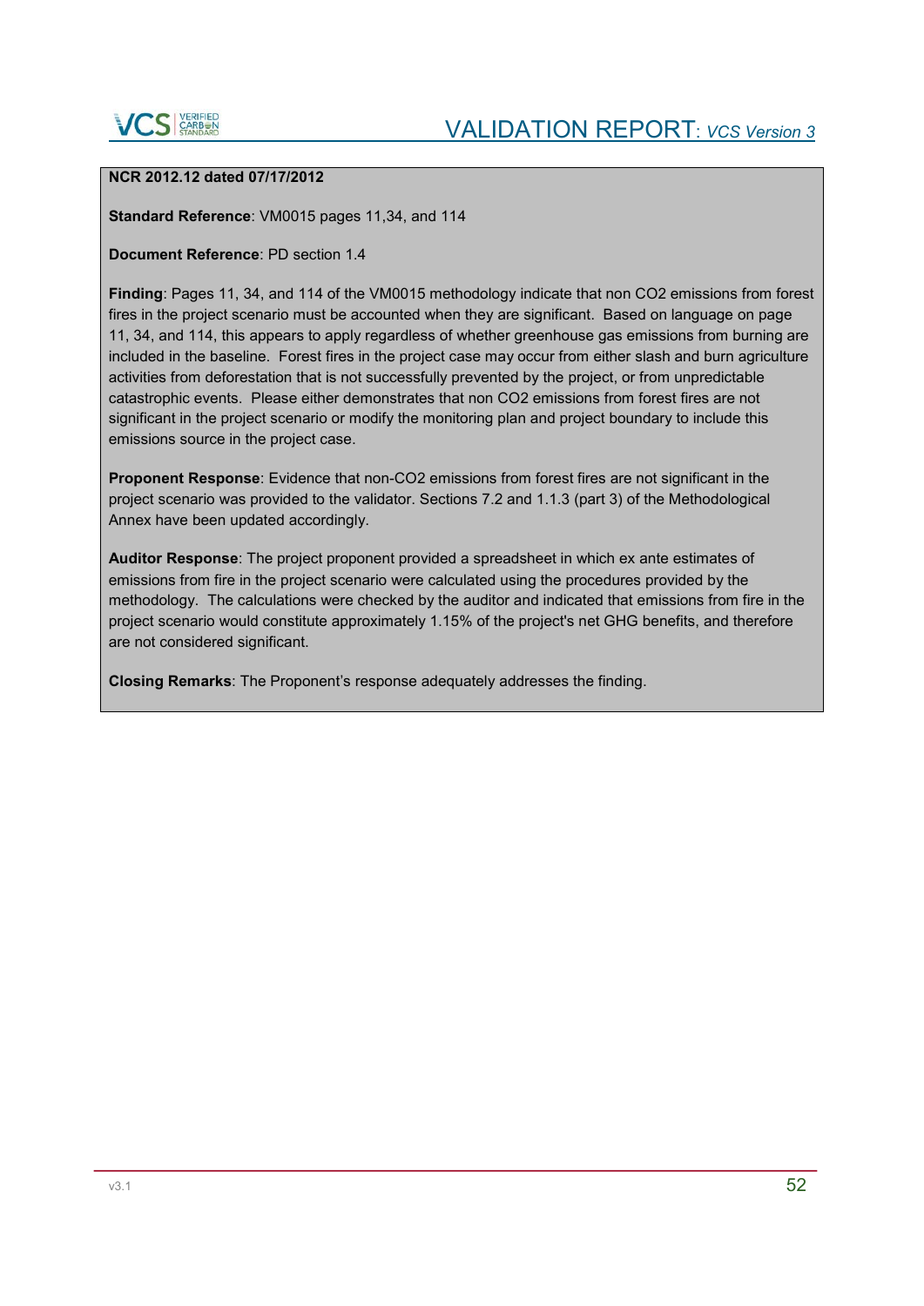**NCR 2012.12 dated 07/17/2012**

**Standard Reference**: VM0015 pages 11,34, and 114

**Document Reference**: PD section 1.4

**Finding**: Pages 11, 34, and 114 of the VM0015 methodology indicate that non CO2 emissions from forest fires in the project scenario must be accounted when they are significant. Based on language on page 11, 34, and 114, this appears to apply regardless of whether greenhouse gas emissions from burning are included in the baseline. Forest fires in the project case may occur from either slash and burn agriculture activities from deforestation that is not successfully prevented by the project, or from unpredictable catastrophic events. Please either demonstrates that non CO2 emissions from forest fires are not significant in the project scenario or modify the monitoring plan and project boundary to include this emissions source in the project case.

**Proponent Response**: Evidence that non-CO2 emissions from forest fires are not significant in the project scenario was provided to the validator. Sections 7.2 and 1.1.3 (part 3) of the Methodological Annex have been updated accordingly.

**Auditor Response**: The project proponent provided a spreadsheet in which ex ante estimates of emissions from fire in the project scenario were calculated using the procedures provided by the methodology. The calculations were checked by the auditor and indicated that emissions from fire in the project scenario would constitute approximately 1.15% of the project's net GHG benefits, and therefore are not considered significant.

**Closing Remarks**: The Proponent's response adequately addresses the finding.